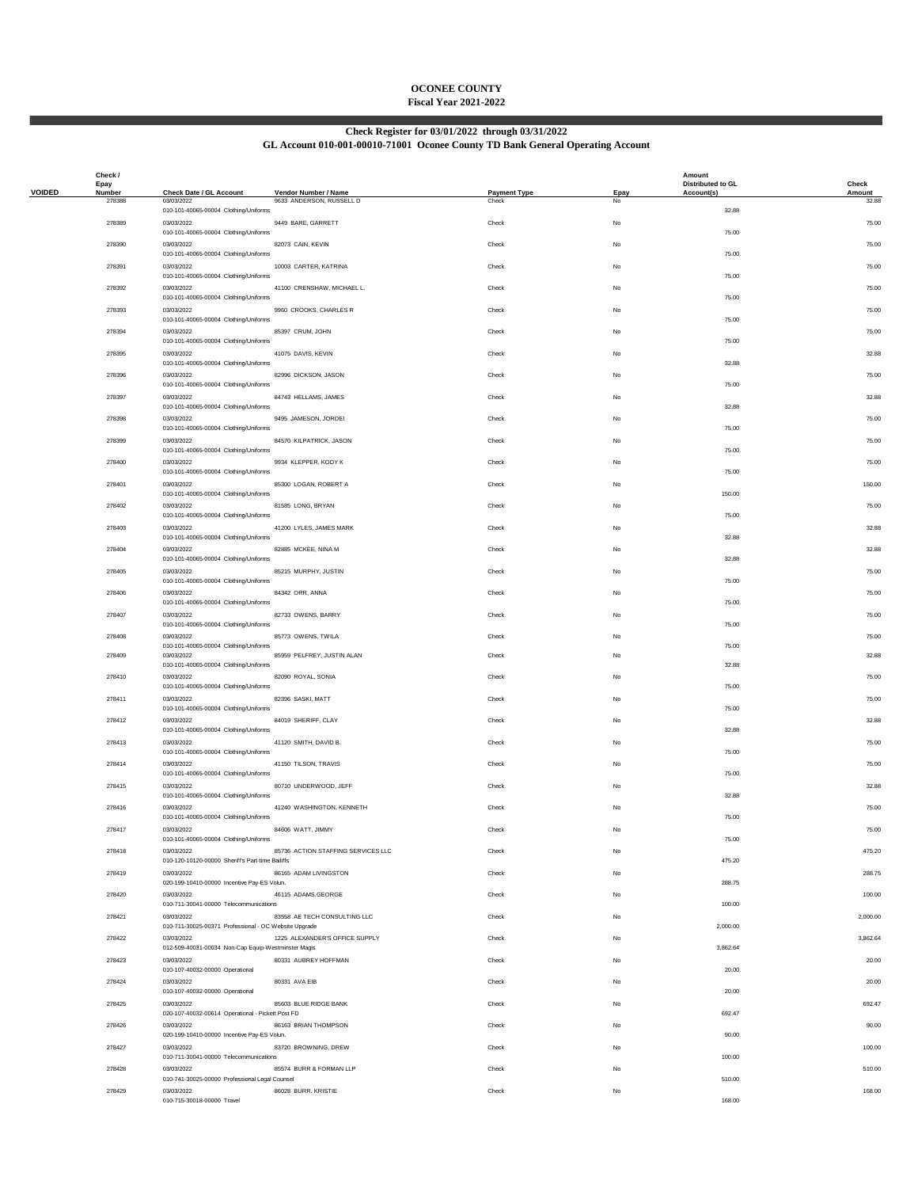# OCONEE COUNTY

## Fiscal Year 2021-2022

### Check Register for 03/01/2022 through 03/31/2022

### GL Account 010-001-00010-71001 Oconee County TD Bank General Operating Account

| VOIDED | Check / Epay Number | Check Date / GL Account | Vendor Number / Name | Payment Type | Epay | Amount Distributed to GL Account(s) | Check Amount |
|---|---|---|---|---|---|---|---|
| | 278388 | 03/03/2022 | 9633 ANDERSON, RUSSELL D | Check | No | | 32.88 |
| | | 010-101-40065-00004 Clothing/Uniforms | | | | 32.88 | |
| | 278389 | 03/03/2022 | 9449 BARE, GARRETT | Check | No | | 75.00 |
| | | 010-101-40065-00004 Clothing/Uniforms | | | | 75.00 | |
| | 278390 | 03/03/2022 | 82073 CAIN, KEVIN | Check | No | | 75.00 |
| | | 010-101-40065-00004 Clothing/Uniforms | | | | 75.00 | |
| | 278391 | 03/03/2022 | 10003 CARTER, KATRINA | Check | No | | 75.00 |
| | | 010-101-40065-00004 Clothing/Uniforms | | | | 75.00 | |
| | 278392 | 03/03/2022 | 41100 CRENSHAW, MICHAEL L. | Check | No | | 75.00 |
| | | 010-101-40065-00004 Clothing/Uniforms | | | | 75.00 | |
| | 278393 | 03/03/2022 | 9960 CROOKS, CHARLES R | Check | No | | 75.00 |
| | | 010-101-40065-00004 Clothing/Uniforms | | | | 75.00 | |
| | 278394 | 03/03/2022 | 85397 CRUM, JOHN | Check | No | | 75.00 |
| | | 010-101-40065-00004 Clothing/Uniforms | | | | 75.00 | |
| | 278395 | 03/03/2022 | 41075 DAVIS, KEVIN | Check | No | | 32.88 |
| | | 010-101-40065-00004 Clothing/Uniforms | | | | 32.88 | |
| | 278396 | 03/03/2022 | 82996 DICKSON, JASON | Check | No | | 75.00 |
| | | 010-101-40065-00004 Clothing/Uniforms | | | | 75.00 | |
| | 278397 | 03/03/2022 | 84743 HELLAMS, JAMES | Check | No | | 32.88 |
| | | 010-101-40065-00004 Clothing/Uniforms | | | | 32.88 | |
| | 278398 | 03/03/2022 | 9495 JAMESON, JORDEI | Check | No | | 75.00 |
| | | 010-101-40065-00004 Clothing/Uniforms | | | | 75.00 | |
| | 278399 | 03/03/2022 | 84570 KILPATRICK, JASON | Check | No | | 75.00 |
| | | 010-101-40065-00004 Clothing/Uniforms | | | | 75.00 | |
| | 278400 | 03/03/2022 | 9934 KLEPPER, KODY K | Check | No | | 75.00 |
| | | 010-101-40065-00004 Clothing/Uniforms | | | | 75.00 | |
| | 278401 | 03/03/2022 | 85300 LOGAN, ROBERT A | Check | No | | 150.00 |
| | | 010-101-40065-00004 Clothing/Uniforms | | | | 150.00 | |
| | 278402 | 03/03/2022 | 81585 LONG, BRYAN | Check | No | | 75.00 |
| | | 010-101-40065-00004 Clothing/Uniforms | | | | 75.00 | |
| | 278403 | 03/03/2022 | 41200 LYLES, JAMES MARK | Check | No | | 32.88 |
| | | 010-101-40065-00004 Clothing/Uniforms | | | | 32.88 | |
| | 278404 | 03/03/2022 | 82885 MCKEE, NINA M | Check | No | | 32.88 |
| | | 010-101-40065-00004 Clothing/Uniforms | | | | 32.88 | |
| | 278405 | 03/03/2022 | 85215 MURPHY, JUSTIN | Check | No | | 75.00 |
| | | 010-101-40065-00004 Clothing/Uniforms | | | | 75.00 | |
| | 278406 | 03/03/2022 | 84342 ORR, ANNA | Check | No | | 75.00 |
| | | 010-101-40065-00004 Clothing/Uniforms | | | | 75.00 | |
| | 278407 | 03/03/2022 | 82733 OWENS, BARRY | Check | No | | 75.00 |
| | | 010-101-40065-00004 Clothing/Uniforms | | | | 75.00 | |
| | 278408 | 03/03/2022 | 85773 OWENS, TWILA | Check | No | | 75.00 |
| | | 010-101-40065-00004 Clothing/Uniforms | | | | 75.00 | |
| | 278409 | 03/03/2022 | 85959 PELFREY, JUSTIN ALAN | Check | No | | 32.88 |
| | | 010-101-40065-00004 Clothing/Uniforms | | | | 32.88 | |
| | 278410 | 03/03/2022 | 82090 ROYAL, SONIA | Check | No | | 75.00 |
| | | 010-101-40065-00004 Clothing/Uniforms | | | | 75.00 | |
| | 278411 | 03/03/2022 | 82396 SASKI, MATT | Check | No | | 75.00 |
| | | 010-101-40065-00004 Clothing/Uniforms | | | | 75.00 | |
| | 278412 | 03/03/2022 | 84019 SHERIFF, CLAY | Check | No | | 32.88 |
| | | 010-101-40065-00004 Clothing/Uniforms | | | | 32.88 | |
| | 278413 | 03/03/2022 | 41120 SMITH, DAVID B. | Check | No | | 75.00 |
| | | 010-101-40065-00004 Clothing/Uniforms | | | | 75.00 | |
| | 278414 | 03/03/2022 | 41150 TILSON, TRAVIS | Check | No | | 75.00 |
| | | 010-101-40065-00004 Clothing/Uniforms | | | | 75.00 | |
| | 278415 | 03/03/2022 | 80710 UNDERWOOD, JEFF | Check | No | | 32.88 |
| | | 010-101-40065-00004 Clothing/Uniforms | | | | 32.88 | |
| | 278416 | 03/03/2022 | 41240 WASHINGTON, KENNETH | Check | No | | 75.00 |
| | | 010-101-40065-00004 Clothing/Uniforms | | | | 75.00 | |
| | 278417 | 03/03/2022 | 84606 WATT, JIMMY | Check | No | | 75.00 |
| | | 010-101-40065-00004 Clothing/Uniforms | | | | 75.00 | |
| | 278418 | 03/03/2022 | 85736 ACTION STAFFING SERVICES LLC | Check | No | | 475.20 |
| | | 010-120-10120-00000 Sheriff's Part-time Bailiffs | | | | 475.20 | |
| | 278419 | 03/03/2022 | 86165 ADAM LIVINGSTON | Check | No | | 288.75 |
| | | 020-199-10410-00000 Incentive Pay-ES Volun. | | | | 288.75 | |
| | 278420 | 03/03/2022 | 46115 ADAMS,GEORGE | Check | No | | 100.00 |
| | | 010-711-30041-00000 Telecommunications | | | | 100.00 | |
| | 278421 | 03/03/2022 | 83558 AE TECH CONSULTING LLC | Check | No | | 2,000.00 |
| | | 010-711-30025-00371 Professional - OC Website Upgrade | | | | 2,000.00 | |
| | 278422 | 03/03/2022 | 1225 ALEXANDER'S OFFICE SUPPLY | Check | No | | 3,862.64 |
| | | 012-509-40031-00034 Non-Cap Equip-Westminster Magis | | | | 3,862.64 | |
| | 278423 | 03/03/2022 | 80331 AUBREY HOFFMAN | Check | No | | 20.00 |
| | | 010-107-40032-00000 Operational | | | | 20.00 | |
| | 278424 | 03/03/2022 | 80331 AVA EIB | Check | No | | 20.00 |
| | | 010-107-40032-00000 Operational | | | | 20.00 | |
| | 278425 | 03/03/2022 | 85603 BLUE RIDGE BANK | Check | No | | 692.47 |
| | | 020-107-40032-00614 Operational - Pickett Post FD | | | | 692.47 | |
| | 278426 | 03/03/2022 | 86163 BRIAN THOMPSON | Check | No | | 90.00 |
| | | 020-199-10410-00000 Incentive Pay-ES Volun. | | | | 90.00 | |
| | 278427 | 03/03/2022 | 83720 BROWNING, DREW | Check | No | | 100.00 |
| | | 010-711-30041-00000 Telecommunications | | | | 100.00 | |
| | 278428 | 03/03/2022 | 85574 BURR & FORMAN LLP | Check | No | | 510.00 |
| | | 010-741-30025-00000 Professional Legal Counsel | | | | 510.00 | |
| | 278429 | 03/03/2022 | 86028 BURR, KRISTIE | Check | No | | 168.00 |
| | | 010-715-30018-00000 Travel | | | | 168.00 | |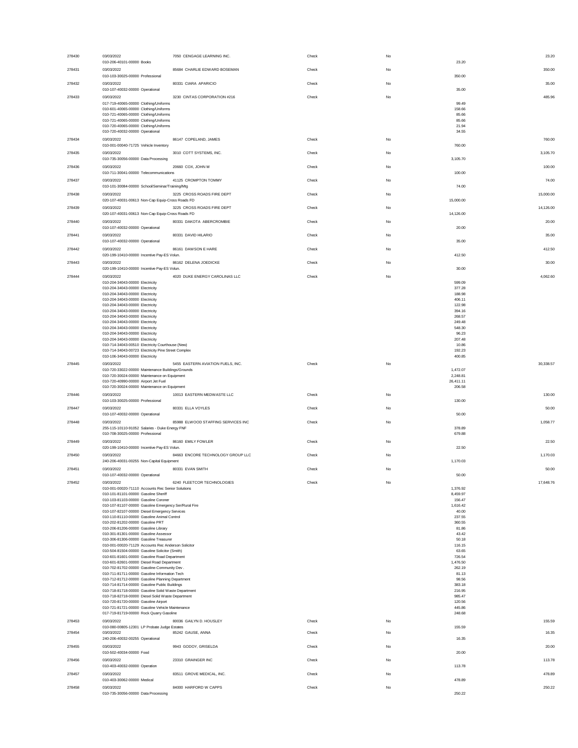| Check # | Date / Account | Vendor | Type | Void | Line Amount | Check Amount |
|---|---|---|---|---|---|---|
| 278430 | 03/03/2022 | 7050 CENGAGE LEARNING INC. | Check | No | | 23.20 |
| | 010-206-40101-00000 Books | | | | 23.20 | |
| 278431 | 03/03/2022 | 85684 CHARLIE EDWARD BOSEMAN | Check | No | | 350.00 |
| | 010-103-30025-00000 Professional | | | | 350.00 | |
| 278432 | 03/03/2022 | 80331 CIARA APARICIO | Check | No | | 35.00 |
| | 010-107-40032-00000 Operational | | | | 35.00 | |
| 278433 | 03/03/2022 | 3230 CINTAS CORPORATION #216 | Check | No | | 485.96 |
| | 017-719-40065-00000 Clothing/Uniforms | | | | 99.49 | |
| | 010-601-40065-00000 Clothing/Uniforms | | | | 158.66 | |
| | 010-721-40065-00000 Clothing/Uniforms | | | | 85.66 | |
| | 010-721-40065-00000 Clothing/Uniforms | | | | 85.66 | |
| | 010-720-40065-00000 Clothing/Uniforms | | | | 21.94 | |
| | 010-720-40032-00000 Operational | | | | 34.55 | |
| 278434 | 03/03/2022 | 86147 COPELAND, JAMES | Check | No | | 760.00 |
| | 010-001-00040-71725 Vehicle Inventory | | | | 760.00 | |
| 278435 | 03/03/2022 | 3010 COTT SYSTEMS, INC. | Check | No | | 3,105.70 |
| | 010-735-30056-00000 Data Processing | | | | 3,105.70 | |
| 278436 | 03/03/2022 | 20660 COX, JOHN M | Check | No | | 100.00 |
| | 010-711-30041-00000 Telecommunications | | | | 100.00 | |
| 278437 | 03/03/2022 | 41125 CROMPTON TOMMY | Check | No | | 74.00 |
| | 010-101-30084-00000 School/Seminar/Training/Mtg | | | | 74.00 | |
| 278438 | 03/03/2022 | 3225 CROSS ROADS FIRE DEPT | Check | No | | 15,000.00 |
| | 020-107-40031-00613 Non-Cap Equip-Cross Roads FD | | | | 15,000.00 | |
| 278439 | 03/03/2022 | 3225 CROSS ROADS FIRE DEPT | Check | No | | 14,126.00 |
| | 020-107-40031-00613 Non-Cap Equip-Cross Roads FD | | | | 14,126.00 | |
| 278440 | 03/03/2022 | 80331 DAKOTA ABERCROMBIE | Check | No | | 20.00 |
| | 010-107-40032-00000 Operational | | | | 20.00 | |
| 278441 | 03/03/2022 | 80331 DAVID HILARIO | Check | No | | 35.00 |
| | 010-107-40032-00000 Operational | | | | 35.00 | |
| 278442 | 03/03/2022 | 86161 DAWSON E HARE | Check | No | | 412.50 |
| | 020-199-10410-00000 Incentive Pay-ES Volun. | | | | 412.50 | |
| 278443 | 03/03/2022 | 86162 DELENA JOEDICKE | Check | No | | 30.00 |
| | 020-199-10410-00000 Incentive Pay-ES Volun. | | | | 30.00 | |
| 278444 | 03/03/2022 | 4020 DUKE ENERGY CAROLINAS LLC | Check | No | | 4,062.60 |
| | 010-204-34043-00000 Electricity | | | | 599.09 | |
| | 010-204-34043-00000 Electricity | | | | 377.28 | |
| | 010-204-34043-00000 Electricity | | | | 188.98 | |
| | 010-204-34043-00000 Electricity | | | | 406.11 | |
| | 010-204-34043-00000 Electricity | | | | 122.98 | |
| | 010-204-34043-00000 Electricity | | | | 394.16 | |
| | 010-204-34043-00000 Electricity | | | | 268.57 | |
| | 010-204-34043-00000 Electricity | | | | 249.48 | |
| | 010-204-34043-00000 Electricity | | | | 548.30 | |
| | 010-204-34043-00000 Electricity | | | | 96.23 | |
| | 010-204-34043-00000 Electricity | | | | 207.48 | |
| | 010-714-34043-00510 Electricity Courthouse (New) | | | | 10.86 | |
| | 010-714-34043-00723 Electricity Pine Street Complex | | | | 192.23 | |
| | 010-106-34043-00000 Electricity | | | | 400.85 | |
| 278445 | 03/03/2022 | 5455 EASTERN AVIATION FUELS, INC. | Check | No | | 30,338.57 |
| | 010-720-33022-00000 Maintenance Buildings/Grounds | | | | 1,472.07 | |
| | 010-720-30024-00000 Maintenance on Equipment | | | | 2,248.81 | |
| | 010-720-40990-00000 Airport Jet Fuel | | | | 26,411.11 | |
| | 010-720-30024-00000 Maintenance on Equipment | | | | 206.58 | |
| 278446 | 03/03/2022 | 10013 EASTERN MEDWASTE LLC | Check | No | | 130.00 |
| | 010-103-30025-00000 Professional | | | | 130.00 | |
| 278447 | 03/03/2022 | 80331 ELLA VOYLES | Check | No | | 50.00 |
| | 010-107-40032-00000 Operational | | | | 50.00 | |
| 278448 | 03/03/2022 | 85988 ELWOOD STAFFING SERVICES INC | Check | No | | 1,058.77 |
| | 255-115-10110-91052 Salaries - Duke Energy FNF | | | | 378.89 | |
| | 010-708-30025-00000 Professional | | | | 679.88 | |
| 278449 | 03/03/2022 | 86160 EMILY FOWLER | Check | No | | 22.50 |
| | 020-199-10410-00000 Incentive Pay-ES Volun. | | | | 22.50 | |
| 278450 | 03/03/2022 | 84663 ENCORE TECHNOLOGY GROUP LLC | Check | No | | 1,170.03 |
| | 240-206-40031-00255 Non-Capital Equipment | | | | 1,170.03 | |
| 278451 | 03/03/2022 | 80331 EVAN SMITH | Check | No | | 50.00 |
| | 010-107-40032-00000 Operational | | | | 50.00 | |
| 278452 | 03/03/2022 | 6240 FLEETCOR TECHNOLOGIES | Check | No | | 17,648.76 |
| | 010-001-00020-71110 Accounts Rec Senior Solutions | | | | 1,376.92 | |
| | 010-101-81101-00000 Gasoline Sheriff | | | | 8,459.97 | |
| | 010-103-81103-00000 Gasoline Coroner | | | | 156.47 | |
| | 010-107-81107-00000 Gasoline Emergency Ser/Rural Fire | | | | 1,616.42 | |
| | 010-107-82107-00000 Diesel Emergency Services | | | | 40.00 | |
| | 010-110-81110-00000 Gasoline Animal Control | | | | 237.55 | |
| | 010-202-81202-00000 Gasoline PRT | | | | 360.55 | |
| | 010-206-81206-00000 Gasoline Library | | | | 81.86 | |
| | 010-301-81301-00000 Gasoline Assessor | | | | 43.42 | |
| | 010-306-81306-00000 Gasoline Treasurer | | | | 50.18 | |
| | 010-001-00020-71129 Accounts Rec Anderson Solicitor | | | | 116.15 | |
| | 010-504-81504-00000 Gasoline Solicitor (Smith) | | | | 63.65 | |
| | 010-601-81601-00000 Gasoline Road Department | | | | 726.54 | |
| | 010-601-82601-00000 Diesel Road Department | | | | 1,476.50 | |
| | 010-702-81702-00000 Gasoline-Community Dev . | | | | 262.19 | |
| | 010-711-81711-00000 Gasoline Information Tech | | | | 81.13 | |
| | 010-712-81712-00000 Gasoline Planning Department | | | | 98.56 | |
| | 010-714-81714-00000 Gasoline Public Buildings | | | | 383.18 | |
| | 010-718-81718-00000 Gasoline Solid Waste Department | | | | 216.95 | |
| | 010-718-82718-00000 Diesel Solid Waste Department | | | | 985.47 | |
| | 010-720-81720-00000 Gasoline Airport | | | | 120.56 | |
| | 010-721-81721-00000 Gasoline Vehicle Maintenance | | | | 445.86 | |
| | 017-719-81719-00000 Rock Quarry Gasoline | | | | 248.68 | |
| 278453 | 03/03/2022 | 80036 GAILYN D. HOUSLEY | Check | No | | 155.59 |
| | 010-080-00805-12301 LP Probate Judge Estates | | | | 155.59 | |
| 278454 | 03/03/2022 | 85242 GAUSE, ANNA | Check | No | | 16.35 |
| | 240-206-40032-00255 Operational | | | | 16.35 | |
| 278455 | 03/03/2022 | 9943 GODOY, GRISELDA | Check | No | | 20.00 |
| | 010-502-40034-00000 Food | | | | 20.00 | |
| 278456 | 03/03/2022 | 23310 GRAINGER INC | Check | No | | 113.78 |
| | 010-403-40032-00000 Operation | | | | 113.78 | |
| 278457 | 03/03/2022 | 83511 GROVE MEDICAL, INC. | Check | No | | 478.89 |
| | 010-403-30062-00000 Medical | | | | 478.89 | |
| 278458 | 03/03/2022 | 84000 HARFORD W CAPPS | Check | No | | 250.22 |
| | 010-735-30056-00000 Data Processing | | | | 250.22 | |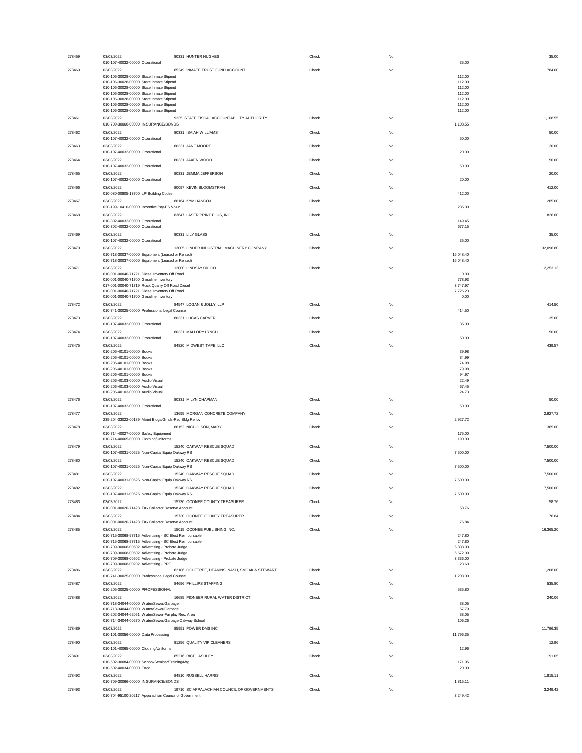| Check # | Date / Account | Vendor | Type | Void | Line Amount | Check Amount |
|---|---|---|---|---|---|---|
| 278459 | 03/03/2022 | 80331 HUNTER HUGHES | Check | No | | 35.00 |
| | 010-107-40032-00000 Operational | | | | 35.00 | |
| 278460 | 03/03/2022 | 85249 INMATE TRUST FUND ACCOUNT | Check | No | | 784.00 |
| | 010-106-30028-00000 State Inmate Stipend | | | | 112.00 | |
| | 010-106-30028-00000 State Inmate Stipend | | | | 112.00 | |
| | 010-106-30028-00000 State Inmate Stipend | | | | 112.00 | |
| | 010-106-30028-00000 State Inmate Stipend | | | | 112.00 | |
| | 010-106-30028-00000 State Inmate Stipend | | | | 112.00 | |
| | 010-106-30028-00000 State Inmate Stipend | | | | 112.00 | |
| | 010-106-30028-00000 State Inmate Stipend | | | | 112.00 | |
| 278461 | 03/03/2022 | 9235 STATE FISCAL ACCOUNTABILITY AUTHORITY | Check | No | | 1,108.55 |
| | 010-709-30066-00000 INSURANCE/BONDS | | | | 1,108.55 | |
| 278462 | 03/03/2022 | 80331 ISAIAH WILLIAMS | Check | No | | 50.00 |
| | 010-107-40032-00000 Operational | | | | 50.00 | |
| 278463 | 03/03/2022 | 80331 JANE MOORE | Check | No | | 20.00 |
| | 010-107-40032-00000 Operational | | | | 20.00 | |
| 278464 | 03/03/2022 | 80331 JAXEN WOOD | Check | No | | 50.00 |
| | 010-107-40032-00000 Operational | | | | 50.00 | |
| 278465 | 03/03/2022 | 80331 JEMMA JEFFERSON | Check | No | | 20.00 |
| | 010-107-40032-00000 Operational | | | | 20.00 | |
| 278466 | 03/03/2022 | 80097 KEVIN BLOOMSTRAN | Check | No | | 412.00 |
| | 010-080-00805-13700 LP Building Codes | | | | 412.00 | |
| 278467 | 03/03/2022 | 86164 KYM HANCOX | Check | No | | 285.00 |
| | 020-199-10410-00000 Incentive Pay-ES Volun. | | | | 285.00 | |
| 278468 | 03/03/2022 | 83647 LASER PRINT PLUS, INC. | Check | No | | 826.60 |
| | 010-302-40032-00000 Operational | | | | 149.45 | |
| | 010-302-40032-00000 Operational | | | | 677.15 | |
| 278469 | 03/03/2022 | 80331 LILY GLASS | Check | No | | 35.00 |
| | 010-107-40032-00000 Operational | | | | 35.00 | |
| 278470 | 03/03/2022 | 13005 LINDER INDUSTRIAL MACHINERY COMPANY | Check | No | | 32,096.80 |
| | 010-718-30037-00000 Equipment (Leased or Rented) | | | | 16,048.40 | |
| | 010-718-30037-00000 Equipment (Leased or Rented) | | | | 16,048.40 | |
| 278471 | 03/03/2022 | 12000 LINDSAY OIL CO | Check | No | | 12,253.13 |
| | 010-001-00040-71721 Diesel Inventory Off Road | | | | 0.00 | |
| | 010-001-00040-71700 Gasoline Inventory | | | | 778.93 | |
| | 017-001-00040-71719 Rock Quarry Off Road Diesel | | | | 3,747.97 | |
| | 010-001-00040-71721 Diesel Inventory Off Road | | | | 7,726.23 | |
| | 010-001-00040-71700 Gasoline Inventory | | | | 0.00 | |
| 278472 | 03/03/2022 | 84547 LOGAN & JOLLY, LLP | Check | No | | 414.50 |
| | 010-741-30025-00000 Professional Legal Counsel | | | | 414.50 | |
| 278473 | 03/03/2022 | 80331 LUCAS CARVER | Check | No | | 35.00 |
| | 010-107-40032-00000 Operational | | | | 35.00 | |
| 278474 | 03/03/2022 | 80331 MALLORY LYNCH | Check | No | | 50.00 |
| | 010-107-40032-00000 Operational | | | | 50.00 | |
| 278475 | 03/03/2022 | 84820 MIDWEST TAPE, LLC | Check | No | | 439.57 |
| | 010-206-40101-00000 Books | | | | 39.98 | |
| | 010-206-40101-00000 Books | | | | 34.99 | |
| | 010-206-40101-00000 Books | | | | 74.98 | |
| | 010-206-40101-00000 Books | | | | 79.98 | |
| | 010-206-40101-00000 Books | | | | 94.97 | |
| | 010-206-40103-00000 Audio Visual | | | | 22.49 | |
| | 010-206-40103-00000 Audio Visual | | | | 67.45 | |
| | 010-206-40103-00000 Audio Visual | | | | 24.73 | |
| 278476 | 03/03/2022 | 80331 MILYN CHAPMAN | Check | No | | 50.00 |
| | 010-107-40032-00000 Operational | | | | 50.00 | |
| 278477 | 03/03/2022 | 13695 MORGAN CONCRETE COMPANY | Check | No | | 2,927.72 |
| | 235-204-33022-00189 Maint Bldgs/Grnds-Rec Bldg Renov | | | | 2,927.72 | |
| 278478 | 03/03/2022 | 86152 NICHOLSON, MARY | Check | No | | 365.00 |
| | 010-714-40027-00000 Safety Equipment | | | | 175.00 | |
| | 010-714-40065-00000 Clothing/Uniforms | | | | 190.00 | |
| 278479 | 03/03/2022 | 15240 OAKWAY RESCUE SQUAD | Check | No | | 7,500.00 |
| | 020-107-40031-00625 Non-Capital Equip Oakway RS | | | | 7,500.00 | |
| 278480 | 03/03/2022 | 15240 OAKWAY RESCUE SQUAD | Check | No | | 7,500.00 |
| | 020-107-40031-00625 Non-Capital Equip Oakway RS | | | | 7,500.00 | |
| 278481 | 03/03/2022 | 15240 OAKWAY RESCUE SQUAD | Check | No | | 7,500.00 |
| | 020-107-40031-00625 Non-Capital Equip Oakway RS | | | | 7,500.00 | |
| 278482 | 03/03/2022 | 15240 OAKWAY RESCUE SQUAD | Check | No | | 7,500.00 |
| | 020-107-40031-00625 Non-Capital Equip Oakway RS | | | | 7,500.00 | |
| 278483 | 03/03/2022 | 15730 OCONEE COUNTY TREASURER | Check | No | | 58.76 |
| | 010-001-00020-71428 Tax Collector Reserve Account | | | | 58.76 | |
| 278484 | 03/03/2022 | 15730 OCONEE COUNTY TREASURER | Check | No | | 76.84 |
| | 010-001-00020-71428 Tax Collector Reserve Account | | | | 76.84 | |
| 278485 | 03/03/2022 | 15015 OCONEE PUBLISHING INC. | Check | No | | 16,365.20 |
| | 010-715-30068-97715 Advertising - SC Elect Reimbursable | | | | 247.80 | |
| | 010-715-30068-97715 Advertising - SC Elect Reimbursable | | | | 247.80 | |
| | 010-709-30068-00502 Advertising - Probate Judge | | | | 5,838.00 | |
| | 010-709-30068-00502 Advertising - Probate Judge | | | | 6,672.00 | |
| | 010-709-30068-00502 Advertising - Probate Judge | | | | 3,336.00 | |
| | 010-709-30068-00202 Advertising - PRT | | | | 23.60 | |
| 278486 | 03/03/2022 | 82186 OGLETREE, DEAKINS, NASH, SMOAK & STEWART | Check | No | | 1,208.00 |
| | 010-741-30025-00000 Professional Legal Counsel | | | | 1,208.00 | |
| 278487 | 03/03/2022 | 84696 PHILLIPS STAFFING | Check | No | | 535.80 |
| | 010-205-30025-00000 PROFESSIONAL | | | | 535.80 | |
| 278488 | 03/03/2022 | 16685 PIONEER RURAL WATER DISTRICT | Check | No | | 240.06 |
| | 010-718-34044-00000 Water/Sewer/Garbage | | | | 38.05 | |
| | 010-718-34044-00000 Water/Sewer/Garbage | | | | 57.70 | |
| | 010-202-34044-62051 Water/Sewer-Fairplay Rec. Area | | | | 38.05 | |
| | 010-714-34044-00270 Water/Sewer/Garbage Oakway School | | | | 106.26 | |
| 278489 | 03/03/2022 | 85951 POWER DMS INC | Check | No | | 11,796.35 |
| | 010-101-30056-00000 Data Processing | | | | 11,796.35 | |
| 278490 | 03/03/2022 | 81256 QUALITY VIP CLEANERS | Check | No | | 12.96 |
| | 010-101-40065-00000 Clothing/Uniforms | | | | 12.96 | |
| 278491 | 03/03/2022 | 85216 RICE, ASHLEY | Check | No | | 191.05 |
| | 010-502-30084-00000 School/Seminar/Training/Mtg | | | | 171.05 | |
| | 010-502-40034-00000 Food | | | | 20.00 | |
| 278492 | 03/03/2022 | 84810 RUSSELL HARRIS | Check | No | | 1,815.11 |
| | 010-709-30066-00000 INSURANCE/BONDS | | | | 1,815.11 | |
| 278493 | 03/03/2022 | 19710 SC APPALACHIAN COUNCIL OF GOVERNMENTS | Check | No | | 3,249.42 |
| | 010-704-95100-20217 Appalachian Council of Government | | | | 3,249.42 | |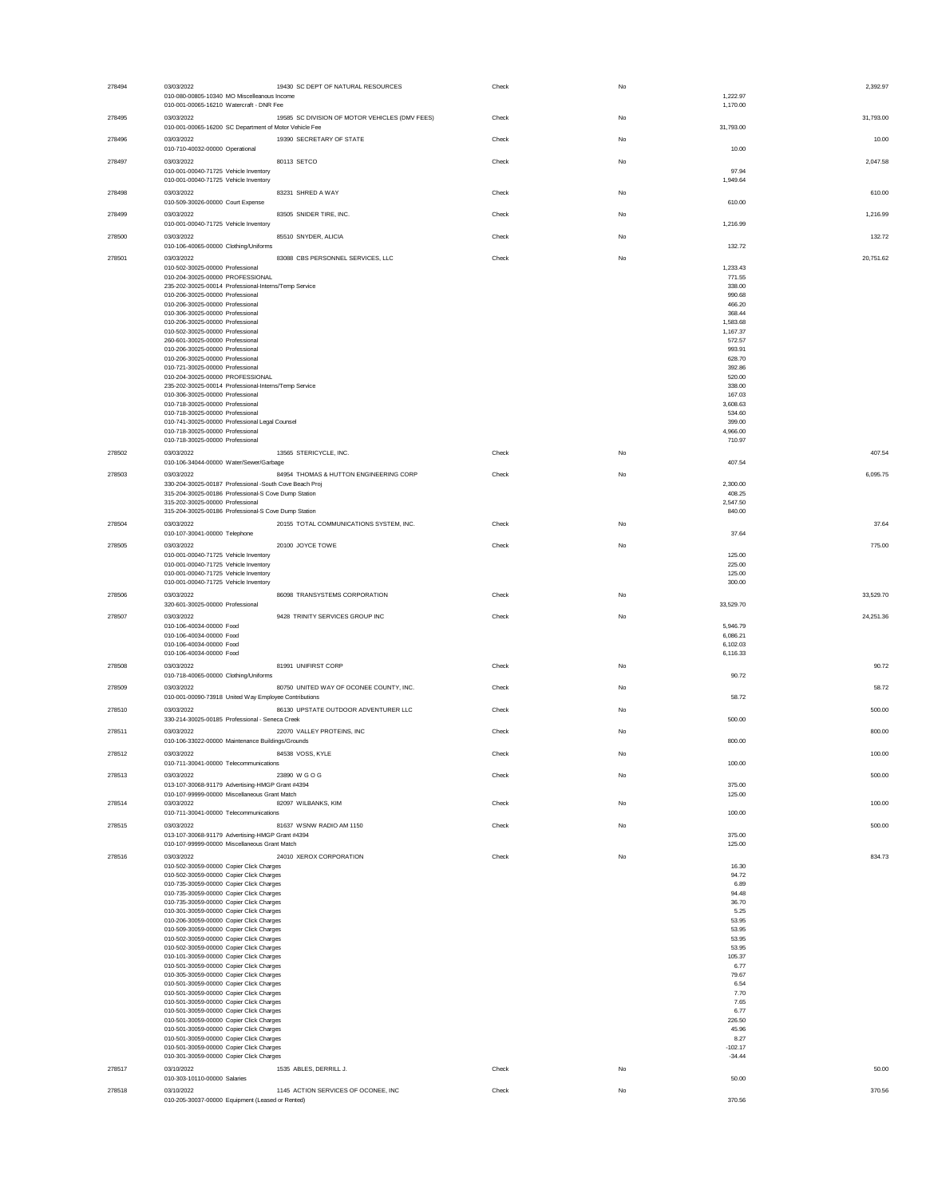| Check # | Date / Account | Vendor | Type | Void | Line Amount | Check Amount |
|---|---|---|---|---|---|---|
| 278494 | 03/03/2022 | 19430 SC DEPT OF NATURAL RESOURCES | Check | No | | 2,392.97 |
| | 010-080-00805-10340 MO Miscelleanous Income | | | | 1,222.97 | |
| | 010-001-00065-16210 Watercraft - DNR Fee | | | | 1,170.00 | |
| 278495 | 03/03/2022 | 19585 SC DIVISION OF MOTOR VEHICLES (DMV FEES) | Check | No | | 31,793.00 |
| | 010-001-00065-16200 SC Department of Motor Vehicle Fee | | | | 31,793.00 | |
| 278496 | 03/03/2022 | 19390 SECRETARY OF STATE | Check | No | | 10.00 |
| | 010-710-40032-00000 Operational | | | | 10.00 | |
| 278497 | 03/03/2022 | 80113 SETCO | Check | No | | 2,047.58 |
| | 010-001-00040-71725 Vehicle Inventory | | | | 97.94 | |
| | 010-001-00040-71725 Vehicle Inventory | | | | 1,949.64 | |
| 278498 | 03/03/2022 | 83231 SHRED A WAY | Check | No | | 610.00 |
| | 010-509-30026-00000 Court Expense | | | | 610.00 | |
| 278499 | 03/03/2022 | 83505 SNIDER TIRE, INC. | Check | No | | 1,216.99 |
| | 010-001-00040-71725 Vehicle Inventory | | | | 1,216.99 | |
| 278500 | 03/03/2022 | 85510 SNYDER, ALICIA | Check | No | | 132.72 |
| | 010-106-40065-00000 Clothing/Uniforms | | | | 132.72 | |
| 278501 | 03/03/2022 | 83088 CBS PERSONNEL SERVICES, LLC | Check | No | | 20,751.62 |
| | 010-502-30025-00000 Professional | | | | 1,233.43 | |
| | 010-204-30025-00000 PROFESSIONAL | | | | 771.55 | |
| | 235-202-30025-00014 Professional-Interns/Temp Service | | | | 338.00 | |
| | 010-206-30025-00000 Professional | | | | 990.68 | |
| | 010-206-30025-00000 Professional | | | | 466.20 | |
| | 010-306-30025-00000 Professional | | | | 368.44 | |
| | 010-206-30025-00000 Professional | | | | 1,583.68 | |
| | 010-502-30025-00000 Professional | | | | 1,167.37 | |
| | 260-601-30025-00000 Professional | | | | 572.57 | |
| | 010-206-30025-00000 Professional | | | | 993.91 | |
| | 010-206-30025-00000 Professional | | | | 628.70 | |
| | 010-721-30025-00000 Professional | | | | 392.86 | |
| | 010-204-30025-00000 PROFESSIONAL | | | | 520.00 | |
| | 235-202-30025-00014 Professional-Interns/Temp Service | | | | 338.00 | |
| | 010-306-30025-00000 Professional | | | | 167.03 | |
| | 010-718-30025-00000 Professional | | | | 3,608.63 | |
| | 010-718-30025-00000 Professional | | | | 534.60 | |
| | 010-741-30025-00000 Professional Legal Counsel | | | | 399.00 | |
| | 010-718-30025-00000 Professional | | | | 4,966.00 | |
| | 010-718-30025-00000 Professional | | | | 710.97 | |
| 278502 | 03/03/2022 | 13565 STERICYCLE, INC. | Check | No | | 407.54 |
| | 010-106-34044-00000 Water/Sewer/Garbage | | | | 407.54 | |
| 278503 | 03/03/2022 | 84954 THOMAS & HUTTON ENGINEERING CORP | Check | No | | 6,095.75 |
| | 330-204-30025-00187 Professional -South Cove Beach Proj | | | | 2,300.00 | |
| | 315-204-30025-00186 Professional-S Cove Dump Station | | | | 408.25 | |
| | 315-202-30025-00000 Professional | | | | 2,547.50 | |
| | 315-204-30025-00186 Professional-S Cove Dump Station | | | | 840.00 | |
| 278504 | 03/03/2022 | 20155 TOTAL COMMUNICATIONS SYSTEM, INC. | Check | No | | 37.64 |
| | 010-107-30041-00000 Telephone | | | | 37.64 | |
| 278505 | 03/03/2022 | 20100 JOYCE TOWE | Check | No | | 775.00 |
| | 010-001-00040-71725 Vehicle Inventory | | | | 125.00 | |
| | 010-001-00040-71725 Vehicle Inventory | | | | 225.00 | |
| | 010-001-00040-71725 Vehicle Inventory | | | | 125.00 | |
| | 010-001-00040-71725 Vehicle Inventory | | | | 300.00 | |
| 278506 | 03/03/2022 | 86098 TRANSYSTEMS CORPORATION | Check | No | | 33,529.70 |
| | 320-601-30025-00000 Professional | | | | 33,529.70 | |
| 278507 | 03/03/2022 | 9428 TRINITY SERVICES GROUP INC | Check | No | | 24,251.36 |
| | 010-106-40034-00000 Food | | | | 5,946.79 | |
| | 010-106-40034-00000 Food | | | | 6,086.21 | |
| | 010-106-40034-00000 Food | | | | 6,102.03 | |
| | 010-106-40034-00000 Food | | | | 6,116.33 | |
| 278508 | 03/03/2022 | 81991 UNIFIRST CORP | Check | No | | 90.72 |
| | 010-718-40065-00000 Clothing/Uniforms | | | | 90.72 | |
| 278509 | 03/03/2022 | 80750 UNITED WAY OF OCONEE COUNTY, INC. | Check | No | | 58.72 |
| | 010-001-00090-73918 United Way Employee Contributions | | | | 58.72 | |
| 278510 | 03/03/2022 | 86130 UPSTATE OUTDOOR ADVENTURER LLC | Check | No | | 500.00 |
| | 330-214-30025-00185 Professional - Seneca Creek | | | | 500.00 | |
| 278511 | 03/03/2022 | 22070 VALLEY PROTEINS, INC | Check | No | | 800.00 |
| | 010-106-33022-00000 Maintenance Buildings/Grounds | | | | 800.00 | |
| 278512 | 03/03/2022 | 84538 VOSS, KYLE | Check | No | | 100.00 |
| | 010-711-30041-00000 Telecommunications | | | | 100.00 | |
| 278513 | 03/03/2022 | 23890 W G O G | Check | No | | 500.00 |
| | 013-107-30068-91179 Advertising-HMGP Grant #4394 | | | | 375.00 | |
| | 010-107-99999-00000 Miscellaneous Grant Match | | | | 125.00 | |
| 278514 | 03/03/2022 | 82097 WILBANKS, KIM | Check | No | | 100.00 |
| | 010-711-30041-00000 Telecommunications | | | | 100.00 | |
| 278515 | 03/03/2022 | 81637 WSNW RADIO AM 1150 | Check | No | | 500.00 |
| | 013-107-30068-91179 Advertising-HMGP Grant #4394 | | | | 375.00 | |
| | 010-107-99999-00000 Miscellaneous Grant Match | | | | 125.00 | |
| 278516 | 03/03/2022 | 24010 XEROX CORPORATION | Check | No | | 834.73 |
| | 010-502-30059-00000 Copier Click Charges | | | | 16.30 | |
| | 010-502-30059-00000 Copier Click Charges | | | | 94.72 | |
| | 010-735-30059-00000 Copier Click Charges | | | | 6.89 | |
| | 010-735-30059-00000 Copier Click Charges | | | | 94.48 | |
| | 010-735-30059-00000 Copier Click Charges | | | | 36.70 | |
| | 010-301-30059-00000 Copier Click Charges | | | | 5.25 | |
| | 010-206-30059-00000 Copier Click Charges | | | | 53.95 | |
| | 010-509-30059-00000 Copier Click Charges | | | | 53.95 | |
| | 010-502-30059-00000 Copier Click Charges | | | | 53.95 | |
| | 010-502-30059-00000 Copier Click Charges | | | | 53.95 | |
| | 010-101-30059-00000 Copier Click Charges | | | | 105.37 | |
| | 010-501-30059-00000 Copier Click Charges | | | | 6.77 | |
| | 010-305-30059-00000 Copier Click Charges | | | | 79.67 | |
| | 010-501-30059-00000 Copier Click Charges | | | | 6.54 | |
| | 010-501-30059-00000 Copier Click Charges | | | | 7.70 | |
| | 010-501-30059-00000 Copier Click Charges | | | | 7.65 | |
| | 010-501-30059-00000 Copier Click Charges | | | | 6.77 | |
| | 010-501-30059-00000 Copier Click Charges | | | | 226.50 | |
| | 010-501-30059-00000 Copier Click Charges | | | | 45.96 | |
| | 010-501-30059-00000 Copier Click Charges | | | | 8.27 | |
| | 010-501-30059-00000 Copier Click Charges | | | | -102.17 | |
| | 010-301-30059-00000 Copier Click Charges | | | | -34.44 | |
| 278517 | 03/10/2022 | 1535 ABLES, DERRILL J. | Check | No | | 50.00 |
| | 010-303-10110-00000 Salaries | | | | 50.00 | |
| 278518 | 03/10/2022 | 1145 ACTION SERVICES OF OCONEE, INC | Check | No | | 370.56 |
| | 010-205-30037-00000 Equipment (Leased or Rented) | | | | 370.56 | |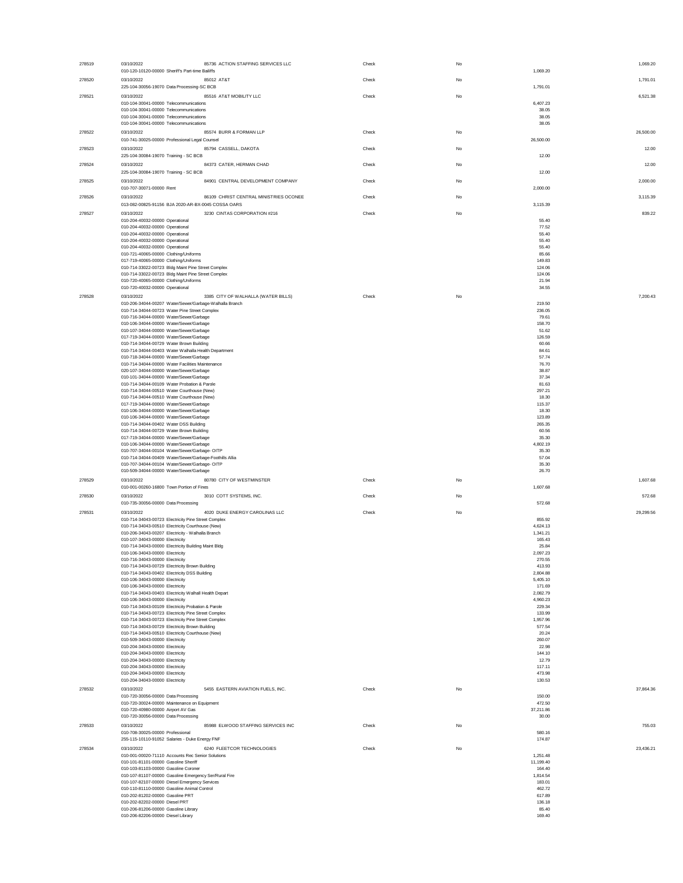| Check # | Date / Account | Vendor / Description | Type | Void | Line Amount | Check Amount |
|---|---|---|---|---|---|---|
| 278519 | 03/10/2022 | 85736 ACTION STAFFING SERVICES LLC | Check | No | | 1,069.20 |
| | 010-120-10120-00000 | Sheriff's Part-time Bailiffs | | | 1,069.20 | |
| 278520 | 03/10/2022 | 85012 AT&T | Check | No | | 1,791.01 |
| | 225-104-30056-19070 | Data Processing-SC BCB | | | 1,791.01 | |
| 278521 | 03/10/2022 | 85516 AT&T MOBILITY LLC | Check | No | | 6,521.38 |
| | 010-104-30041-00000 | Telecommunications | | | 6,407.23 | |
| | 010-104-30041-00000 | Telecommunications | | | 38.05 | |
| | 010-104-30041-00000 | Telecommunications | | | 38.05 | |
| | 010-104-30041-00000 | Telecommunications | | | 38.05 | |
| 278522 | 03/10/2022 | 85574 BURR & FORMAN LLP | Check | No | | 26,500.00 |
| | 010-741-30025-00000 | Professional Legal Counsel | | | 26,500.00 | |
| 278523 | 03/10/2022 | 85794 CASSELL, DAKOTA | Check | No | | 12.00 |
| | 225-104-30084-19070 | Training - SC BCB | | | 12.00 | |
| 278524 | 03/10/2022 | 84373 CATER, HERMAN CHAD | Check | No | | 12.00 |
| | 225-104-30084-19070 | Training - SC BCB | | | 12.00 | |
| 278525 | 03/10/2022 | 84901 CENTRAL DEVELOPMENT COMPANY | Check | No | | 2,000.00 |
| | 010-707-30071-00000 | Rent | | | 2,000.00 | |
| 278526 | 03/10/2022 | 86109 CHRIST CENTRAL MINISTRIES OCONEE | Check | No | | 3,115.39 |
| | 013-082-00825-91156 | BJA 2020-AR-BX-0045 COSSA OARS | | | 3,115.39 | |
| 278527 | 03/10/2022 | 3230 CINTAS CORPORATION #216 | Check | No | | 839.22 |
| | 010-204-40032-00000 | Operational | | | 55.40 | |
| | 010-204-40032-00000 | Operational | | | 77.52 | |
| | 010-204-40032-00000 | Operational | | | 55.40 | |
| | 010-204-40032-00000 | Operational | | | 55.40 | |
| | 010-204-40032-00000 | Operational | | | 55.40 | |
| | 010-721-40065-00000 | Clothing/Uniforms | | | 85.66 | |
| | 017-719-40065-00000 | Clothing/Uniforms | | | 149.83 | |
| | 010-714-33022-00723 | Bldg Maint Pine Street Complex | | | 124.06 | |
| | 010-714-33022-00723 | Bldg Maint Pine Street Complex | | | 124.06 | |
| | 010-720-40065-00000 | Clothing/Uniforms | | | 21.94 | |
| | 010-720-40032-00000 | Operational | | | 34.55 | |
| 278528 | 03/10/2022 | 3385 CITY OF WALHALLA (WATER BILLS) | Check | No | | 7,200.43 |
| | 010-206-34044-00207 | Water/Sewer/Garbage-Walhalla Branch | | | 219.50 | |
| | 010-714-34044-00723 | Water Pine Street Complex | | | 236.05 | |
| | 010-716-34044-00000 | Water/Sewer/Garbage | | | 79.61 | |
| | 010-106-34044-00000 | Water/Sewer/Garbage | | | 158.70 | |
| | 010-107-34044-00000 | Water/Sewer/Garbage | | | 51.62 | |
| | 017-719-34044-00000 | Water/Sewer/Garbage | | | 126.59 | |
| | 010-714-34044-00729 | Water Brown Building | | | 60.66 | |
| | 010-714-34044-00403 | Water Walhalla Health Department | | | 84.61 | |
| | 010-718-34044-00000 | Water/Sewer/Garbage | | | 57.74 | |
| | 010-714-34044-00000 | Water Facilities Maintenance | | | 76.70 | |
| | 020-107-34044-00000 | Water/Sewer/Garbage | | | 38.87 | |
| | 010-101-34044-00000 | Water/Sewer/Garbage | | | 37.34 | |
| | 010-714-34044-00109 | Water Probation & Parole | | | 81.63 | |
| | 010-714-34044-00510 | Water Courthouse (New) | | | 297.21 | |
| | 010-714-34044-00510 | Water Courthouse (New) | | | 18.30 | |
| | 017-719-34044-00000 | Water/Sewer/Garbage | | | 115.37 | |
| | 010-106-34044-00000 | Water/Sewer/Garbage | | | 18.30 | |
| | 010-106-34044-00000 | Water/Sewer/Garbage | | | 123.89 | |
| | 010-714-34044-00402 | Water DSS Building | | | 265.35 | |
| | 010-714-34044-00729 | Water Brown Building | | | 60.56 | |
| | 017-719-34044-00000 | Water/Sewer/Garbage | | | 35.30 | |
| | 010-106-34044-00000 | Water/Sewer/Garbage | | | 4,802.19 | |
| | 010-707-34044-00104 | Water/Sewer/Garbage- OITP | | | 35.30 | |
| | 010-714-34044-00409 | Water/Sewer/Garbage-Foothills Allia | | | 57.04 | |
| | 010-707-34044-00104 | Water/Sewer/Garbage- OITP | | | 35.30 | |
| | 010-509-34044-00000 | Water/Sewer/Garbage | | | 26.70 | |
| 278529 | 03/10/2022 | 80780 CITY OF WESTMINSTER | Check | No | | 1,607.68 |
| | 010-001-00260-16800 | Town Portion of Fines | | | 1,607.68 | |
| 278530 | 03/10/2022 | 3010 COTT SYSTEMS, INC. | Check | No | | 572.68 |
| | 010-735-30056-00000 | Data Processing | | | 572.68 | |
| 278531 | 03/10/2022 | 4020 DUKE ENERGY CAROLINAS LLC | Check | No | | 29,299.56 |
| | 010-714-34043-00723 | Electricity Pine Street Complex | | | 855.92 | |
| | 010-714-34043-00510 | Electricity Courthouse (New) | | | 4,624.13 | |
| | 010-206-34043-00207 | Electricity - Walhalla Branch | | | 1,341.21 | |
| | 010-107-34043-00000 | Electricity | | | 165.43 | |
| | 010-714-34043-00000 | Electricity Building Maint Bldg | | | 25.84 | |
| | 010-106-34043-00000 | Electricity | | | 2,097.23 | |
| | 010-716-34043-00000 | Electricity | | | 270.55 | |
| | 010-714-34043-00729 | Electricity Brown Building | | | 413.93 | |
| | 010-714-34043-00402 | Electricity DSS Building | | | 2,804.88 | |
| | 010-106-34043-00000 | Electricity | | | 5,405.10 | |
| | 010-106-34043-00000 | Electricity | | | 171.69 | |
| | 010-714-34043-00403 | Electricity Walhall Health Depart | | | 2,082.79 | |
| | 010-106-34043-00000 | Electricity | | | 4,960.23 | |
| | 010-714-34043-00109 | Electricity Probation & Parole | | | 229.34 | |
| | 010-714-34043-00723 | Electricity Pine Street Complex | | | 133.99 | |
| | 010-714-34043-00723 | Electricity Pine Street Complex | | | 1,957.96 | |
| | 010-714-34043-00729 | Electricity Brown Building | | | 577.54 | |
| | 010-714-34043-00510 | Electricity Courthouse (New) | | | 20.24 | |
| | 010-509-34043-00000 | Electricity | | | 260.07 | |
| | 010-204-34043-00000 | Electricity | | | 22.98 | |
| | 010-204-34043-00000 | Electricity | | | 144.10 | |
| | 010-204-34043-00000 | Electricity | | | 12.79 | |
| | 010-204-34043-00000 | Electricity | | | 117.11 | |
| | 010-204-34043-00000 | Electricity | | | 473.98 | |
| | 010-204-34043-00000 | Electricity | | | 130.53 | |
| 278532 | 03/10/2022 | 5455 EASTERN AVIATION FUELS, INC. | Check | No | | 37,864.36 |
| | 010-720-30056-00000 | Data Processing | | | 150.00 | |
| | 010-720-30024-00000 | Maintenance on Equipment | | | 472.50 | |
| | 010-720-40980-00000 | Airport AV Gas | | | 37,211.86 | |
| | 010-720-30056-00000 | Data Processing | | | 30.00 | |
| 278533 | 03/10/2022 | 85988 ELWOOD STAFFING SERVICES INC | Check | No | | 755.03 |
| | 010-708-30025-00000 | Professional | | | 580.16 | |
| | 255-115-10110-91052 | Salaries - Duke Energy FNF | | | 174.87 | |
| 278534 | 03/10/2022 | 6240 FLEETCOR TECHNOLOGIES | Check | No | | 23,436.21 |
| | 010-001-00020-71110 | Accounts Rec Senior Solutions | | | 1,251.48 | |
| | 010-101-81101-00000 | Gasoline Sheriff | | | 11,199.40 | |
| | 010-103-81103-00000 | Gasoline Coroner | | | 164.40 | |
| | 010-107-81107-00000 | Gasoline Emergency Ser/Rural Fire | | | 1,814.54 | |
| | 010-107-82107-00000 | Diesel Emergency Services | | | 183.01 | |
| | 010-110-81110-00000 | Gasoline Animal Control | | | 462.72 | |
| | 010-202-81202-00000 | Gasoline PRT | | | 617.89 | |
| | 010-202-82202-00000 | Diesel PRT | | | 136.18 | |
| | 010-206-81206-00000 | Gasoline Library | | | 85.40 | |
| | 010-206-82206-00000 | Diesel Library | | | 169.40 | |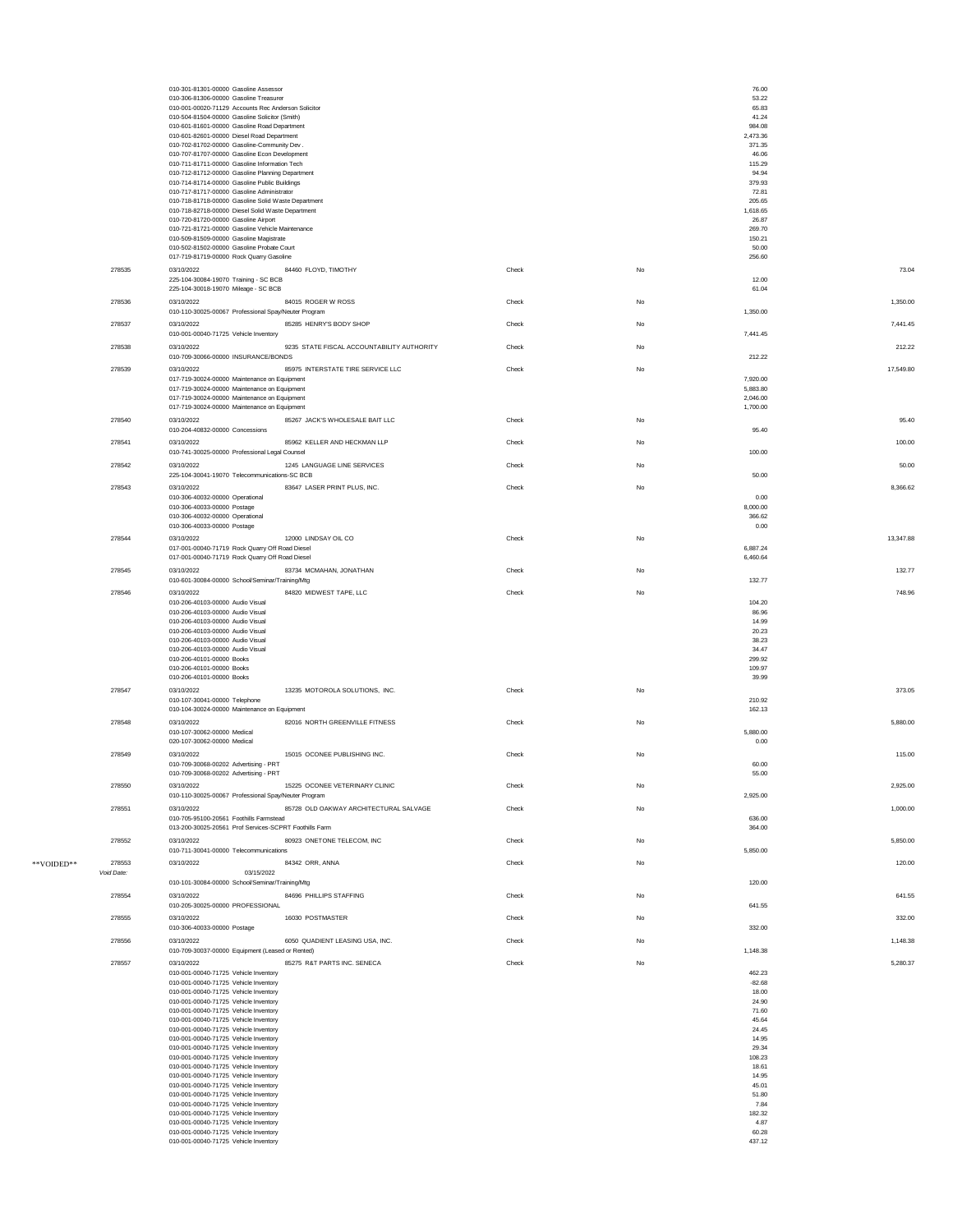| | Check # | Date / Account | Vendor | Type | Void | Line Amount | Total |
|---|---|---|---|---|---|---|---|
| | | 010-301-81301-00000 Gasoline Assessor | | | | 76.00 | |
| | | 010-306-81306-00000 Gasoline Treasurer | | | | 53.22 | |
| | | 010-001-00020-71129 Accounts Rec Anderson Solicitor | | | | 65.83 | |
| | | 010-504-81504-00000 Gasoline Solicitor (Smith) | | | | 41.24 | |
| | | 010-601-81601-00000 Gasoline Road Department | | | | 984.08 | |
| | | 010-601-82601-00000 Diesel Road Department | | | | 2,473.36 | |
| | | 010-702-81702-00000 Gasoline-Community Dev . | | | | 371.35 | |
| | | 010-707-81707-00000 Gasoline Econ Development | | | | 46.06 | |
| | | 010-711-81711-00000 Gasoline Information Tech | | | | 115.29 | |
| | | 010-712-81712-00000 Gasoline Planning Department | | | | 94.94 | |
| | | 010-714-81714-00000 Gasoline Public Buildings | | | | 379.93 | |
| | | 010-717-81717-00000 Gasoline Administrator | | | | 72.81 | |
| | | 010-718-81718-00000 Gasoline Solid Waste Department | | | | 205.65 | |
| | | 010-718-82718-00000 Diesel Solid Waste Department | | | | 1,618.65 | |
| | | 010-720-81720-00000 Gasoline Airport | | | | 26.87 | |
| | | 010-721-81721-00000 Gasoline Vehicle Maintenance | | | | 269.70 | |
| | | 010-509-81509-00000 Gasoline Magistrate | | | | 150.21 | |
| | | 010-502-81502-00000 Gasoline Probate Court | | | | 50.00 | |
| | | 017-719-81719-00000 Rock Quarry Gasoline | | | | 256.60 | |
| | 278535 | 03/10/2022 | 84460 FLOYD, TIMOTHY | Check | No | | 73.04 |
| | | 225-104-30084-19070 Training - SC BCB | | | | 12.00 | |
| | | 225-104-30018-19070 Mileage - SC BCB | | | | 61.04 | |
| | 278536 | 03/10/2022 | 84015 ROGER W ROSS | Check | No | | 1,350.00 |
| | | 010-110-30025-00067 Professional Spay/Neuter Program | | | | 1,350.00 | |
| | 278537 | 03/10/2022 | 85285 HENRY'S BODY SHOP | Check | No | | 7,441.45 |
| | | 010-001-00040-71725 Vehicle Inventory | | | | 7,441.45 | |
| | 278538 | 03/10/2022 | 9235 STATE FISCAL ACCOUNTABILITY AUTHORITY | Check | No | | 212.22 |
| | | 010-709-30066-00000 INSURANCE/BONDS | | | | 212.22 | |
| | 278539 | 03/10/2022 | 85975 INTERSTATE TIRE SERVICE LLC | Check | No | | 17,549.80 |
| | | 017-719-30024-00000 Maintenance on Equipment | | | | 7,920.00 | |
| | | 017-719-30024-00000 Maintenance on Equipment | | | | 5,883.80 | |
| | | 017-719-30024-00000 Maintenance on Equipment | | | | 2,046.00 | |
| | | 017-719-30024-00000 Maintenance on Equipment | | | | 1,700.00 | |
| | 278540 | 03/10/2022 | 85267 JACK'S WHOLESALE BAIT LLC | Check | No | | 95.40 |
| | | 010-204-40832-00000 Concessions | | | | 95.40 | |
| | 278541 | 03/10/2022 | 85962 KELLER AND HECKMAN LLP | Check | No | | 100.00 |
| | | 010-741-30025-00000 Professional Legal Counsel | | | | 100.00 | |
| | 278542 | 03/10/2022 | 1245 LANGUAGE LINE SERVICES | Check | No | | 50.00 |
| | | 225-104-30041-19070 Telecommunications-SC BCB | | | | 50.00 | |
| | 278543 | 03/10/2022 | 83647 LASER PRINT PLUS, INC. | Check | No | | 8,366.62 |
| | | 010-306-40032-00000 Operational | | | | 0.00 | |
| | | 010-306-40033-00000 Postage | | | | 8,000.00 | |
| | | 010-306-40032-00000 Operational | | | | 366.62 | |
| | | 010-306-40033-00000 Postage | | | | 0.00 | |
| | 278544 | 03/10/2022 | 12000 LINDSAY OIL CO | Check | No | | 13,347.88 |
| | | 017-001-00040-71719 Rock Quarry Off Road Diesel | | | | 6,887.24 | |
| | | 017-001-00040-71719 Rock Quarry Off Road Diesel | | | | 6,460.64 | |
| | 278545 | 03/10/2022 | 83734 MCMAHAN, JONATHAN | Check | No | | 132.77 |
| | | 010-601-30084-00000 School/Seminar/Training/Mtg | | | | 132.77 | |
| | 278546 | 03/10/2022 | 84820 MIDWEST TAPE, LLC | Check | No | | 748.96 |
| | | 010-206-40103-00000 Audio Visual | | | | 104.20 | |
| | | 010-206-40103-00000 Audio Visual | | | | 86.96 | |
| | | 010-206-40103-00000 Audio Visual | | | | 14.99 | |
| | | 010-206-40103-00000 Audio Visual | | | | 20.23 | |
| | | 010-206-40103-00000 Audio Visual | | | | 38.23 | |
| | | 010-206-40103-00000 Audio Visual | | | | 34.47 | |
| | | 010-206-40101-00000 Books | | | | 299.92 | |
| | | 010-206-40101-00000 Books | | | | 109.97 | |
| | | 010-206-40101-00000 Books | | | | 39.99 | |
| | 278547 | 03/10/2022 | 13235 MOTOROLA SOLUTIONS, INC. | Check | No | | 373.05 |
| | | 010-107-30041-00000 Telephone | | | | 210.92 | |
| | | 010-104-30024-00000 Maintenance on Equipment | | | | 162.13 | |
| | 278548 | 03/10/2022 | 82016 NORTH GREENVILLE FITNESS | Check | No | | 5,880.00 |
| | | 010-107-30062-00000 Medical | | | | 5,880.00 | |
| | | 020-107-30062-00000 Medical | | | | 0.00 | |
| | 278549 | 03/10/2022 | 15015 OCONEE PUBLISHING INC. | Check | No | | 115.00 |
| | | 010-709-30068-00202 Advertising - PRT | | | | 60.00 | |
| | | 010-709-30068-00202 Advertising - PRT | | | | 55.00 | |
| | 278550 | 03/10/2022 | 15225 OCONEE VETERINARY CLINIC | Check | No | | 2,925.00 |
| | | 010-110-30025-00067 Professional Spay/Neuter Program | | | | 2,925.00 | |
| | 278551 | 03/10/2022 | 85728 OLD OAKWAY ARCHITECTURAL SALVAGE | Check | No | | 1,000.00 |
| | | 010-705-95100-20561 Foothills Farmstead | | | | 636.00 | |
| | | 013-200-30025-20561 Prof Services-SCPRT Foothills Farm | | | | 364.00 | |
| | 278552 | 03/10/2022 | 80923 ONETONE TELECOM, INC | Check | No | | 5,850.00 |
| | | 010-711-30041-00000 Telecommunications | | | | 5,850.00 | |
| **VOIDED** | 278553 | 03/10/2022 | 84342 ORR, ANNA | Check | No | | 120.00 |
| | *Void Date:* | 03/15/2022 | | | | | |
| | | 010-101-30084-00000 School/Seminar/Training/Mtg | | | | 120.00 | |
| | 278554 | 03/10/2022 | 84696 PHILLIPS STAFFING | Check | No | | 641.55 |
| | | 010-205-30025-00000 PROFESSIONAL | | | | 641.55 | |
| | 278555 | 03/10/2022 | 16030 POSTMASTER | Check | No | | 332.00 |
| | | 010-306-40033-00000 Postage | | | | 332.00 | |
| | 278556 | 03/10/2022 | 6050 QUADIENT LEASING USA, INC. | Check | No | | 1,148.38 |
| | | 010-709-30037-00000 Equipment (Leased or Rented) | | | | 1,148.38 | |
| | 278557 | 03/10/2022 | 85275 R&T PARTS INC. SENECA | Check | No | | 5,280.37 |
| | | 010-001-00040-71725 Vehicle Inventory | | | | 462.23 | |
| | | 010-001-00040-71725 Vehicle Inventory | | | | -82.68 | |
| | | 010-001-00040-71725 Vehicle Inventory | | | | 18.00 | |
| | | 010-001-00040-71725 Vehicle Inventory | | | | 24.90 | |
| | | 010-001-00040-71725 Vehicle Inventory | | | | 71.60 | |
| | | 010-001-00040-71725 Vehicle Inventory | | | | 45.64 | |
| | | 010-001-00040-71725 Vehicle Inventory | | | | 24.45 | |
| | | 010-001-00040-71725 Vehicle Inventory | | | | 14.95 | |
| | | 010-001-00040-71725 Vehicle Inventory | | | | 29.34 | |
| | | 010-001-00040-71725 Vehicle Inventory | | | | 108.23 | |
| | | 010-001-00040-71725 Vehicle Inventory | | | | 18.61 | |
| | | 010-001-00040-71725 Vehicle Inventory | | | | 14.95 | |
| | | 010-001-00040-71725 Vehicle Inventory | | | | 45.01 | |
| | | 010-001-00040-71725 Vehicle Inventory | | | | 51.80 | |
| | | 010-001-00040-71725 Vehicle Inventory | | | | 7.84 | |
| | | 010-001-00040-71725 Vehicle Inventory | | | | 182.32 | |
| | | 010-001-00040-71725 Vehicle Inventory | | | | 4.87 | |
| | | 010-001-00040-71725 Vehicle Inventory | | | | 60.28 | |
| | | 010-001-00040-71725 Vehicle Inventory | | | | 437.12 | |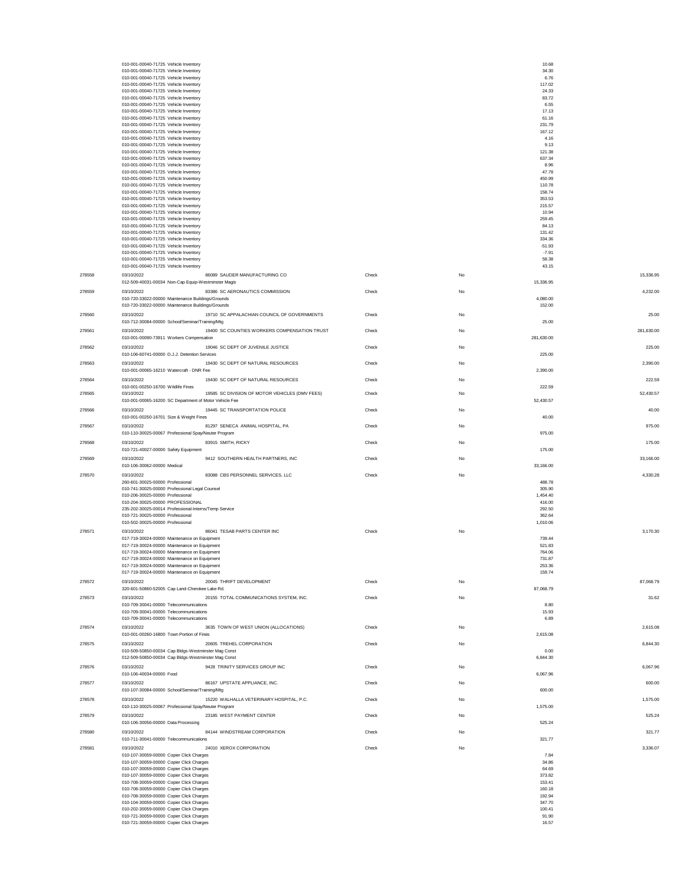| Check # | Date / Account | Vendor / Description | Type | Void | Line Amount | Check Amount |
|---|---|---|---|---|---|---|
| | 010-001-00040-71725 Vehicle Inventory | | | | 10.68 | |
| | 010-001-00040-71725 Vehicle Inventory | | | | 34.30 | |
| | 010-001-00040-71725 Vehicle Inventory | | | | 6.76 | |
| | 010-001-00040-71725 Vehicle Inventory | | | | 117.02 | |
| | 010-001-00040-71725 Vehicle Inventory | | | | 24.33 | |
| | 010-001-00040-71725 Vehicle Inventory | | | | 83.72 | |
| | 010-001-00040-71725 Vehicle Inventory | | | | 6.55 | |
| | 010-001-00040-71725 Vehicle Inventory | | | | 17.13 | |
| | 010-001-00040-71725 Vehicle Inventory | | | | 61.16 | |
| | 010-001-00040-71725 Vehicle Inventory | | | | 231.79 | |
| | 010-001-00040-71725 Vehicle Inventory | | | | 167.12 | |
| | 010-001-00040-71725 Vehicle Inventory | | | | 4.16 | |
| | 010-001-00040-71725 Vehicle Inventory | | | | 9.13 | |
| | 010-001-00040-71725 Vehicle Inventory | | | | 121.38 | |
| | 010-001-00040-71725 Vehicle Inventory | | | | 637.34 | |
| | 010-001-00040-71725 Vehicle Inventory | | | | 8.96 | |
| | 010-001-00040-71725 Vehicle Inventory | | | | 47.78 | |
| | 010-001-00040-71725 Vehicle Inventory | | | | 450.99 | |
| | 010-001-00040-71725 Vehicle Inventory | | | | 110.78 | |
| | 010-001-00040-71725 Vehicle Inventory | | | | 158.74 | |
| | 010-001-00040-71725 Vehicle Inventory | | | | 353.53 | |
| | 010-001-00040-71725 Vehicle Inventory | | | | 215.57 | |
| | 010-001-00040-71725 Vehicle Inventory | | | | 10.94 | |
| | 010-001-00040-71725 Vehicle Inventory | | | | 259.45 | |
| | 010-001-00040-71725 Vehicle Inventory | | | | 84.13 | |
| | 010-001-00040-71725 Vehicle Inventory | | | | 131.42 | |
| | 010-001-00040-71725 Vehicle Inventory | | | | 334.36 | |
| | 010-001-00040-71725 Vehicle Inventory | | | | -51.93 | |
| | 010-001-00040-71725 Vehicle Inventory | | | | -7.91 | |
| | 010-001-00040-71725 Vehicle Inventory | | | | 58.38 | |
| | 010-001-00040-71725 Vehicle Inventory | | | | 43.15 | |
| 278558 | 03/10/2022 | 86089 SAUDER MANUFACTURING CO | Check | No | | 15,336.95 |
| | 012-509-40031-00034 Non-Cap Equip-Westminster Magis | | | | 15,336.95 | |
| 278559 | 03/10/2022 | 83386 SC AERONAUTICS COMMISSION | Check | No | | 4,232.00 |
| | 010-720-33022-00000 Maintenance Buildings/Grounds | | | | 4,080.00 | |
| | 010-720-33022-00000 Maintenance Buildings/Grounds | | | | 152.00 | |
| 278560 | 03/10/2022 | 19710 SC APPALACHIAN COUNCIL OF GOVERNMENTS | Check | No | | 25.00 |
| | 010-712-30084-00000 School/Seminar/Training/Mtg | | | | 25.00 | |
| 278561 | 03/10/2022 | 19400 SC COUNTIES WORKERS COMPENSATION TRUST | Check | No | | 281,630.00 |
| | 010-001-00090-73911 Workers Compensation | | | | 281,630.00 | |
| 278562 | 03/10/2022 | 19046 SC DEPT OF JUVENILE JUSTICE | Check | No | | 225.00 |
| | 010-106-60741-00000 D.J.J. Detention Services | | | | 225.00 | |
| 278563 | 03/10/2022 | 19430 SC DEPT OF NATURAL RESOURCES | Check | No | | 2,390.00 |
| | 010-001-00065-16210 Watercraft - DNR Fee | | | | 2,390.00 | |
| 278564 | 03/10/2022 | 19430 SC DEPT OF NATURAL RESOURCES | Check | No | | 222.59 |
| | 010-001-00250-16700 Wildlife Fines | | | | 222.59 | |
| 278565 | 03/10/2022 | 19585 SC DIVISION OF MOTOR VEHICLES (DMV FEES) | Check | No | | 52,430.57 |
| | 010-001-00065-16200 SC Department of Motor Vehicle Fee | | | | 52,430.57 | |
| 278566 | 03/10/2022 | 19445 SC TRANSPORTATION POLICE | Check | No | | 40.00 |
| | 010-001-00250-16701 Size & Weight Fines | | | | 40.00 | |
| 278567 | 03/10/2022 | 81297 SENECA ANIMAL HOSPITAL, PA | Check | No | | 975.00 |
| | 010-110-30025-00067 Professional Spay/Neuter Program | | | | 975.00 | |
| 278568 | 03/10/2022 | 83915 SMITH, RICKY | Check | No | | 175.00 |
| | 010-721-40027-00000 Safety Equipment | | | | 175.00 | |
| 278569 | 03/10/2022 | 9412 SOUTHERN HEALTH PARTNERS, INC | Check | No | | 33,166.00 |
| | 010-106-30062-00000 Medical | | | | 33,166.00 | |
| 278570 | 03/10/2022 | 83088 CBS PERSONNEL SERVICES, LLC | Check | No | | 4,330.28 |
| | 260-601-30025-00000 Professional | | | | 488.78 | |
| | 010-741-30025-00000 Professional Legal Counsel | | | | 305.90 | |
| | 010-206-30025-00000 Professional | | | | 1,454.40 | |
| | 010-204-30025-00000 PROFESSIONAL | | | | 416.00 | |
| | 235-202-30025-00014 Professional-Interns/Temp Service | | | | 292.50 | |
| | 010-721-30025-00000 Professional | | | | 362.64 | |
| | 010-502-30025-00000 Professional | | | | 1,010.06 | |
| 278571 | 03/10/2022 | 86041 TESAB PARTS CENTER INC | Check | No | | 3,170.30 |
| | 017-719-30024-00000 Maintenance on Equipment | | | | 739.44 | |
| | 017-719-30024-00000 Maintenance on Equipment | | | | 521.83 | |
| | 017-719-30024-00000 Maintenance on Equipment | | | | 764.06 | |
| | 017-719-30024-00000 Maintenance on Equipment | | | | 731.87 | |
| | 017-719-30024-00000 Maintenance on Equipment | | | | 253.36 | |
| | 017-719-30024-00000 Maintenance on Equipment | | | | 159.74 | |
| 278572 | 03/10/2022 | 20045 THRIFT DEVELOPMENT | Check | No | | 87,068.79 |
| | 320-601-50860-52005 Cap Land-Cherokee Lake Rd. | | | | 87,068.79 | |
| 278573 | 03/10/2022 | 20155 TOTAL COMMUNICATIONS SYSTEM, INC. | Check | No | | 31.62 |
| | 010-709-30041-00000 Telecommunications | | | | 8.80 | |
| | 010-709-30041-00000 Telecommunications | | | | 15.93 | |
| | 010-709-30041-00000 Telecommunications | | | | 6.89 | |
| 278574 | 03/10/2022 | 3635 TOWN OF WEST UNION (ALLOCATIONS) | Check | No | | 2,615.08 |
| | 010-001-00260-16800 Town Portion of Fines | | | | 2,615.08 | |
| 278575 | 03/10/2022 | 20605 TREHEL CORPORATION | Check | No | | 6,844.30 |
| | 010-509-50850-00034 Cap Bldgs-Westminster Mag Const | | | | 0.00 | |
| | 012-509-50850-00034 Cap Bldgs-Westminster Mag Const | | | | 6,844.30 | |
| 278576 | 03/10/2022 | 9428 TRINITY SERVICES GROUP INC | Check | No | | 6,067.96 |
| | 010-106-40034-00000 Food | | | | 6,067.96 | |
| 278577 | 03/10/2022 | 86167 UPSTATE APPLIANCE, INC. | Check | No | | 600.00 |
| | 010-107-30084-00000 School/Seminar/Training/Mtg | | | | 600.00 | |
| 278578 | 03/10/2022 | 15220 WALHALLA VETERINARY HOSPITAL, P.C. | Check | No | | 1,575.00 |
| | 010-110-30025-00067 Professional Spay/Neuter Program | | | | 1,575.00 | |
| 278579 | 03/10/2022 | 23185 WEST PAYMENT CENTER | Check | No | | 525.24 |
| | 010-106-30056-00000 Data Processing | | | | 525.24 | |
| 278580 | 03/10/2022 | 84144 WINDSTREAM CORPORATION | Check | No | | 321.77 |
| | 010-711-30041-00000 Telecommunications | | | | 321.77 | |
| 278581 | 03/10/2022 | 24010 XEROX CORPORATION | Check | No | | 3,336.07 |
| | 010-107-30059-00000 Copier Click Charges | | | | 7.84 | |
| | 010-107-30059-00000 Copier Click Charges | | | | 34.86 | |
| | 010-107-30059-00000 Copier Click Charges | | | | 64.69 | |
| | 010-107-30059-00000 Copier Click Charges | | | | 373.82 | |
| | 010-708-30059-00000 Copier Click Charges | | | | 153.41 | |
| | 010-708-30059-00000 Copier Click Charges | | | | 160.18 | |
| | 010-708-30059-00000 Copier Click Charges | | | | 192.94 | |
| | 010-104-30059-00000 Copier Click Charges | | | | 347.70 | |
| | 010-202-30059-00000 Copier Click Charges | | | | 100.41 | |
| | 010-721-30059-00000 Copier Click Charges | | | | 91.90 | |
| | 010-721-30059-00000 Copier Click Charges | | | | 16.57 | |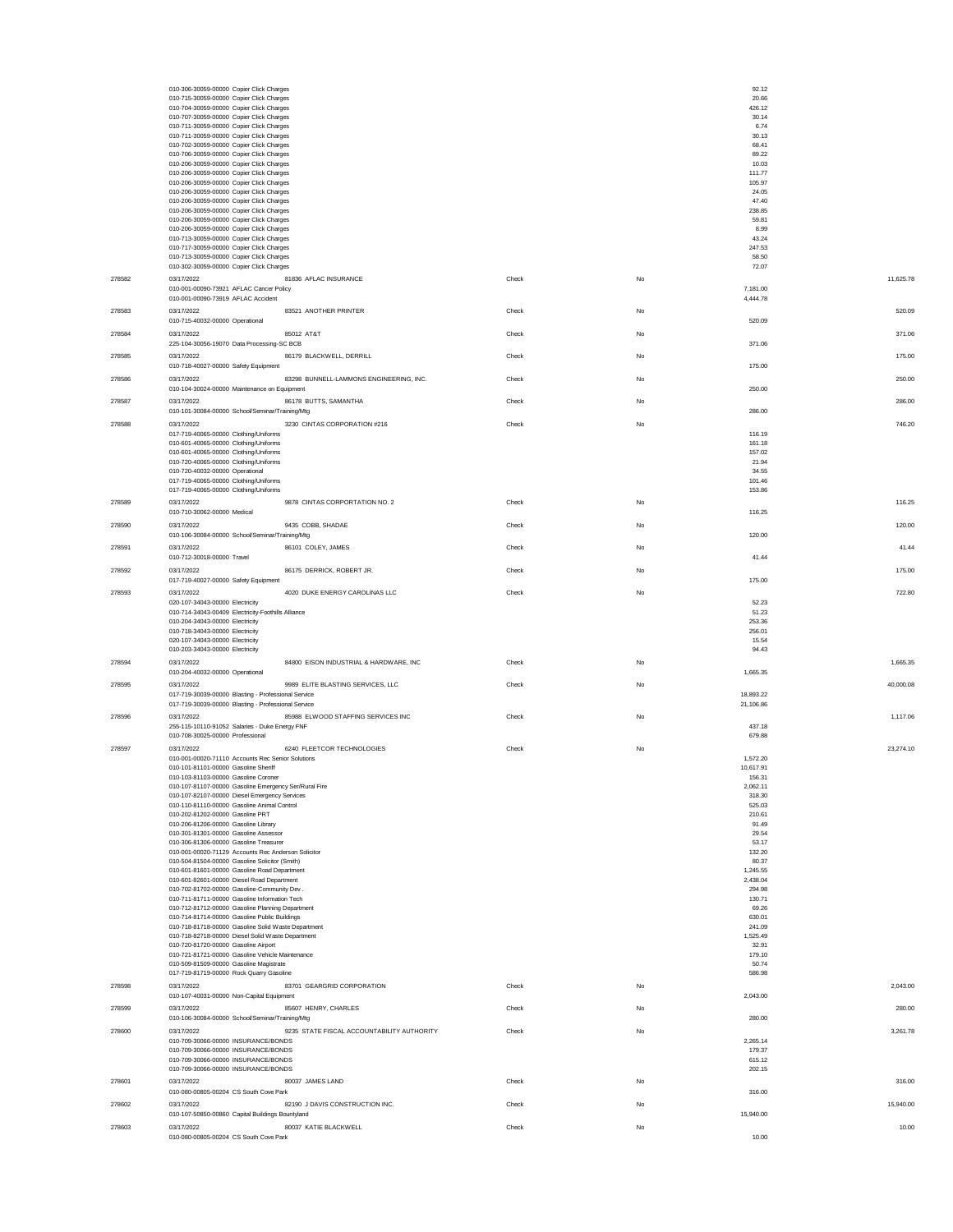| Check # | Date / Account | Vendor | Type | Void | Line Amount | Check Amount |
|---|---|---|---|---|---|---|
| | 010-306-30059-00000 Copier Click Charges | | | | 92.12 | |
| | 010-715-30059-00000 Copier Click Charges | | | | 20.66 | |
| | 010-704-30059-00000 Copier Click Charges | | | | 426.12 | |
| | 010-707-30059-00000 Copier Click Charges | | | | 30.14 | |
| | 010-711-30059-00000 Copier Click Charges | | | | 6.74 | |
| | 010-711-30059-00000 Copier Click Charges | | | | 30.13 | |
| | 010-702-30059-00000 Copier Click Charges | | | | 68.41 | |
| | 010-706-30059-00000 Copier Click Charges | | | | 89.22 | |
| | 010-206-30059-00000 Copier Click Charges | | | | 10.03 | |
| | 010-206-30059-00000 Copier Click Charges | | | | 111.77 | |
| | 010-206-30059-00000 Copier Click Charges | | | | 105.97 | |
| | 010-206-30059-00000 Copier Click Charges | | | | 24.05 | |
| | 010-206-30059-00000 Copier Click Charges | | | | 47.40 | |
| | 010-206-30059-00000 Copier Click Charges | | | | 238.85 | |
| | 010-206-30059-00000 Copier Click Charges | | | | 59.81 | |
| | 010-206-30059-00000 Copier Click Charges | | | | 8.99 | |
| | 010-713-30059-00000 Copier Click Charges | | | | 43.24 | |
| | 010-717-30059-00000 Copier Click Charges | | | | 247.53 | |
| | 010-713-30059-00000 Copier Click Charges | | | | 58.50 | |
| | 010-302-30059-00000 Copier Click Charges | | | | 72.07 | |
| 278582 | 03/17/2022 | 81836 AFLAC INSURANCE | Check | No | | 11,625.78 |
| | 010-001-00090-73921 AFLAC Cancer Policy | | | | 7,181.00 | |
| | 010-001-00090-73919 AFLAC Accident | | | | 4,444.78 | |
| 278583 | 03/17/2022 | 83521 ANOTHER PRINTER | Check | No | | 520.09 |
| | 010-715-40032-00000 Operational | | | | 520.09 | |
| 278584 | 03/17/2022 | 85012 AT&T | Check | No | | 371.06 |
| | 225-104-30056-19070 Data Processing-SC BCB | | | | 371.06 | |
| 278585 | 03/17/2022 | 86179 BLACKWELL, DERRILL | Check | No | | 175.00 |
| | 010-718-40027-00000 Safety Equipment | | | | 175.00 | |
| 278586 | 03/17/2022 | 83298 BUNNELL-LAMMONS ENGINEERING, INC. | Check | No | | 250.00 |
| | 010-104-30024-00000 Maintenance on Equipment | | | | 250.00 | |
| 278587 | 03/17/2022 | 86178 BUTTS, SAMANTHA | Check | No | | 286.00 |
| | 010-101-30084-00000 School/Seminar/Training/Mtg | | | | 286.00 | |
| 278588 | 03/17/2022 | 3230 CINTAS CORPORATION #216 | Check | No | | 746.20 |
| | 017-719-40065-00000 Clothing/Uniforms | | | | 116.19 | |
| | 010-601-40065-00000 Clothing/Uniforms | | | | 161.18 | |
| | 010-601-40065-00000 Clothing/Uniforms | | | | 157.02 | |
| | 010-720-40065-00000 Clothing/Uniforms | | | | 21.94 | |
| | 010-720-40032-00000 Operational | | | | 34.55 | |
| | 017-719-40065-00000 Clothing/Uniforms | | | | 101.46 | |
| | 017-719-40065-00000 Clothing/Uniforms | | | | 153.86 | |
| 278589 | 03/17/2022 | 9878 CINTAS CORPORTATION NO. 2 | Check | No | | 116.25 |
| | 010-710-30062-00000 Medical | | | | 116.25 | |
| 278590 | 03/17/2022 | 9435 COBB, SHADAE | Check | No | | 120.00 |
| | 010-106-30084-00000 School/Seminar/Training/Mtg | | | | 120.00 | |
| 278591 | 03/17/2022 | 86101 COLEY, JAMES | Check | No | | 41.44 |
| | 010-712-30018-00000 Travel | | | | 41.44 | |
| 278592 | 03/17/2022 | 86175 DERRICK, ROBERT JR. | Check | No | | 175.00 |
| | 017-719-40027-00000 Safety Equipment | | | | 175.00 | |
| 278593 | 03/17/2022 | 4020 DUKE ENERGY CAROLINAS LLC | Check | No | | 722.80 |
| | 020-107-34043-00000 Electricity | | | | 52.23 | |
| | 010-714-34043-00409 Electricity-Foothills Alliance | | | | 51.23 | |
| | 010-204-34043-00000 Electricity | | | | 253.36 | |
| | 010-718-34043-00000 Electricity | | | | 256.01 | |
| | 020-107-34043-00000 Electricity | | | | 15.54 | |
| | 010-203-34043-00000 Electricity | | | | 94.43 | |
| 278594 | 03/17/2022 | 84800 EISON INDUSTRIAL & HARDWARE, INC | Check | No | | 1,665.35 |
| | 010-204-40032-00000 Operational | | | | 1,665.35 | |
| 278595 | 03/17/2022 | 9989 ELITE BLASTING SERVICES, LLC | Check | No | | 40,000.08 |
| | 017-719-30039-00000 Blasting - Professional Service | | | | 18,893.22 | |
| | 017-719-30039-00000 Blasting - Professional Service | | | | 21,106.86 | |
| 278596 | 03/17/2022 | 85988 ELWOOD STAFFING SERVICES INC | Check | No | | 1,117.06 |
| | 255-115-10110-91052 Salaries - Duke Energy FNF | | | | 437.18 | |
| | 010-708-30025-00000 Professional | | | | 679.88 | |
| 278597 | 03/17/2022 | 6240 FLEETCOR TECHNOLOGIES | Check | No | | 23,274.10 |
| | 010-001-00020-71110 Accounts Rec Senior Solutions | | | | 1,572.20 | |
| | 010-101-81101-00000 Gasoline Sheriff | | | | 10,617.91 | |
| | 010-103-81103-00000 Gasoline Coroner | | | | 156.31 | |
| | 010-107-81107-00000 Gasoline Emergency Ser/Rural Fire | | | | 2,062.11 | |
| | 010-107-82107-00000 Diesel Emergency Services | | | | 318.30 | |
| | 010-110-81110-00000 Gasoline Animal Control | | | | 525.03 | |
| | 010-202-81202-00000 Gasoline PRT | | | | 210.61 | |
| | 010-206-81206-00000 Gasoline Library | | | | 91.49 | |
| | 010-301-81301-00000 Gasoline Assessor | | | | 29.54 | |
| | 010-306-81306-00000 Gasoline Treasurer | | | | 53.17 | |
| | 010-001-00020-71129 Accounts Rec Anderson Solicitor | | | | 132.20 | |
| | 010-504-81504-00000 Gasoline Solicitor (Smith) | | | | 80.37 | |
| | 010-601-81601-00000 Gasoline Road Department | | | | 1,245.55 | |
| | 010-601-82601-00000 Diesel Road Department | | | | 2,438.04 | |
| | 010-702-81702-00000 Gasoline-Community Dev . | | | | 294.98 | |
| | 010-711-81711-00000 Gasoline Information Tech | | | | 130.71 | |
| | 010-712-81712-00000 Gasoline Planning Department | | | | 69.26 | |
| | 010-714-81714-00000 Gasoline Public Buildings | | | | 630.01 | |
| | 010-718-81718-00000 Gasoline Solid Waste Department | | | | 241.09 | |
| | 010-718-82718-00000 Diesel Solid Waste Department | | | | 1,525.49 | |
| | 010-720-81720-00000 Gasoline Airport | | | | 32.91 | |
| | 010-721-81721-00000 Gasoline Vehicle Maintenance | | | | 179.10 | |
| | 010-509-81509-00000 Gasoline Magistrate | | | | 50.74 | |
| | 017-719-81719-00000 Rock Quarry Gasoline | | | | 586.98 | |
| 278598 | 03/17/2022 | 83701 GEARGRID CORPORATION | Check | No | | 2,043.00 |
| | 010-107-40031-00000 Non-Capital Equipment | | | | 2,043.00 | |
| 278599 | 03/17/2022 | 85607 HENRY, CHARLES | Check | No | | 280.00 |
| | 010-106-30084-00000 School/Seminar/Training/Mtg | | | | 280.00 | |
| 278600 | 03/17/2022 | 9235 STATE FISCAL ACCOUNTABILITY AUTHORITY | Check | No | | 3,261.78 |
| | 010-709-30066-00000 INSURANCE/BONDS | | | | 2,265.14 | |
| | 010-709-30066-00000 INSURANCE/BONDS | | | | 179.37 | |
| | 010-709-30066-00000 INSURANCE/BONDS | | | | 615.12 | |
| | 010-709-30066-00000 INSURANCE/BONDS | | | | 202.15 | |
| 278601 | 03/17/2022 | 80037 JAMES LAND | Check | No | | 316.00 |
| | 010-080-00805-00204 CS South Cove Park | | | | 316.00 | |
| 278602 | 03/17/2022 | 82190 J DAVIS CONSTRUCTION INC. | Check | No | | 15,940.00 |
| | 010-107-50850-00860 Capital Buildings Bountyland | | | | 15,940.00 | |
| 278603 | 03/17/2022 | 80037 KATIE BLACKWELL | Check | No | | 10.00 |
| | 010-080-00805-00204 CS South Cove Park | | | | 10.00 | |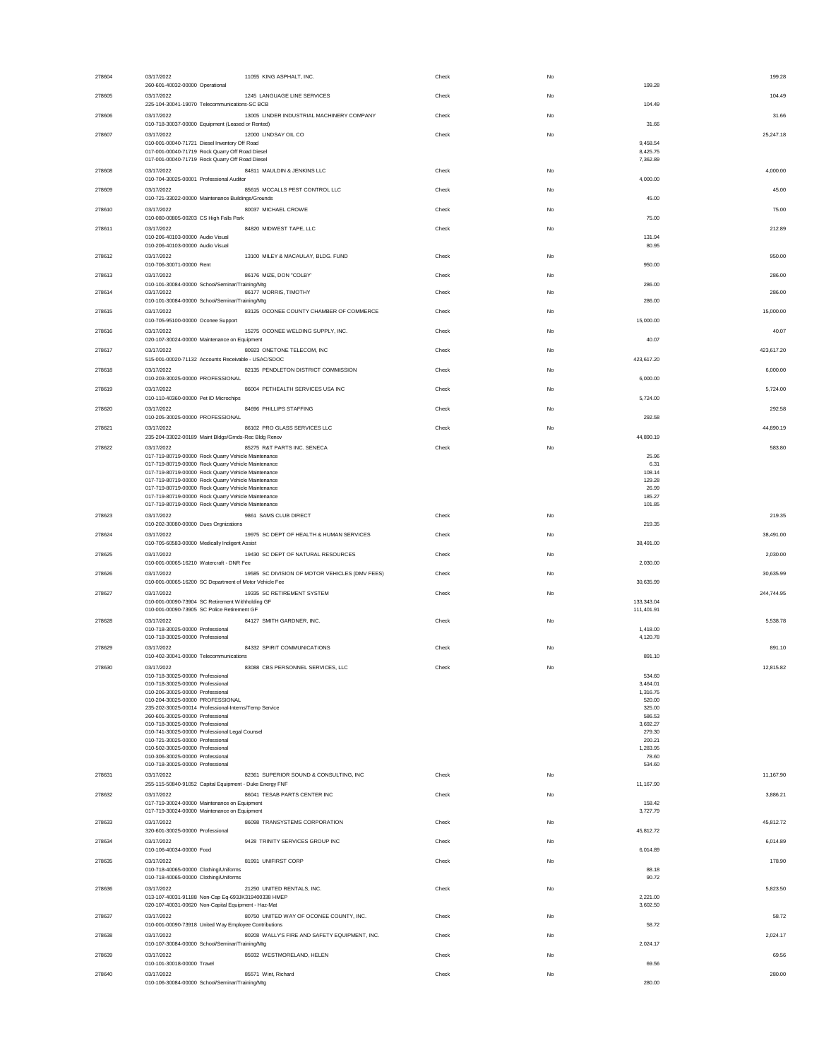| Check # | Date / Account | Vendor | Type | Void | Line Amount | Total |
|---|---|---|---|---|---|---|
| 278604 | 03/17/2022 | 11055 KING ASPHALT, INC. | Check | No | | 199.28 |
| | 260-601-40032-00000 Operational | | | | 199.28 | |
| 278605 | 03/17/2022 | 1245 LANGUAGE LINE SERVICES | Check | No | | 104.49 |
| | 225-104-30041-19070 Telecommunications-SC BCB | | | | 104.49 | |
| 278606 | 03/17/2022 | 13005 LINDER INDUSTRIAL MACHINERY COMPANY | Check | No | | 31.66 |
| | 010-718-30037-00000 Equipment (Leased or Rented) | | | | 31.66 | |
| 278607 | 03/17/2022 | 12000 LINDSAY OIL CO | Check | No | | 25,247.18 |
| | 010-001-00040-71721 Diesel Inventory Off Road | | | | 9,458.54 | |
| | 017-001-00040-71719 Rock Quarry Off Road Diesel | | | | 8,425.75 | |
| | 017-001-00040-71719 Rock Quarry Off Road Diesel | | | | 7,362.89 | |
| 278608 | 03/17/2022 | 84811 MAULDIN & JENKINS LLC | Check | No | | 4,000.00 |
| | 010-704-30025-00001 Professional Auditor | | | | 4,000.00 | |
| 278609 | 03/17/2022 | 85615 MCCALLS PEST CONTROL LLC | Check | No | | 45.00 |
| | 010-721-33022-00000 Maintenance Buildings/Grounds | | | | 45.00 | |
| 278610 | 03/17/2022 | 80037 MICHAEL CROWE | Check | No | | 75.00 |
| | 010-080-00805-00203 CS High Falls Park | | | | 75.00 | |
| 278611 | 03/17/2022 | 84820 MIDWEST TAPE, LLC | Check | No | | 212.89 |
| | 010-206-40103-00000 Audio Visual | | | | 131.94 | |
| | 010-206-40103-00000 Audio Visual | | | | 80.95 | |
| 278612 | 03/17/2022 | 13100 MILEY & MACAULAY, BLDG. FUND | Check | No | | 950.00 |
| | 010-706-30071-00000 Rent | | | | 950.00 | |
| 278613 | 03/17/2022 | 86176 MIZE, DON "COLBY" | Check | No | | 286.00 |
| | 010-101-30084-00000 School/Seminar/Training/Mtg | | | | 286.00 | |
| 278614 | 03/17/2022 | 86177 MORRIS, TIMOTHY | Check | No | | 286.00 |
| | 010-101-30084-00000 School/Seminar/Training/Mtg | | | | 286.00 | |
| 278615 | 03/17/2022 | 83125 OCONEE COUNTY CHAMBER OF COMMERCE | Check | No | | 15,000.00 |
| | 010-705-95100-00000 Oconee Support | | | | 15,000.00 | |
| 278616 | 03/17/2022 | 15275 OCONEE WELDING SUPPLY, INC. | Check | No | | 40.07 |
| | 020-107-30024-00000 Maintenance on Equipment | | | | 40.07 | |
| 278617 | 03/17/2022 | 80923 ONETONE TELECOM, INC | Check | No | | 423,617.20 |
| | 515-001-00020-71132 Accounts Receivable - USAC/SDOC | | | | 423,617.20 | |
| 278618 | 03/17/2022 | 82135 PENDLETON DISTRICT COMMISSION | Check | No | | 6,000.00 |
| | 010-203-30025-00000 PROFESSIONAL | | | | 6,000.00 | |
| 278619 | 03/17/2022 | 86004 PETHEALTH SERVICES USA INC | Check | No | | 5,724.00 |
| | 010-110-40360-00000 Pet ID Microchips | | | | 5,724.00 | |
| 278620 | 03/17/2022 | 84696 PHILLIPS STAFFING | Check | No | | 292.58 |
| | 010-205-30025-00000 PROFESSIONAL | | | | 292.58 | |
| 278621 | 03/17/2022 | 86102 PRO GLASS SERVICES LLC | Check | No | | 44,890.19 |
| | 235-204-33022-00189 Maint Bldgs/Grnds-Rec Bldg Renov | | | | 44,890.19 | |
| 278622 | 03/17/2022 | 85275 R&T PARTS INC. SENECA | Check | No | | 583.80 |
| | 017-719-80719-00000 Rock Quarry Vehicle Maintenance | | | | 25.96 | |
| | 017-719-80719-00000 Rock Quarry Vehicle Maintenance | | | | 6.31 | |
| | 017-719-80719-00000 Rock Quarry Vehicle Maintenance | | | | 108.14 | |
| | 017-719-80719-00000 Rock Quarry Vehicle Maintenance | | | | 129.28 | |
| | 017-719-80719-00000 Rock Quarry Vehicle Maintenance | | | | 26.99 | |
| | 017-719-80719-00000 Rock Quarry Vehicle Maintenance | | | | 185.27 | |
| | 017-719-80719-00000 Rock Quarry Vehicle Maintenance | | | | 101.85 | |
| 278623 | 03/17/2022 | 9861 SAMS CLUB DIRECT | Check | No | | 219.35 |
| | 010-202-30080-00000 Dues Orgnizations | | | | 219.35 | |
| 278624 | 03/17/2022 | 19975 SC DEPT OF HEALTH & HUMAN SERVICES | Check | No | | 38,491.00 |
| | 010-705-60583-00000 Medically Indigent Assist | | | | 38,491.00 | |
| 278625 | 03/17/2022 | 19430 SC DEPT OF NATURAL RESOURCES | Check | No | | 2,030.00 |
| | 010-001-00065-16210 Watercraft - DNR Fee | | | | 2,030.00 | |
| 278626 | 03/17/2022 | 19585 SC DIVISION OF MOTOR VEHICLES (DMV FEES) | Check | No | | 30,635.99 |
| | 010-001-00065-16200 SC Department of Motor Vehicle Fee | | | | 30,635.99 | |
| 278627 | 03/17/2022 | 19335 SC RETIREMENT SYSTEM | Check | No | | 244,744.95 |
| | 010-001-00090-73904 SC Retirement Withholding GF | | | | 133,343.04 | |
| | 010-001-00090-73905 SC Police Retirement GF | | | | 111,401.91 | |
| 278628 | 03/17/2022 | 84127 SMITH GARDNER, INC. | Check | No | | 5,538.78 |
| | 010-718-30025-00000 Professional | | | | 1,418.00 | |
| | 010-718-30025-00000 Professional | | | | 4,120.78 | |
| 278629 | 03/17/2022 | 84332 SPIRIT COMMUNICATIONS | Check | No | | 891.10 |
| | 010-402-30041-00000 Telecommunications | | | | 891.10 | |
| 278630 | 03/17/2022 | 83088 CBS PERSONNEL SERVICES, LLC | Check | No | | 12,815.82 |
| | 010-718-30025-00000 Professional | | | | 534.60 | |
| | 010-718-30025-00000 Professional | | | | 3,464.01 | |
| | 010-206-30025-00000 Professional | | | | 1,316.75 | |
| | 010-204-30025-00000 PROFESSIONAL | | | | 520.00 | |
| | 235-202-30025-00014 Professional-Interns/Temp Service | | | | 325.00 | |
| | 260-601-30025-00000 Professional | | | | 586.53 | |
| | 010-718-30025-00000 Professional | | | | 3,692.27 | |
| | 010-741-30025-00000 Professional Legal Counsel | | | | 279.30 | |
| | 010-721-30025-00000 Professional | | | | 200.21 | |
| | 010-502-30025-00000 Professional | | | | 1,283.95 | |
| | 010-306-30025-00000 Professional | | | | 78.60 | |
| | 010-718-30025-00000 Professional | | | | 534.60 | |
| 278631 | 03/17/2022 | 82361 SUPERIOR SOUND & CONSULTING, INC | Check | No | | 11,167.90 |
| | 255-115-50840-91052 Capital Equipment - Duke Energy FNF | | | | 11,167.90 | |
| 278632 | 03/17/2022 | 86041 TESAB PARTS CENTER INC | Check | No | | 3,886.21 |
| | 017-719-30024-00000 Maintenance on Equipment | | | | 158.42 | |
| | 017-719-30024-00000 Maintenance on Equipment | | | | 3,727.79 | |
| 278633 | 03/17/2022 | 86098 TRANSYSTEMS CORPORATION | Check | No | | 45,812.72 |
| | 320-601-30025-00000 Professional | | | | 45,812.72 | |
| 278634 | 03/17/2022 | 9428 TRINITY SERVICES GROUP INC | Check | No | | 6,014.89 |
| | 010-106-40034-00000 Food | | | | 6,014.89 | |
| 278635 | 03/17/2022 | 81991 UNIFIRST CORP | Check | No | | 178.90 |
| | 010-718-40065-00000 Clothing/Uniforms | | | | 88.18 | |
| | 010-718-40065-00000 Clothing/Uniforms | | | | 90.72 | |
| 278636 | 03/17/2022 | 21250 UNITED RENTALS, INC. | Check | No | | 5,823.50 |
| | 013-107-40031-91188 Non-Cap Eq-693JK319400338 HMEP | | | | 2,221.00 | |
| | 020-107-40031-00620 Non-Capital Equipment - Haz-Mat | | | | 3,602.50 | |
| 278637 | 03/17/2022 | 80750 UNITED WAY OF OCONEE COUNTY, INC. | Check | No | | 58.72 |
| | 010-001-00090-73918 United Way Employee Contributions | | | | 58.72 | |
| 278638 | 03/17/2022 | 80208 WALLY'S FIRE AND SAFETY EQUIPMENT, INC. | Check | No | | 2,024.17 |
| | 010-107-30084-00000 School/Seminar/Training/Mtg | | | | 2,024.17 | |
| 278639 | 03/17/2022 | 85932 WESTMORELAND, HELEN | Check | No | | 69.56 |
| | 010-101-30018-00000 Travel | | | | 69.56 | |
| 278640 | 03/17/2022 | 85571 Wint, Richard | Check | No | | 280.00 |
| | 010-106-30084-00000 School/Seminar/Training/Mtg | | | | 280.00 | |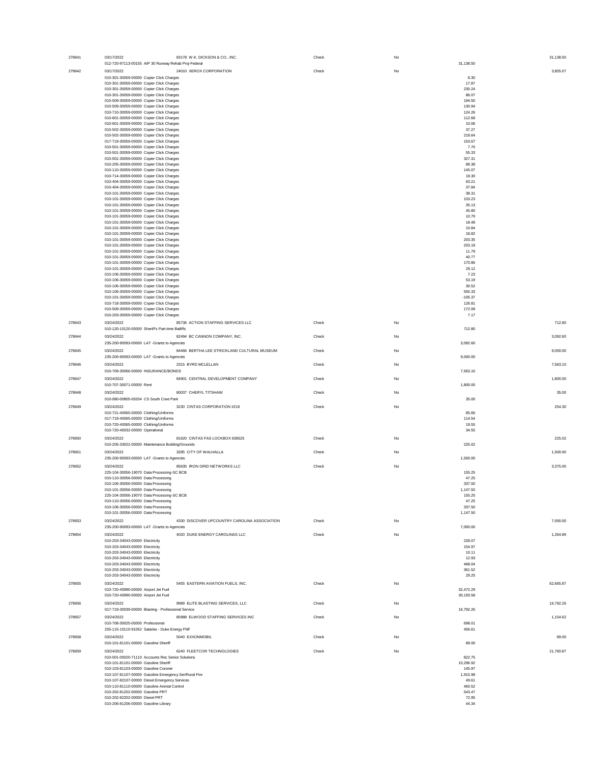| Check # | Date / Account | Vendor | Type | Void | Line Amount | Check Amount |
|---|---|---|---|---|---|---|
| 278641 | 03/17/2022 | 83178 W.K. DICKSON & CO., INC. | Check | No | | 31,138.50 |
| | 012-720-97113-00155 AIP 30 Runway Rehab Proj-Federal | | | | 31,138.50 | |
| 278642 | 03/17/2022 | 24010 XEROX CORPORATION | Check | No | | 3,855.07 |
| | 010-301-30059-00000 Copier Click Charges | | | | 8.30 | |
| | 010-301-30059-00000 Copier Click Charges | | | | 17.87 | |
| | 010-301-30059-00000 Copier Click Charges | | | | 230.24 | |
| | 010-301-30059-00000 Copier Click Charges | | | | 86.07 | |
| | 010-509-30059-00000 Copier Click Charges | | | | 194.50 | |
| | 010-509-30059-00000 Copier Click Charges | | | | 130.94 | |
| | 010-710-30059-00000 Copier Click Charges | | | | 124.26 | |
| | 010-601-30059-00000 Copier Click Charges | | | | 112.68 | |
| | 010-601-30059-00000 Copier Click Charges | | | | 10.06 | |
| | 010-502-30059-00000 Copier Click Charges | | | | 37.27 | |
| | 010-502-30059-00000 Copier Click Charges | | | | 218.64 | |
| | 017-719-30059-00000 Copier Click Charges | | | | 153.67 | |
| | 010-501-30059-00000 Copier Click Charges | | | | 7.70 | |
| | 010-501-30059-00000 Copier Click Charges | | | | 55.33 | |
| | 010-501-30059-00000 Copier Click Charges | | | | 327.31 | |
| | 010-205-30059-00000 Copier Click Charges | | | | 88.38 | |
| | 010-110-30059-00000 Copier Click Charges | | | | 145.07 | |
| | 010-714-30059-00000 Copier Click Charges | | | | 18.30 | |
| | 010-404-30059-00000 Copier Click Charges | | | | 63.21 | |
| | 010-404-30059-00000 Copier Click Charges | | | | 37.84 | |
| | 010-101-30059-00000 Copier Click Charges | | | | 38.31 | |
| | 010-101-30059-00000 Copier Click Charges | | | | 103.23 | |
| | 010-101-30059-00000 Copier Click Charges | | | | 35.13 | |
| | 010-101-30059-00000 Copier Click Charges | | | | 45.80 | |
| | 010-101-30059-00000 Copier Click Charges | | | | 10.79 | |
| | 010-101-30059-00000 Copier Click Charges | | | | 18.48 | |
| | 010-101-30059-00000 Copier Click Charges | | | | 10.84 | |
| | 010-101-30059-00000 Copier Click Charges | | | | 18.82 | |
| | 010-101-30059-00000 Copier Click Charges | | | | 203.35 | |
| | 010-101-30059-00000 Copier Click Charges | | | | 203.18 | |
| | 010-101-30059-00000 Copier Click Charges | | | | 11.79 | |
| | 010-101-30059-00000 Copier Click Charges | | | | 40.77 | |
| | 010-101-30059-00000 Copier Click Charges | | | | 170.86 | |
| | 010-101-30059-00000 Copier Click Charges | | | | 29.12 | |
| | 010-106-30059-00000 Copier Click Charges | | | | 7.23 | |
| | 010-106-30059-00000 Copier Click Charges | | | | 53.19 | |
| | 010-106-30059-00000 Copier Click Charges | | | | 30.52 | |
| | 010-106-30059-00000 Copier Click Charges | | | | 555.33 | |
| | 010-101-30059-00000 Copier Click Charges | | | | -105.37 | |
| | 010-718-30059-00000 Copier Click Charges | | | | 126.81 | |
| | 010-509-30059-00000 Copier Click Charges | | | | 172.08 | |
| | 010-203-30059-00000 Copier Click Charges | | | | 7.17 | |
| 278643 | 03/24/2022 | 85736 ACTION STAFFING SERVICES LLC | Check | No | | 712.80 |
| | 010-120-10120-00000 Sheriff's Part-time Bailiffs | | | | 712.80 | |
| 278644 | 03/24/2022 | 82494 BC CANNON COMPANY, INC. | Check | No | | 3,092.60 |
| | 235-200-90093-00000 LAT -Grants to Agencies | | | | 3,092.60 | |
| 278645 | 03/24/2022 | 84466 BERTHA LEE STRICKLAND CULTURAL MUSEUM | Check | No | | 9,000.00 |
| | 235-200-90093-00000 LAT -Grants to Agencies | | | | 9,000.00 | |
| 278646 | 03/24/2022 | 2315 BYRD MCLELLAN | Check | No | | 7,563.10 |
| | 010-709-30066-00000 INSURANCE/BONDS | | | | 7,563.10 | |
| 278647 | 03/24/2022 | 84901 CENTRAL DEVELOPMENT COMPANY | Check | No | | 1,800.00 |
| | 010-707-30071-00000 Rent | | | | 1,800.00 | |
| 278648 | 03/24/2022 | 80037 CHERYL TITSHAW | Check | No | | 35.00 |
| | 010-080-00805-00204 CS South Cove Park | | | | 35.00 | |
| 278649 | 03/24/2022 | 3230 CINTAS CORPORATION #216 | Check | No | | 254.30 |
| | 010-721-40065-00000 Clothing/Uniforms | | | | 85.66 | |
| | 017-719-40065-00000 Clothing/Uniforms | | | | 114.54 | |
| | 010-720-40065-00000 Clothing/Uniforms | | | | 19.55 | |
| | 010-720-40032-00000 Operational | | | | 34.55 | |
| 278650 | 03/24/2022 | 81620 CINTAS FAS LOCKBOX 636525 | Check | No | | 225.02 |
| | 010-205-33022-00000 Maintenance Building/Grounds | | | | 225.02 | |
| 278651 | 03/24/2022 | 3285 CITY OF WALHALLA | Check | No | | 1,500.00 |
| | 235-200-90093-00000 LAT -Grants to Agencies | | | | 1,500.00 | |
| 278652 | 03/24/2022 | 85635 IRON GRID NETWORKS LLC | Check | No | | 3,375.00 |
| | 225-104-30056-19070 Data Processing-SC BCB | | | | 155.25 | |
| | 010-110-30056-00000 Data Processing | | | | 47.25 | |
| | 010-106-30056-00000 Data Processing | | | | 337.50 | |
| | 010-101-30056-00000 Data Processing | | | | 1,147.50 | |
| | 225-104-30056-19070 Data Processing-SC BCB | | | | 155.25 | |
| | 010-110-30056-00000 Data Processing | | | | 47.25 | |
| | 010-106-30056-00000 Data Processing | | | | 337.50 | |
| | 010-101-30056-00000 Data Processing | | | | 1,147.50 | |
| 278653 | 03/24/2022 | 4330 DISCOVER UPCOUNTRY CAROLINA ASSOCIATION | Check | No | | 7,000.00 |
| | 235-200-90093-00000 LAT -Grants to Agencies | | | | 7,000.00 | |
| 278654 | 03/24/2022 | 4020 DUKE ENERGY CAROLINAS LLC | Check | No | | 1,264.89 |
| | 010-203-34043-00000 Electricity | | | | 228.07 | |
| | 010-203-34043-00000 Electricity | | | | 154.97 | |
| | 010-203-34043-00000 Electricity | | | | 10.11 | |
| | 010-203-34043-00000 Electricity | | | | 12.93 | |
| | 010-203-34043-00000 Electricity | | | | 468.04 | |
| | 010-203-34043-00000 Electricity | | | | 361.52 | |
| | 010-203-34043-00000 Electricity | | | | 29.25 | |
| 278655 | 03/24/2022 | 5455 EASTERN AVIATION FUELS, INC. | Check | No | | 62,665.87 |
| | 010-720-40990-00000 Airport Jet Fuel | | | | 32,472.29 | |
| | 010-720-40990-00000 Airport Jet Fuel | | | | 30,193.58 | |
| 278656 | 03/24/2022 | 9989 ELITE BLASTING SERVICES, LLC | Check | No | | 16,792.26 |
| | 017-719-30039-00000 Blasting - Professional Service | | | | 16,792.26 | |
| 278657 | 03/24/2022 | 85988 ELWOOD STAFFING SERVICES INC | Check | No | | 1,154.62 |
| | 010-708-30025-00000 Professional | | | | 698.01 | |
| | 255-115-10110-91052 Salaries - Duke Energy FNF | | | | 456.61 | |
| 278658 | 03/24/2022 | 5040 EXXONMOBIL | Check | No | | 89.00 |
| | 010-101-81101-00000 Gasoline Sheriff | | | | 89.00 | |
| 278659 | 03/24/2022 | 6240 FLEETCOR TECHNOLOGIES | Check | No | | 21,760.87 |
| | 010-001-00020-71110 Accounts Rec Senior Solutions | | | | 822.75 | |
| | 010-101-81101-00000 Gasoline Sheriff | | | | 10,296.92 | |
| | 010-103-81103-00000 Gasoline Coroner | | | | 145.97 | |
| | 010-107-81107-00000 Gasoline Emergency Ser/Rural Fire | | | | 1,915.98 | |
| | 010-107-82107-00000 Diesel Emergency Services | | | | 49.61 | |
| | 010-110-81110-00000 Gasoline Animal Control | | | | 460.52 | |
| | 010-202-81202-00000 Gasoline PRT | | | | 543.47 | |
| | 010-202-82202-00000 Diesel PRT | | | | 72.95 | |
| | 010-206-81206-00000 Gasoline Library | | | | 44.34 | |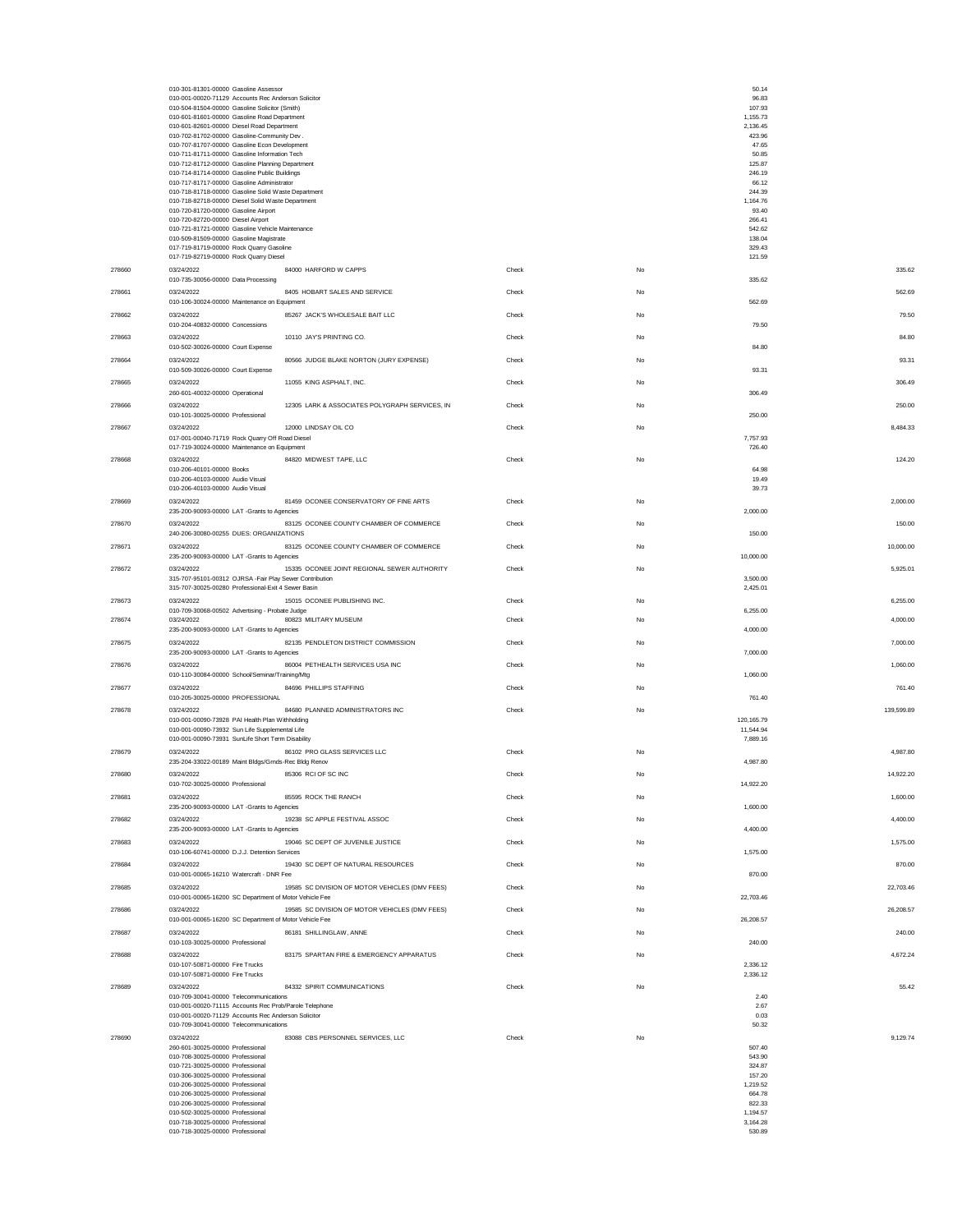| Check # | Date / Account | Vendor | Type | Void | Line Amount | Check Amount |
|---|---|---|---|---|---|---|
| | 010-301-81301-00000 Gasoline Assessor | | | | 50.14 | |
| | 010-001-00020-71129 Accounts Rec Anderson Solicitor | | | | 96.83 | |
| | 010-504-81504-00000 Gasoline Solicitor (Smith) | | | | 107.93 | |
| | 010-601-81601-00000 Gasoline Road Department | | | | 1,155.73 | |
| | 010-601-82601-00000 Diesel Road Department | | | | 2,136.45 | |
| | 010-702-81702-00000 Gasoline-Community Dev . | | | | 423.96 | |
| | 010-707-81707-00000 Gasoline Econ Development | | | | 47.65 | |
| | 010-711-81711-00000 Gasoline Information Tech | | | | 50.85 | |
| | 010-712-81712-00000 Gasoline Planning Department | | | | 125.87 | |
| | 010-714-81714-00000 Gasoline Public Buildings | | | | 246.19 | |
| | 010-717-81717-00000 Gasoline Administrator | | | | 66.12 | |
| | 010-718-81718-00000 Gasoline Solid Waste Department | | | | 244.39 | |
| | 010-718-82718-00000 Diesel Solid Waste Department | | | | 1,164.76 | |
| | 010-720-81720-00000 Gasoline Airport | | | | 93.40 | |
| | 010-720-82720-00000 Diesel Airport | | | | 266.41 | |
| | 010-721-81721-00000 Gasoline Vehicle Maintenance | | | | 542.62 | |
| | 010-509-81509-00000 Gasoline Magistrate | | | | 138.04 | |
| | 017-719-81719-00000 Rock Quarry Gasoline | | | | 329.43 | |
| | 017-719-82719-00000 Rock Quarry Diesel | | | | 121.59 | |
| 278660 | 03/24/2022 | 84000 HARFORD W CAPPS | Check | No | | 335.62 |
| | 010-735-30056-00000 Data Processing | | | | 335.62 | |
| 278661 | 03/24/2022 | 8405 HOBART SALES AND SERVICE | Check | No | | 562.69 |
| | 010-106-30024-00000 Maintenance on Equipment | | | | 562.69 | |
| 278662 | 03/24/2022 | 85267 JACK'S WHOLESALE BAIT LLC | Check | No | | 79.50 |
| | 010-204-40832-00000 Concessions | | | | 79.50 | |
| 278663 | 03/24/2022 | 10110 JAY'S PRINTING CO. | Check | No | | 84.80 |
| | 010-502-30026-00000 Court Expense | | | | 84.80 | |
| 278664 | 03/24/2022 | 80566 JUDGE BLAKE NORTON (JURY EXPENSE) | Check | No | | 93.31 |
| | 010-509-30026-00000 Court Expense | | | | 93.31 | |
| 278665 | 03/24/2022 | 11055 KING ASPHALT, INC. | Check | No | | 306.49 |
| | 260-601-40032-00000 Operational | | | | 306.49 | |
| 278666 | 03/24/2022 | 12305 LARK & ASSOCIATES POLYGRAPH SERVICES, IN | Check | No | | 250.00 |
| | 010-101-30025-00000 Professional | | | | 250.00 | |
| 278667 | 03/24/2022 | 12000 LINDSAY OIL CO | Check | No | | 8,484.33 |
| | 017-001-00040-71719 Rock Quarry Off Road Diesel | | | | 7,757.93 | |
| | 017-719-30024-00000 Maintenance on Equipment | | | | 726.40 | |
| 278668 | 03/24/2022 | 84820 MIDWEST TAPE, LLC | Check | No | | 124.20 |
| | 010-206-40101-00000 Books | | | | 64.98 | |
| | 010-206-40103-00000 Audio Visual | | | | 19.49 | |
| | 010-206-40103-00000 Audio Visual | | | | 39.73 | |
| 278669 | 03/24/2022 | 81459 OCONEE CONSERVATORY OF FINE ARTS | Check | No | | 2,000.00 |
| | 235-200-90093-00000 LAT -Grants to Agencies | | | | 2,000.00 | |
| 278670 | 03/24/2022 | 83125 OCONEE COUNTY CHAMBER OF COMMERCE | Check | No | | 150.00 |
| | 240-206-30080-00255 DUES: ORGANIZATIONS | | | | 150.00 | |
| 278671 | 03/24/2022 | 83125 OCONEE COUNTY CHAMBER OF COMMERCE | Check | No | | 10,000.00 |
| | 235-200-90093-00000 LAT -Grants to Agencies | | | | 10,000.00 | |
| 278672 | 03/24/2022 | 15335 OCONEE JOINT REGIONAL SEWER AUTHORITY | Check | No | | 5,925.01 |
| | 315-707-95101-00312 OJRSA -Fair Play Sewer Contribution | | | | 3,500.00 | |
| | 315-707-30025-00280 Professional-Exit 4 Sewer Basin | | | | 2,425.01 | |
| 278673 | 03/24/2022 | 15015 OCONEE PUBLISHING INC. | Check | No | | 6,255.00 |
| | 010-709-30068-00502 Advertising - Probate Judge | | | | 6,255.00 | |
| 278674 | 03/24/2022 | 80823 MILITARY MUSEUM | Check | No | | 4,000.00 |
| | 235-200-90093-00000 LAT -Grants to Agencies | | | | 4,000.00 | |
| 278675 | 03/24/2022 | 82135 PENDLETON DISTRICT COMMISSION | Check | No | | 7,000.00 |
| | 235-200-90093-00000 LAT -Grants to Agencies | | | | 7,000.00 | |
| 278676 | 03/24/2022 | 86004 PETHEALTH SERVICES USA INC | Check | No | | 1,060.00 |
| | 010-110-30084-00000 School/Seminar/Training/Mtg | | | | 1,060.00 | |
| 278677 | 03/24/2022 | 84696 PHILLIPS STAFFING | Check | No | | 761.40 |
| | 010-205-30025-00000 PROFESSIONAL | | | | 761.40 | |
| 278678 | 03/24/2022 | 84680 PLANNED ADMINISTRATORS INC | Check | No | | 139,599.89 |
| | 010-001-00090-73928 PAI Health Plan Withholding | | | | 120,165.79 | |
| | 010-001-00090-73932 Sun Life Supplemental Life | | | | 11,544.94 | |
| | 010-001-00090-73931 SunLife Short Term Disability | | | | 7,889.16 | |
| 278679 | 03/24/2022 | 86102 PRO GLASS SERVICES LLC | Check | No | | 4,987.80 |
| | 235-204-33022-00189 Maint Bldgs/Grnds-Rec Bldg Renov | | | | 4,987.80 | |
| 278680 | 03/24/2022 | 85306 RCI OF SC INC | Check | No | | 14,922.20 |
| | 010-702-30025-00000 Professional | | | | 14,922.20 | |
| 278681 | 03/24/2022 | 85595 ROCK THE RANCH | Check | No | | 1,600.00 |
| | 235-200-90093-00000 LAT -Grants to Agencies | | | | 1,600.00 | |
| 278682 | 03/24/2022 | 19238 SC APPLE FESTIVAL ASSOC | Check | No | | 4,400.00 |
| | 235-200-90093-00000 LAT -Grants to Agencies | | | | 4,400.00 | |
| 278683 | 03/24/2022 | 19046 SC DEPT OF JUVENILE JUSTICE | Check | No | | 1,575.00 |
| | 010-106-60741-00000 D.J.J. Detention Services | | | | 1,575.00 | |
| 278684 | 03/24/2022 | 19430 SC DEPT OF NATURAL RESOURCES | Check | No | | 870.00 |
| | 010-001-00065-16210 Watercraft - DNR Fee | | | | 870.00 | |
| 278685 | 03/24/2022 | 19585 SC DIVISION OF MOTOR VEHICLES (DMV FEES) | Check | No | | 22,703.46 |
| | 010-001-00065-16200 SC Department of Motor Vehicle Fee | | | | 22,703.46 | |
| 278686 | 03/24/2022 | 19585 SC DIVISION OF MOTOR VEHICLES (DMV FEES) | Check | No | | 26,208.57 |
| | 010-001-00065-16200 SC Department of Motor Vehicle Fee | | | | 26,208.57 | |
| 278687 | 03/24/2022 | 86181 SHILLINGLAW, ANNE | Check | No | | 240.00 |
| | 010-103-30025-00000 Professional | | | | 240.00 | |
| 278688 | 03/24/2022 | 83175 SPARTAN FIRE & EMERGENCY APPARATUS | Check | No | | 4,672.24 |
| | 010-107-50871-00000 Fire Trucks | | | | 2,336.12 | |
| | 010-107-50871-00000 Fire Trucks | | | | 2,336.12 | |
| 278689 | 03/24/2022 | 84332 SPIRIT COMMUNICATIONS | Check | No | | 55.42 |
| | 010-709-30041-00000 Telecommunications | | | | 2.40 | |
| | 010-001-00020-71115 Accounts Rec Prob/Parole Telephone | | | | 2.67 | |
| | 010-001-00020-71129 Accounts Rec Anderson Solicitor | | | | 0.03 | |
| | 010-709-30041-00000 Telecommunications | | | | 50.32 | |
| 278690 | 03/24/2022 | 83088 CBS PERSONNEL SERVICES, LLC | Check | No | | 9,129.74 |
| | 260-601-30025-00000 Professional | | | | 507.40 | |
| | 010-708-30025-00000 Professional | | | | 543.90 | |
| | 010-721-30025-00000 Professional | | | | 324.87 | |
| | 010-306-30025-00000 Professional | | | | 157.20 | |
| | 010-206-30025-00000 Professional | | | | 1,219.52 | |
| | 010-206-30025-00000 Professional | | | | 664.78 | |
| | 010-206-30025-00000 Professional | | | | 822.33 | |
| | 010-502-30025-00000 Professional | | | | 1,194.57 | |
| | 010-718-30025-00000 Professional | | | | 3,164.28 | |
| | 010-718-30025-00000 Professional | | | | 530.89 | |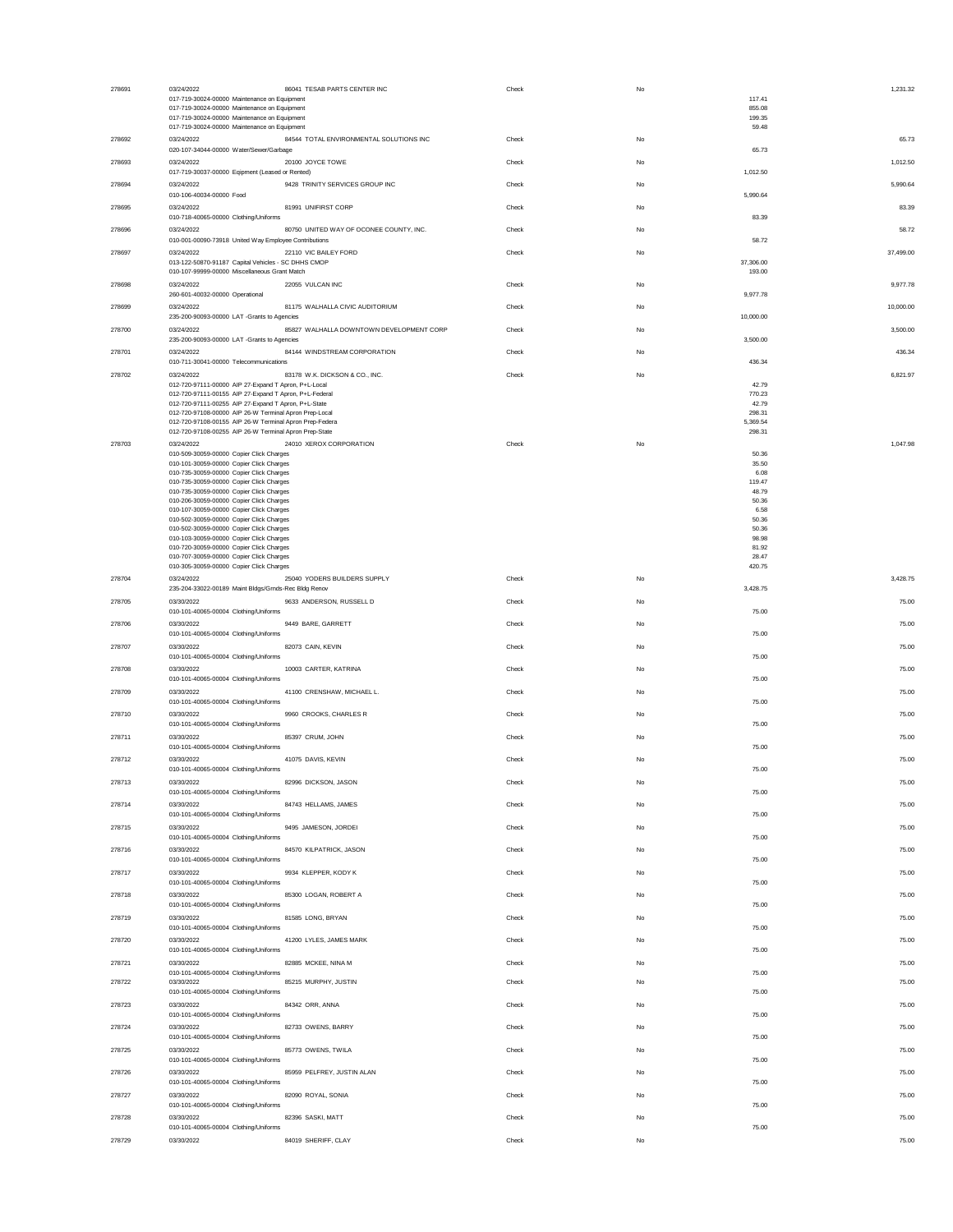| Check # | Date / Account | Vendor | Type | Void | Line Amount | Total |
|---|---|---|---|---|---|---|
| 278691 | 03/24/2022 | 86041 TESAB PARTS CENTER INC | Check | No | | 1,231.32 |
| | 017-719-30024-00000 Maintenance on Equipment | | | | 117.41 | |
| | 017-719-30024-00000 Maintenance on Equipment | | | | 855.08 | |
| | 017-719-30024-00000 Maintenance on Equipment | | | | 199.35 | |
| | 017-719-30024-00000 Maintenance on Equipment | | | | 59.48 | |
| 278692 | 03/24/2022 | 84544 TOTAL ENVIRONMENTAL SOLUTIONS INC | Check | No | | 65.73 |
| | 020-107-34044-00000 Water/Sewer/Garbage | | | | 65.73 | |
| 278693 | 03/24/2022 | 20100 JOYCE TOWE | Check | No | | 1,012.50 |
| | 017-719-30037-00000 Eqipment (Leased or Rented) | | | | 1,012.50 | |
| 278694 | 03/24/2022 | 9428 TRINITY SERVICES GROUP INC | Check | No | | 5,990.64 |
| | 010-106-40034-00000 Food | | | | 5,990.64 | |
| 278695 | 03/24/2022 | 81991 UNIFIRST CORP | Check | No | | 83.39 |
| | 010-718-40065-00000 Clothing/Uniforms | | | | 83.39 | |
| 278696 | 03/24/2022 | 80750 UNITED WAY OF OCONEE COUNTY, INC. | Check | No | | 58.72 |
| | 010-001-00090-73918 United Way Employee Contributions | | | | 58.72 | |
| 278697 | 03/24/2022 | 22110 VIC BAILEY FORD | Check | No | | 37,499.00 |
| | 013-122-50870-91187 Capital Vehicles - SC DHHS CMOP | | | | 37,306.00 | |
| | 010-107-99999-00000 Miscellaneous Grant Match | | | | 193.00 | |
| 278698 | 03/24/2022 | 22055 VULCAN INC | Check | No | | 9,977.78 |
| | 260-601-40032-00000 Operational | | | | 9,977.78 | |
| 278699 | 03/24/2022 | 81175 WALHALLA CIVIC AUDITORIUM | Check | No | | 10,000.00 |
| | 235-200-90093-00000 LAT -Grants to Agencies | | | | 10,000.00 | |
| 278700 | 03/24/2022 | 85827 WALHALLA DOWNTOWN DEVELOPMENT CORP | Check | No | | 3,500.00 |
| | 235-200-90093-00000 LAT -Grants to Agencies | | | | 3,500.00 | |
| 278701 | 03/24/2022 | 84144 WINDSTREAM CORPORATION | Check | No | | 436.34 |
| | 010-711-30041-00000 Telecommunications | | | | 436.34 | |
| 278702 | 03/24/2022 | 83178 W.K. DICKSON & CO., INC. | Check | No | | 6,821.97 |
| | 012-720-97111-00000 AIP 27-Expand T Apron, P+L-Local | | | | 42.79 | |
| | 012-720-97111-00155 AIP 27-Expand T Apron, P+L-Federal | | | | 770.23 | |
| | 012-720-97111-00255 AIP 27-Expand T Apron, P+L-State | | | | 42.79 | |
| | 012-720-97108-00000 AIP 26-W Terminal Apron Prep-Local | | | | 298.31 | |
| | 012-720-97108-00155 AIP 26-W Terminal Apron Prep-Federa | | | | 5,369.54 | |
| | 012-720-97108-00255 AIP 26-W Terminal Apron Prep-State | | | | 298.31 | |
| 278703 | 03/24/2022 | 24010 XEROX CORPORATION | Check | No | | 1,047.98 |
| | 010-509-30059-00000 Copier Click Charges | | | | 50.36 | |
| | 010-101-30059-00000 Copier Click Charges | | | | 35.50 | |
| | 010-735-30059-00000 Copier Click Charges | | | | 6.08 | |
| | 010-735-30059-00000 Copier Click Charges | | | | 119.47 | |
| | 010-735-30059-00000 Copier Click Charges | | | | 48.79 | |
| | 010-206-30059-00000 Copier Click Charges | | | | 50.36 | |
| | 010-107-30059-00000 Copier Click Charges | | | | 6.58 | |
| | 010-502-30059-00000 Copier Click Charges | | | | 50.36 | |
| | 010-502-30059-00000 Copier Click Charges | | | | 50.36 | |
| | 010-103-30059-00000 Copier Click Charges | | | | 98.98 | |
| | 010-720-30059-00000 Copier Click Charges | | | | 81.92 | |
| | 010-707-30059-00000 Copier Click Charges | | | | 28.47 | |
| | 010-305-30059-00000 Copier Click Charges | | | | 420.75 | |
| 278704 | 03/24/2022 | 25040 YODERS BUILDERS SUPPLY | Check | No | | 3,428.75 |
| | 235-204-33022-00189 Maint Bldgs/Grnds-Rec Bldg Renov | | | | 3,428.75 | |
| 278705 | 03/30/2022 | 9633 ANDERSON, RUSSELL D | Check | No | | 75.00 |
| | 010-101-40065-00004 Clothing/Uniforms | | | | 75.00 | |
| 278706 | 03/30/2022 | 9449 BARE, GARRETT | Check | No | | 75.00 |
| | 010-101-40065-00004 Clothing/Uniforms | | | | 75.00 | |
| 278707 | 03/30/2022 | 82073 CAIN, KEVIN | Check | No | | 75.00 |
| | 010-101-40065-00004 Clothing/Uniforms | | | | 75.00 | |
| 278708 | 03/30/2022 | 10003 CARTER, KATRINA | Check | No | | 75.00 |
| | 010-101-40065-00004 Clothing/Uniforms | | | | 75.00 | |
| 278709 | 03/30/2022 | 41100 CRENSHAW, MICHAEL L. | Check | No | | 75.00 |
| | 010-101-40065-00004 Clothing/Uniforms | | | | 75.00 | |
| 278710 | 03/30/2022 | 9960 CROOKS, CHARLES R | Check | No | | 75.00 |
| | 010-101-40065-00004 Clothing/Uniforms | | | | 75.00 | |
| 278711 | 03/30/2022 | 85397 CRUM, JOHN | Check | No | | 75.00 |
| | 010-101-40065-00004 Clothing/Uniforms | | | | 75.00 | |
| 278712 | 03/30/2022 | 41075 DAVIS, KEVIN | Check | No | | 75.00 |
| | 010-101-40065-00004 Clothing/Uniforms | | | | 75.00 | |
| 278713 | 03/30/2022 | 82996 DICKSON, JASON | Check | No | | 75.00 |
| | 010-101-40065-00004 Clothing/Uniforms | | | | 75.00 | |
| 278714 | 03/30/2022 | 84743 HELLAMS, JAMES | Check | No | | 75.00 |
| | 010-101-40065-00004 Clothing/Uniforms | | | | 75.00 | |
| 278715 | 03/30/2022 | 9495 JAMESON, JORDEI | Check | No | | 75.00 |
| | 010-101-40065-00004 Clothing/Uniforms | | | | 75.00 | |
| 278716 | 03/30/2022 | 84570 KILPATRICK, JASON | Check | No | | 75.00 |
| | 010-101-40065-00004 Clothing/Uniforms | | | | 75.00 | |
| 278717 | 03/30/2022 | 9934 KLEPPER, KODY K | Check | No | | 75.00 |
| | 010-101-40065-00004 Clothing/Uniforms | | | | 75.00 | |
| 278718 | 03/30/2022 | 85300 LOGAN, ROBERT A | Check | No | | 75.00 |
| | 010-101-40065-00004 Clothing/Uniforms | | | | 75.00 | |
| 278719 | 03/30/2022 | 81585 LONG, BRYAN | Check | No | | 75.00 |
| | 010-101-40065-00004 Clothing/Uniforms | | | | 75.00 | |
| 278720 | 03/30/2022 | 41200 LYLES, JAMES MARK | Check | No | | 75.00 |
| | 010-101-40065-00004 Clothing/Uniforms | | | | 75.00 | |
| 278721 | 03/30/2022 | 82885 MCKEE, NINA M | Check | No | | 75.00 |
| | 010-101-40065-00004 Clothing/Uniforms | | | | 75.00 | |
| 278722 | 03/30/2022 | 85215 MURPHY, JUSTIN | Check | No | | 75.00 |
| | 010-101-40065-00004 Clothing/Uniforms | | | | 75.00 | |
| 278723 | 03/30/2022 | 84342 ORR, ANNA | Check | No | | 75.00 |
| | 010-101-40065-00004 Clothing/Uniforms | | | | 75.00 | |
| 278724 | 03/30/2022 | 82733 OWENS, BARRY | Check | No | | 75.00 |
| | 010-101-40065-00004 Clothing/Uniforms | | | | 75.00 | |
| 278725 | 03/30/2022 | 85773 OWENS, TWILA | Check | No | | 75.00 |
| | 010-101-40065-00004 Clothing/Uniforms | | | | 75.00 | |
| 278726 | 03/30/2022 | 85959 PELFREY, JUSTIN ALAN | Check | No | | 75.00 |
| | 010-101-40065-00004 Clothing/Uniforms | | | | 75.00 | |
| 278727 | 03/30/2022 | 82090 ROYAL, SONIA | Check | No | | 75.00 |
| | 010-101-40065-00004 Clothing/Uniforms | | | | 75.00 | |
| 278728 | 03/30/2022 | 82396 SASKI, MATT | Check | No | | 75.00 |
| | 010-101-40065-00004 Clothing/Uniforms | | | | 75.00 | |
| 278729 | 03/30/2022 | 84019 SHERIFF, CLAY | Check | No | | 75.00 |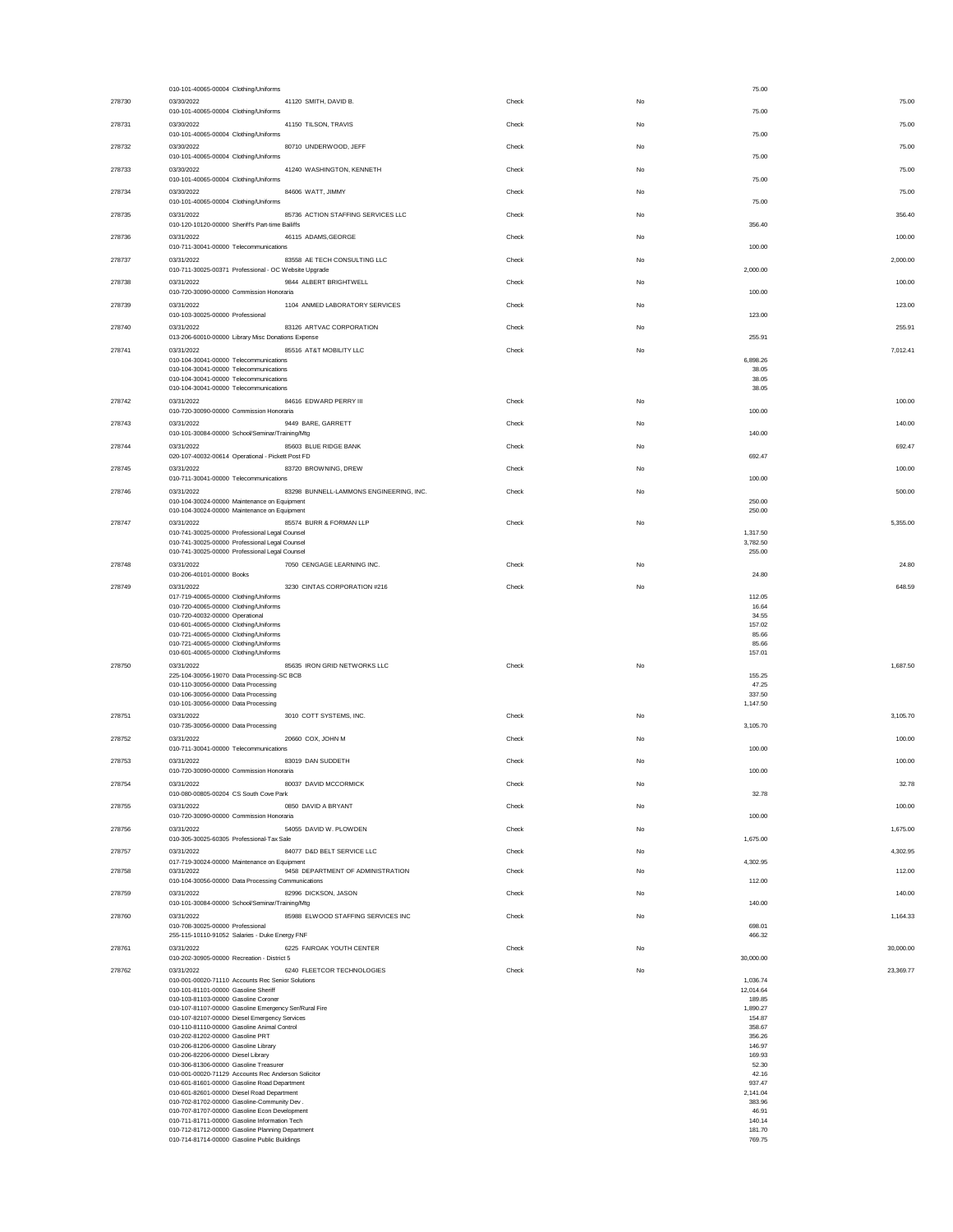| Check # | Date / Account | Vendor | Type | Void | Line Amount | Check Amount |
|---|---|---|---|---|---|---|
| | 010-101-40065-00004 Clothing/Uniforms | | | | 75.00 | |
| 278730 | 03/30/2022 | 41120 SMITH, DAVID B. | Check | No | | 75.00 |
| | 010-101-40065-00004 Clothing/Uniforms | | | | 75.00 | |
| 278731 | 03/30/2022 | 41150 TILSON, TRAVIS | Check | No | | 75.00 |
| | 010-101-40065-00004 Clothing/Uniforms | | | | 75.00 | |
| 278732 | 03/30/2022 | 80710 UNDERWOOD, JEFF | Check | No | | 75.00 |
| | 010-101-40065-00004 Clothing/Uniforms | | | | 75.00 | |
| 278733 | 03/30/2022 | 41240 WASHINGTON, KENNETH | Check | No | | 75.00 |
| | 010-101-40065-00004 Clothing/Uniforms | | | | 75.00 | |
| 278734 | 03/30/2022 | 84606 WATT, JIMMY | Check | No | | 75.00 |
| | 010-101-40065-00004 Clothing/Uniforms | | | | 75.00 | |
| 278735 | 03/31/2022 | 85736 ACTION STAFFING SERVICES LLC | Check | No | | 356.40 |
| | 010-120-10120-00000 Sheriff's Part-time Bailiffs | | | | 356.40 | |
| 278736 | 03/31/2022 | 46115 ADAMS,GEORGE | Check | No | | 100.00 |
| | 010-711-30041-00000 Telecommunications | | | | 100.00 | |
| 278737 | 03/31/2022 | 83558 AE TECH CONSULTING LLC | Check | No | | 2,000.00 |
| | 010-711-30025-00371 Professional - OC Website Upgrade | | | | 2,000.00 | |
| 278738 | 03/31/2022 | 9844 ALBERT BRIGHTWELL | Check | No | | 100.00 |
| | 010-720-30090-00000 Commission Honoraria | | | | 100.00 | |
| 278739 | 03/31/2022 | 1104 ANMED LABORATORY SERVICES | Check | No | | 123.00 |
| | 010-103-30025-00000 Professional | | | | 123.00 | |
| 278740 | 03/31/2022 | 83126 ARTVAC CORPORATION | Check | No | | 255.91 |
| | 013-206-60010-00000 Library Misc Donations Expense | | | | 255.91 | |
| 278741 | 03/31/2022 | 85516 AT&T MOBILITY LLC | Check | No | | 7,012.41 |
| | 010-104-30041-00000 Telecommunications | | | | 6,898.26 | |
| | 010-104-30041-00000 Telecommunications | | | | 38.05 | |
| | 010-104-30041-00000 Telecommunications | | | | 38.05 | |
| | 010-104-30041-00000 Telecommunications | | | | 38.05 | |
| 278742 | 03/31/2022 | 84616 EDWARD PERRY III | Check | No | | 100.00 |
| | 010-720-30090-00000 Commission Honoraria | | | | 100.00 | |
| 278743 | 03/31/2022 | 9449 BARE, GARRETT | Check | No | | 140.00 |
| | 010-101-30084-00000 School/Seminar/Training/Mtg | | | | 140.00 | |
| 278744 | 03/31/2022 | 85603 BLUE RIDGE BANK | Check | No | | 692.47 |
| | 020-107-40032-00614 Operational - Pickett Post FD | | | | 692.47 | |
| 278745 | 03/31/2022 | 83720 BROWNING, DREW | Check | No | | 100.00 |
| | 010-711-30041-00000 Telecommunications | | | | 100.00 | |
| 278746 | 03/31/2022 | 83298 BUNNELL-LAMMONS ENGINEERING, INC. | Check | No | | 500.00 |
| | 010-104-30024-00000 Maintenance on Equipment | | | | 250.00 | |
| | 010-104-30024-00000 Maintenance on Equipment | | | | 250.00 | |
| 278747 | 03/31/2022 | 85574 BURR & FORMAN LLP | Check | No | | 5,355.00 |
| | 010-741-30025-00000 Professional Legal Counsel | | | | 1,317.50 | |
| | 010-741-30025-00000 Professional Legal Counsel | | | | 3,782.50 | |
| | 010-741-30025-00000 Professional Legal Counsel | | | | 255.00 | |
| 278748 | 03/31/2022 | 7050 CENGAGE LEARNING INC. | Check | No | | 24.80 |
| | 010-206-40101-00000 Books | | | | 24.80 | |
| 278749 | 03/31/2022 | 3230 CINTAS CORPORATION #216 | Check | No | | 648.59 |
| | 017-719-40065-00000 Clothing/Uniforms | | | | 112.05 | |
| | 010-720-40065-00000 Clothing/Uniforms | | | | 16.64 | |
| | 010-720-40032-00000 Operational | | | | 34.55 | |
| | 010-601-40065-00000 Clothing/Uniforms | | | | 157.02 | |
| | 010-721-40065-00000 Clothing/Uniforms | | | | 85.66 | |
| | 010-721-40065-00000 Clothing/Uniforms | | | | 85.66 | |
| | 010-601-40065-00000 Clothing/Uniforms | | | | 157.01 | |
| 278750 | 03/31/2022 | 85635 IRON GRID NETWORKS LLC | Check | No | | 1,687.50 |
| | 225-104-30056-19070 Data Processing-SC BCB | | | | 155.25 | |
| | 010-110-30056-00000 Data Processing | | | | 47.25 | |
| | 010-106-30056-00000 Data Processing | | | | 337.50 | |
| | 010-101-30056-00000 Data Processing | | | | 1,147.50 | |
| 278751 | 03/31/2022 | 3010 COTT SYSTEMS, INC. | Check | No | | 3,105.70 |
| | 010-735-30056-00000 Data Processing | | | | 3,105.70 | |
| 278752 | 03/31/2022 | 20660 COX, JOHN M | Check | No | | 100.00 |
| | 010-711-30041-00000 Telecommunications | | | | 100.00 | |
| 278753 | 03/31/2022 | 83019 DAN SUDDETH | Check | No | | 100.00 |
| | 010-720-30090-00000 Commission Honoraria | | | | 100.00 | |
| 278754 | 03/31/2022 | 80037 DAVID MCCORMICK | Check | No | | 32.78 |
| | 010-080-00805-00204 CS South Cove Park | | | | 32.78 | |
| 278755 | 03/31/2022 | 0850 DAVID A BRYANT | Check | No | | 100.00 |
| | 010-720-30090-00000 Commission Honoraria | | | | 100.00 | |
| 278756 | 03/31/2022 | 54055 DAVID W. PLOWDEN | Check | No | | 1,675.00 |
| | 010-305-30025-60305 Professional-Tax Sale | | | | 1,675.00 | |
| 278757 | 03/31/2022 | 84077 D&D BELT SERVICE LLC | Check | No | | 4,302.95 |
| | 017-719-30024-00000 Maintenance on Equipment | | | | 4,302.95 | |
| 278758 | 03/31/2022 | 9458 DEPARTMENT OF ADMINISTRATION | Check | No | | 112.00 |
| | 010-104-30056-00000 Data Processing Communications | | | | 112.00 | |
| 278759 | 03/31/2022 | 82996 DICKSON, JASON | Check | No | | 140.00 |
| | 010-101-30084-00000 School/Seminar/Training/Mtg | | | | 140.00 | |
| 278760 | 03/31/2022 | 85988 ELWOOD STAFFING SERVICES INC | Check | No | | 1,164.33 |
| | 010-708-30025-00000 Professional | | | | 698.01 | |
| | 255-115-10110-91052 Salaries - Duke Energy FNF | | | | 466.32 | |
| 278761 | 03/31/2022 | 6225 FAIROAK YOUTH CENTER | Check | No | | 30,000.00 |
| | 010-202-30905-00000 Recreation - District 5 | | | | 30,000.00 | |
| 278762 | 03/31/2022 | 6240 FLEETCOR TECHNOLOGIES | Check | No | | 23,369.77 |
| | 010-001-00020-71110 Accounts Rec Senior Solutions | | | | 1,036.74 | |
| | 010-101-81101-00000 Gasoline Sheriff | | | | 12,014.64 | |
| | 010-103-81103-00000 Gasoline Coroner | | | | 189.85 | |
| | 010-107-81107-00000 Gasoline Emergency Ser/Rural Fire | | | | 1,890.27 | |
| | 010-107-82107-00000 Diesel Emergency Services | | | | 154.87 | |
| | 010-110-81110-00000 Gasoline Animal Control | | | | 358.67 | |
| | 010-202-81202-00000 Gasoline PRT | | | | 356.26 | |
| | 010-206-81206-00000 Gasoline Library | | | | 146.97 | |
| | 010-206-82206-00000 Diesel Library | | | | 169.93 | |
| | 010-306-81306-00000 Gasoline Treasurer | | | | 52.30 | |
| | 010-001-00020-71129 Accounts Rec Anderson Solicitor | | | | 42.16 | |
| | 010-601-81601-00000 Gasoline Road Department | | | | 937.47 | |
| | 010-601-82601-00000 Diesel Road Department | | | | 2,141.04 | |
| | 010-702-81702-00000 Gasoline-Community Dev . | | | | 383.96 | |
| | 010-707-81707-00000 Gasoline Econ Development | | | | 46.91 | |
| | 010-711-81711-00000 Gasoline Information Tech | | | | 140.14 | |
| | 010-712-81712-00000 Gasoline Planning Department | | | | 181.70 | |
| | 010-714-81714-00000 Gasoline Public Buildings | | | | 769.75 | |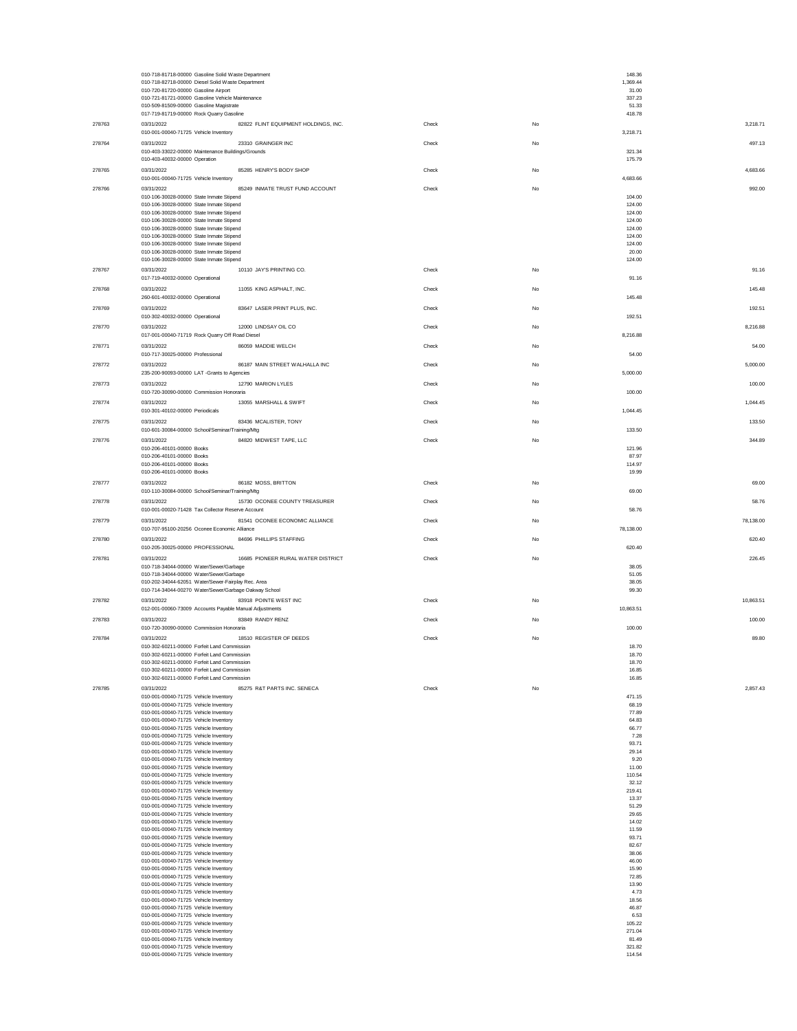| | | | | | | |
|---|---|---|---|---|---|---|
| | 010-718-81718-00000 Gasoline Solid Waste Department | | | | 148.36 | |
| | 010-718-82718-00000 Diesel Solid Waste Department | | | | 1,369.44 | |
| | 010-720-81720-00000 Gasoline Airport | | | | 31.00 | |
| | 010-721-81721-00000 Gasoline Vehicle Maintenance | | | | 337.23 | |
| | 010-509-81509-00000 Gasoline Magistrate | | | | 51.33 | |
| | 017-719-81719-00000 Rock Quarry Gasoline | | | | 418.78 | |
| 278763 | 03/31/2022 | 82822 FLINT EQUIPMENT HOLDINGS, INC. | Check | No | | 3,218.71 |
| | 010-001-00040-71725 Vehicle Inventory | | | | 3,218.71 | |
| 278764 | 03/31/2022 | 23310 GRAINGER INC | Check | No | | 497.13 |
| | 010-403-33022-00000 Maintenance Buildings/Grounds | | | | 321.34 | |
| | 010-403-40032-00000 Operation | | | | 175.79 | |
| 278765 | 03/31/2022 | 85285 HENRY'S BODY SHOP | Check | No | | 4,683.66 |
| | 010-001-00040-71725 Vehicle Inventory | | | | 4,683.66 | |
| 278766 | 03/31/2022 | 85249 INMATE TRUST FUND ACCOUNT | Check | No | | 992.00 |
| | 010-106-30028-00000 State Inmate Stipend | | | | 104.00 | |
| | 010-106-30028-00000 State Inmate Stipend | | | | 124.00 | |
| | 010-106-30028-00000 State Inmate Stipend | | | | 124.00 | |
| | 010-106-30028-00000 State Inmate Stipend | | | | 124.00 | |
| | 010-106-30028-00000 State Inmate Stipend | | | | 124.00 | |
| | 010-106-30028-00000 State Inmate Stipend | | | | 124.00 | |
| | 010-106-30028-00000 State Inmate Stipend | | | | 124.00 | |
| | 010-106-30028-00000 State Inmate Stipend | | | | 20.00 | |
| | 010-106-30028-00000 State Inmate Stipend | | | | 124.00 | |
| 278767 | 03/31/2022 | 10110 JAY'S PRINTING CO. | Check | No | | 91.16 |
| | 017-719-40032-00000 Operational | | | | 91.16 | |
| 278768 | 03/31/2022 | 11055 KING ASPHALT, INC. | Check | No | | 145.48 |
| | 260-601-40032-00000 Operational | | | | 145.48 | |
| 278769 | 03/31/2022 | 83647 LASER PRINT PLUS, INC. | Check | No | | 192.51 |
| | 010-302-40032-00000 Operational | | | | 192.51 | |
| 278770 | 03/31/2022 | 12000 LINDSAY OIL CO | Check | No | | 8,216.88 |
| | 017-001-00040-71719 Rock Quarry Off Road Diesel | | | | 8,216.88 | |
| 278771 | 03/31/2022 | 86059 MADDIE WELCH | Check | No | | 54.00 |
| | 010-717-30025-00000 Professional | | | | 54.00 | |
| 278772 | 03/31/2022 | 86187 MAIN STREET WALHALLA INC | Check | No | | 5,000.00 |
| | 235-200-90093-00000 LAT -Grants to Agencies | | | | 5,000.00 | |
| 278773 | 03/31/2022 | 12790 MARION LYLES | Check | No | | 100.00 |
| | 010-720-30090-00000 Commission Honoraria | | | | 100.00 | |
| 278774 | 03/31/2022 | 13055 MARSHALL & SWIFT | Check | No | | 1,044.45 |
| | 010-301-40102-00000 Periodicals | | | | 1,044.45 | |
| 278775 | 03/31/2022 | 83436 MCALISTER, TONY | Check | No | | 133.50 |
| | 010-601-30084-00000 School/Seminar/Training/Mtg | | | | 133.50 | |
| 278776 | 03/31/2022 | 84820 MIDWEST TAPE, LLC | Check | No | | 344.89 |
| | 010-206-40101-00000 Books | | | | 121.96 | |
| | 010-206-40101-00000 Books | | | | 87.97 | |
| | 010-206-40101-00000 Books | | | | 114.97 | |
| | 010-206-40101-00000 Books | | | | 19.99 | |
| 278777 | 03/31/2022 | 86182 MOSS, BRITTON | Check | No | | 69.00 |
| | 010-110-30084-00000 School/Seminar/Training/Mtg | | | | 69.00 | |
| 278778 | 03/31/2022 | 15730 OCONEE COUNTY TREASURER | Check | No | | 58.76 |
| | 010-001-00020-71428 Tax Collector Reserve Account | | | | 58.76 | |
| 278779 | 03/31/2022 | 81541 OCONEE ECONOMIC ALLIANCE | Check | No | | 78,138.00 |
| | 010-707-95100-20256 Oconee Economic Alliance | | | | 78,138.00 | |
| 278780 | 03/31/2022 | 84696 PHILLIPS STAFFING | Check | No | | 620.40 |
| | 010-205-30025-00000 PROFESSIONAL | | | | 620.40 | |
| 278781 | 03/31/2022 | 16685 PIONEER RURAL WATER DISTRICT | Check | No | | 226.45 |
| | 010-718-34044-00000 Water/Sewer/Garbage | | | | 38.05 | |
| | 010-718-34044-00000 Water/Sewer/Garbage | | | | 51.05 | |
| | 010-202-34044-62051 Water/Sewer-Fairplay Rec. Area | | | | 38.05 | |
| | 010-714-34044-00270 Water/Sewer/Garbage Oakway School | | | | 99.30 | |
| 278782 | 03/31/2022 | 83918 POINTE WEST INC | Check | No | | 10,863.51 |
| | 012-001-00060-73009 Accounts Payable Manual Adjustments | | | | 10,863.51 | |
| 278783 | 03/31/2022 | 83849 RANDY RENZ | Check | No | | 100.00 |
| | 010-720-30090-00000 Commission Honoraria | | | | 100.00 | |
| 278784 | 03/31/2022 | 18510 REGISTER OF DEEDS | Check | No | | 89.80 |
| | 010-302-60211-00000 Forfeit Land Commission | | | | 18.70 | |
| | 010-302-60211-00000 Forfeit Land Commission | | | | 18.70 | |
| | 010-302-60211-00000 Forfeit Land Commission | | | | 18.70 | |
| | 010-302-60211-00000 Forfeit Land Commission | | | | 16.85 | |
| | 010-302-60211-00000 Forfeit Land Commission | | | | 16.85 | |
| 278785 | 03/31/2022 | 85275 R&T PARTS INC. SENECA | Check | No | | 2,857.43 |
| | 010-001-00040-71725 Vehicle Inventory | | | | 471.15 | |
| | 010-001-00040-71725 Vehicle Inventory | | | | 68.19 | |
| | 010-001-00040-71725 Vehicle Inventory | | | | 77.89 | |
| | 010-001-00040-71725 Vehicle Inventory | | | | 64.83 | |
| | 010-001-00040-71725 Vehicle Inventory | | | | 66.77 | |
| | 010-001-00040-71725 Vehicle Inventory | | | | 7.28 | |
| | 010-001-00040-71725 Vehicle Inventory | | | | 93.71 | |
| | 010-001-00040-71725 Vehicle Inventory | | | | 29.14 | |
| | 010-001-00040-71725 Vehicle Inventory | | | | 9.20 | |
| | 010-001-00040-71725 Vehicle Inventory | | | | 11.00 | |
| | 010-001-00040-71725 Vehicle Inventory | | | | 110.54 | |
| | 010-001-00040-71725 Vehicle Inventory | | | | 32.12 | |
| | 010-001-00040-71725 Vehicle Inventory | | | | 219.41 | |
| | 010-001-00040-71725 Vehicle Inventory | | | | 13.37 | |
| | 010-001-00040-71725 Vehicle Inventory | | | | 51.29 | |
| | 010-001-00040-71725 Vehicle Inventory | | | | 29.65 | |
| | 010-001-00040-71725 Vehicle Inventory | | | | 14.02 | |
| | 010-001-00040-71725 Vehicle Inventory | | | | 11.59 | |
| | 010-001-00040-71725 Vehicle Inventory | | | | 93.71 | |
| | 010-001-00040-71725 Vehicle Inventory | | | | 82.67 | |
| | 010-001-00040-71725 Vehicle Inventory | | | | 38.06 | |
| | 010-001-00040-71725 Vehicle Inventory | | | | 46.00 | |
| | 010-001-00040-71725 Vehicle Inventory | | | | 15.90 | |
| | 010-001-00040-71725 Vehicle Inventory | | | | 72.85 | |
| | 010-001-00040-71725 Vehicle Inventory | | | | 13.90 | |
| | 010-001-00040-71725 Vehicle Inventory | | | | 4.73 | |
| | 010-001-00040-71725 Vehicle Inventory | | | | 18.56 | |
| | 010-001-00040-71725 Vehicle Inventory | | | | 46.87 | |
| | 010-001-00040-71725 Vehicle Inventory | | | | 6.53 | |
| | 010-001-00040-71725 Vehicle Inventory | | | | 105.22 | |
| | 010-001-00040-71725 Vehicle Inventory | | | | 271.04 | |
| | 010-001-00040-71725 Vehicle Inventory | | | | 81.49 | |
| | 010-001-00040-71725 Vehicle Inventory | | | | 321.82 | |
| | 010-001-00040-71725 Vehicle Inventory | | | | 114.54 | |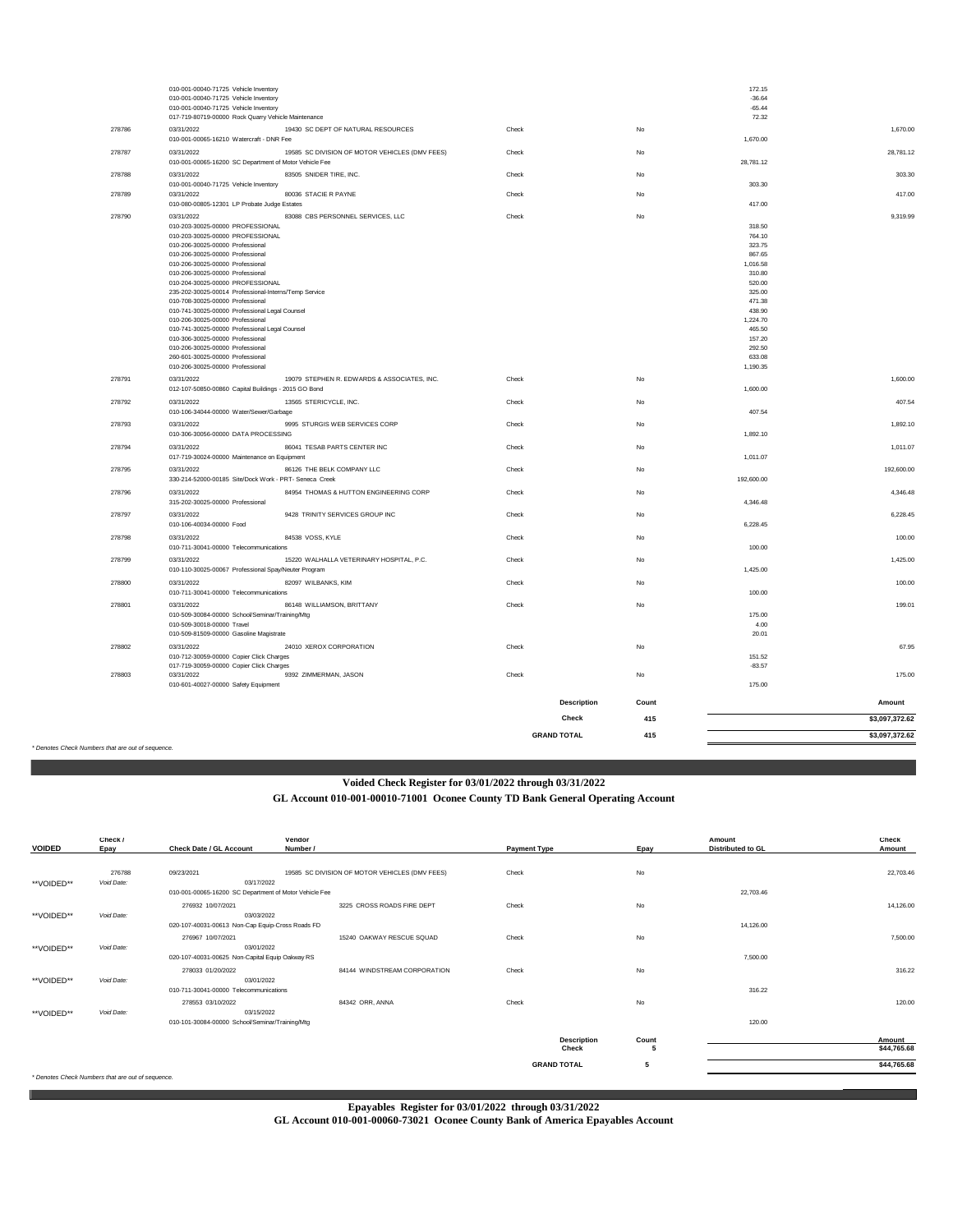| Check | Check Date / GL Account | Vendor | Payment Type | Epay | Amount Distributed to GL | Check Amount |
|---|---|---|---|---|---|---|
| | 010-001-00040-71725 Vehicle Inventory | | | | 172.15 | |
| | 010-001-00040-71725 Vehicle Inventory | | | | -36.64 | |
| | 010-001-00040-71725 Vehicle Inventory | | | | -65.44 | |
| | 017-719-80719-00000 Rock Quarry Vehicle Maintenance | | | | 72.32 | |
| 278786 | 03/31/2022 | 19430 SC DEPT OF NATURAL RESOURCES | Check | No | | 1,670.00 |
| | 010-001-00065-16210 Watercraft - DNR Fee | | | | 1,670.00 | |
| 278787 | 03/31/2022 | 19585 SC DIVISION OF MOTOR VEHICLES (DMV FEES) | Check | No | | 28,781.12 |
| | 010-001-00065-16200 SC Department of Motor Vehicle Fee | | | | 28,781.12 | |
| 278788 | 03/31/2022 | 83505 SNIDER TIRE, INC. | Check | No | | 303.30 |
| | 010-001-00040-71725 Vehicle Inventory | | | | 303.30 | |
| 278789 | 03/31/2022 | 80036 STACIE R PAYNE | Check | No | | 417.00 |
| | 010-080-00805-12301 LP Probate Judge Estates | | | | 417.00 | |
| 278790 | 03/31/2022 | 83088 CBS PERSONNEL SERVICES, LLC | Check | No | | 9,319.99 |
| | 010-203-30025-00000 PROFESSIONAL | | | | 318.50 | |
| | 010-203-30025-00000 PROFESSIONAL | | | | 764.10 | |
| | 010-206-30025-00000 Professional | | | | 323.75 | |
| | 010-206-30025-00000 Professional | | | | 867.65 | |
| | 010-206-30025-00000 Professional | | | | 1,016.58 | |
| | 010-206-30025-00000 Professional | | | | 310.80 | |
| | 010-204-30025-00000 PROFESSIONAL | | | | 520.00 | |
| | 235-202-30025-00014 Professional-Interns/Temp Service | | | | 325.00 | |
| | 010-708-30025-00000 Professional | | | | 471.38 | |
| | 010-741-30025-00000 Professional Legal Counsel | | | | 438.90 | |
| | 010-206-30025-00000 Professional | | | | 1,224.70 | |
| | 010-741-30025-00000 Professional Legal Counsel | | | | 465.50 | |
| | 010-306-30025-00000 Professional | | | | 157.20 | |
| | 010-206-30025-00000 Professional | | | | 292.50 | |
| | 260-601-30025-00000 Professional | | | | 633.08 | |
| | 010-206-30025-00000 Professional | | | | 1,190.35 | |
| 278791 | 03/31/2022 | 19079 STEPHEN R. EDWARDS & ASSOCIATES, INC. | Check | No | | 1,600.00 |
| | 012-107-50850-00860 Capital Buildings - 2015 GO Bond | | | | 1,600.00 | |
| 278792 | 03/31/2022 | 13565 STERICYCLE, INC. | Check | No | | 407.54 |
| | 010-106-34044-00000 Water/Sewer/Garbage | | | | 407.54 | |
| 278793 | 03/31/2022 | 9995 STURGIS WEB SERVICES CORP | Check | No | | 1,892.10 |
| | 010-306-30056-00000 DATA PROCESSING | | | | 1,892.10 | |
| 278794 | 03/31/2022 | 86041 TESAB PARTS CENTER INC | Check | No | | 1,011.07 |
| | 017-719-30024-00000 Maintenance on Equipment | | | | 1,011.07 | |
| 278795 | 03/31/2022 | 86126 THE BELK COMPANY LLC | Check | No | | 192,600.00 |
| | 330-214-52000-00185 Site/Dock Work - PRT- Seneca Creek | | | | 192,600.00 | |
| 278796 | 03/31/2022 | 84954 THOMAS & HUTTON ENGINEERING CORP | Check | No | | 4,346.48 |
| | 315-202-30025-00000 Professional | | | | 4,346.48 | |
| 278797 | 03/31/2022 | 9428 TRINITY SERVICES GROUP INC | Check | No | | 6,228.45 |
| | 010-106-40034-00000 Food | | | | 6,228.45 | |
| 278798 | 03/31/2022 | 84538 VOSS, KYLE | Check | No | | 100.00 |
| | 010-711-30041-00000 Telecommunications | | | | 100.00 | |
| 278799 | 03/31/2022 | 15220 WALHALLA VETERINARY HOSPITAL, P.C. | Check | No | | 1,425.00 |
| | 010-110-30025-00067 Professional Spay/Neuter Program | | | | 1,425.00 | |
| 278800 | 03/31/2022 | 82097 WILBANKS, KIM | Check | No | | 100.00 |
| | 010-711-30041-00000 Telecommunications | | | | 100.00 | |
| 278801 | 03/31/2022 | 86148 WILLIAMSON, BRITTANY | Check | No | | 199.01 |
| | 010-509-30084-00000 School/Seminar/Training/Mtg | | | | 175.00 | |
| | 010-509-30018-00000 Travel | | | | 4.00 | |
| | 010-509-81509-00000 Gasoline Magistrate | | | | 20.01 | |
| 278802 | 03/31/2022 | 24010 XEROX CORPORATION | Check | No | | 67.95 |
| | 010-712-30059-00000 Copier Click Charges | | | | 151.52 | |
| | 017-719-30059-00000 Copier Click Charges | | | | -83.57 | |
| 278803 | 03/31/2022 | 9392 ZIMMERMAN, JASON | Check | No | | 175.00 |
| | 010-601-40027-00000 Safety Equipment | | | | 175.00 | |

| Description | Count | Amount |
|---|---|---|
| Check | 415 | $3,097,372.62 |
| GRAND TOTAL | 415 | $3,097,372.62 |

*\* Denotes Check Numbers that are out of sequence.*

## Voided Check Register for 03/01/2022 through 03/31/2022

## GL Account 010-001-00010-71001 Oconee County TD Bank General Operating Account

| VOIDED | Check / Epay | Check Date / GL Account | Vendor Number / | Payment Type | Epay | Amount Distributed to GL | Check Amount |
|---|---|---|---|---|---|---|---|
| | 276788 | 09/23/2021 | 19585 SC DIVISION OF MOTOR VEHICLES (DMV FEES) | Check | No | | 22,703.46 |
| **VOIDED** | Void Date: | 03/17/2022 | | | | | |
| | | 010-001-00065-16200 SC Department of Motor Vehicle Fee | | | | 22,703.46 | |
| | | 276932 10/07/2021 | 3225 CROSS ROADS FIRE DEPT | Check | No | | 14,126.00 |
| **VOIDED** | Void Date: | 03/03/2022 | | | | | |
| | | 020-107-40031-00613 Non-Cap Equip-Cross Roads FD | | | | 14,126.00 | |
| | | 276967 10/07/2021 | 15240 OAKWAY RESCUE SQUAD | Check | No | | 7,500.00 |
| **VOIDED** | Void Date: | 03/01/2022 | | | | | |
| | | 020-107-40031-00625 Non-Capital Equip Oakway RS | | | | 7,500.00 | |
| | | 278033 01/20/2022 | 84144 WINDSTREAM CORPORATION | Check | No | | 316.22 |
| **VOIDED** | Void Date: | 03/01/2022 | | | | | |
| | | 010-711-30041-00000 Telecommunications | | | | 316.22 | |
| | | 278553 03/10/2022 | 84342 ORR, ANNA | Check | No | | 120.00 |
| **VOIDED** | Void Date: | 03/15/2022 | | | | | |
| | | 010-101-30084-00000 School/Seminar/Training/Mtg | | | | 120.00 | |

| Description | Count | Amount |
|---|---|---|
| Check | 5 | $44,765.68 |
| GRAND TOTAL | 5 | $44,765.68 |

*\* Denotes Check Numbers that are out of sequence.*

## Epayables Register for 03/01/2022 through 03/31/2022

## GL Account 010-001-00060-73021 Oconee County Bank of America Epayables Account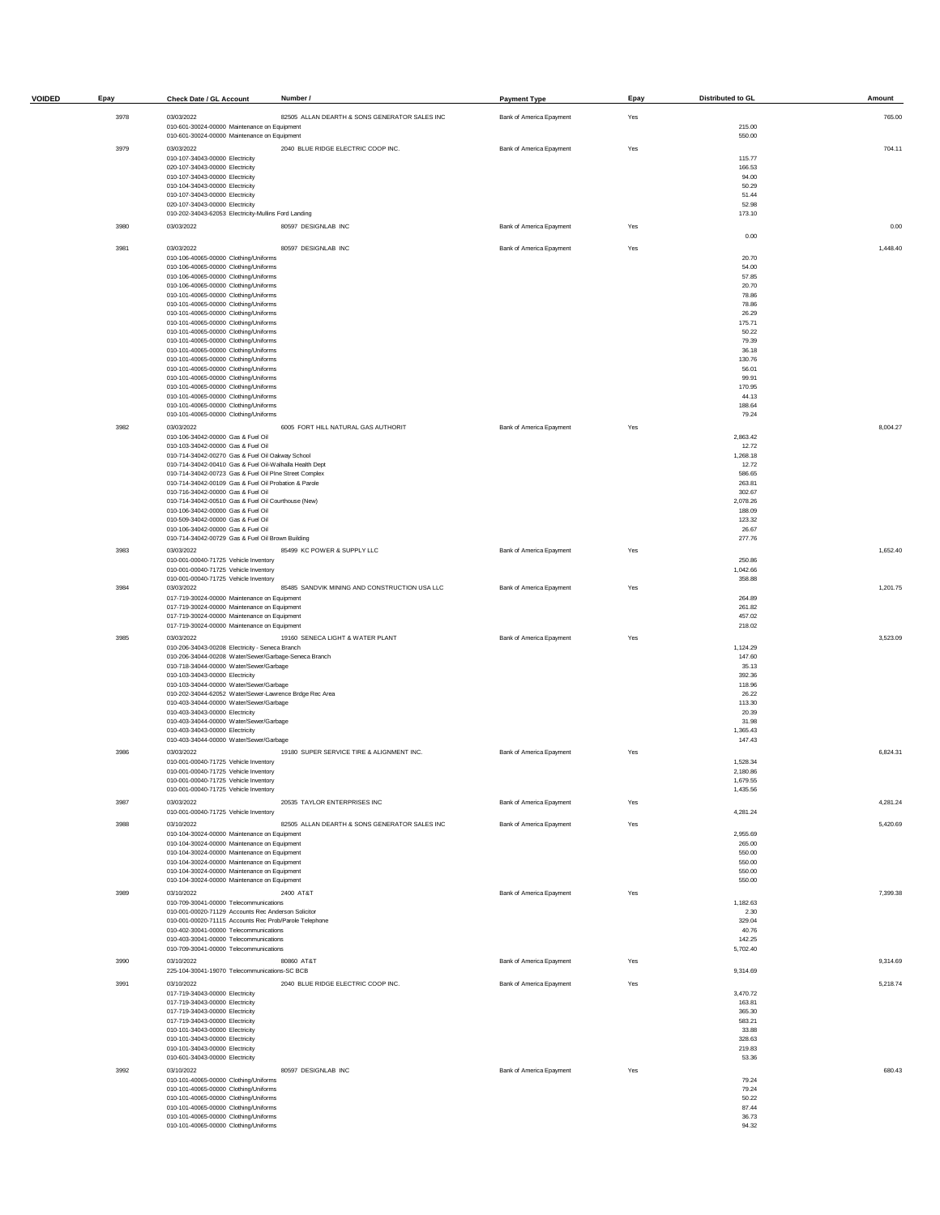| VOIDED | Epay | Check Date / GL Account | Number / | Payment Type | Epay | Distributed to GL | Amount |
|---|---|---|---|---|---|---|---|
| | 3978 | 03/03/2022 | 82505 ALLAN DEARTH & SONS GENERATOR SALES INC | Bank of America Epayment | Yes | | 765.00 |
| | | 010-601-30024-00000 Maintenance on Equipment | | | | 215.00 | |
| | | 010-601-30024-00000 Maintenance on Equipment | | | | 550.00 | |
| | 3979 | 03/03/2022 | 2040 BLUE RIDGE ELECTRIC COOP INC. | Bank of America Epayment | Yes | | 704.11 |
| | | 010-107-34043-00000 Electricity | | | | 115.77 | |
| | | 020-107-34043-00000 Electricity | | | | 166.53 | |
| | | 010-107-34043-00000 Electricity | | | | 94.00 | |
| | | 010-104-34043-00000 Electricity | | | | 50.29 | |
| | | 010-107-34043-00000 Electricity | | | | 51.44 | |
| | | 020-107-34043-00000 Electricity | | | | 52.98 | |
| | | 010-202-34043-62053 Electricity-Mullins Ford Landing | | | | 173.10 | |
| | 3980 | 03/03/2022 | 80597 DESIGNLAB INC | Bank of America Epayment | Yes | | 0.00 |
| | | | | | | 0.00 | |
| | 3981 | 03/03/2022 | 80597 DESIGNLAB INC | Bank of America Epayment | Yes | | 1,448.40 |
| | | 010-106-40065-00000 Clothing/Uniforms | | | | 20.70 | |
| | | 010-106-40065-00000 Clothing/Uniforms | | | | 54.00 | |
| | | 010-106-40065-00000 Clothing/Uniforms | | | | 57.85 | |
| | | 010-106-40065-00000 Clothing/Uniforms | | | | 20.70 | |
| | | 010-101-40065-00000 Clothing/Uniforms | | | | 78.86 | |
| | | 010-101-40065-00000 Clothing/Uniforms | | | | 78.86 | |
| | | 010-101-40065-00000 Clothing/Uniforms | | | | 26.29 | |
| | | 010-101-40065-00000 Clothing/Uniforms | | | | 175.71 | |
| | | 010-101-40065-00000 Clothing/Uniforms | | | | 50.22 | |
| | | 010-101-40065-00000 Clothing/Uniforms | | | | 79.39 | |
| | | 010-101-40065-00000 Clothing/Uniforms | | | | 36.18 | |
| | | 010-101-40065-00000 Clothing/Uniforms | | | | 130.76 | |
| | | 010-101-40065-00000 Clothing/Uniforms | | | | 56.01 | |
| | | 010-101-40065-00000 Clothing/Uniforms | | | | 99.91 | |
| | | 010-101-40065-00000 Clothing/Uniforms | | | | 170.95 | |
| | | 010-101-40065-00000 Clothing/Uniforms | | | | 44.13 | |
| | | 010-101-40065-00000 Clothing/Uniforms | | | | 188.64 | |
| | | 010-101-40065-00000 Clothing/Uniforms | | | | 79.24 | |
| | 3982 | 03/03/2022 | 6005 FORT HILL NATURAL GAS AUTHORIT | Bank of America Epayment | Yes | | 8,004.27 |
| | | 010-106-34042-00000 Gas & Fuel Oil | | | | 2,863.42 | |
| | | 010-103-34042-00000 Gas & Fuel Oil | | | | 12.72 | |
| | | 010-714-34042-00270 Gas & Fuel Oil Oakway School | | | | 1,268.18 | |
| | | 010-714-34042-00410 Gas & Fuel Oil-Walhalla Health Dept | | | | 12.72 | |
| | | 010-714-34042-00723 Gas & Fuel Oil Pine Street Complex | | | | 586.65 | |
| | | 010-714-34042-00109 Gas & Fuel Oil Probation & Parole | | | | 263.81 | |
| | | 010-716-34042-00000 Gas & Fuel Oil | | | | 302.67 | |
| | | 010-714-34042-00510 Gas & Fuel Oil Courthouse (New) | | | | 2,078.26 | |
| | | 010-106-34042-00000 Gas & Fuel Oil | | | | 188.09 | |
| | | 010-509-34042-00000 Gas & Fuel Oil | | | | 123.32 | |
| | | 010-106-34042-00000 Gas & Fuel Oil | | | | 26.67 | |
| | | 010-714-34042-00729 Gas & Fuel Oil Brown Building | | | | 277.76 | |
| | 3983 | 03/03/2022 | 85499 KC POWER & SUPPLY LLC | Bank of America Epayment | Yes | | 1,652.40 |
| | | 010-001-00040-71725 Vehicle Inventory | | | | 250.86 | |
| | | 010-001-00040-71725 Vehicle Inventory | | | | 1,042.66 | |
| | | 010-001-00040-71725 Vehicle Inventory | | | | 358.88 | |
| | 3984 | 03/03/2022 | 85485 SANDVIK MINING AND CONSTRUCTION USA LLC | Bank of America Epayment | Yes | | 1,201.75 |
| | | 017-719-30024-00000 Maintenance on Equipment | | | | 264.89 | |
| | | 017-719-30024-00000 Maintenance on Equipment | | | | 261.82 | |
| | | 017-719-30024-00000 Maintenance on Equipment | | | | 457.02 | |
| | | 017-719-30024-00000 Maintenance on Equipment | | | | 218.02 | |
| | 3985 | 03/03/2022 | 19160 SENECA LIGHT & WATER PLANT | Bank of America Epayment | Yes | | 3,523.09 |
| | | 010-206-34043-00208 Electricity - Seneca Branch | | | | 1,124.29 | |
| | | 010-206-34044-00208 Water/Sewer/Garbage-Seneca Branch | | | | 147.60 | |
| | | 010-718-34044-00000 Water/Sewer/Garbage | | | | 35.13 | |
| | | 010-103-34043-00000 Electricity | | | | 392.36 | |
| | | 010-103-34044-00000 Water/Sewer/Garbage | | | | 118.96 | |
| | | 010-202-34044-62052 Water/Sewer-Lawrence Brdge Rec Area | | | | 26.22 | |
| | | 010-403-34044-00000 Water/Sewer/Garbage | | | | 113.30 | |
| | | 010-403-34043-00000 Electricity | | | | 20.39 | |
| | | 010-403-34044-00000 Water/Sewer/Garbage | | | | 31.98 | |
| | | 010-403-34043-00000 Electricity | | | | 1,365.43 | |
| | | 010-403-34044-00000 Water/Sewer/Garbage | | | | 147.43 | |
| | 3986 | 03/03/2022 | 19180 SUPER SERVICE TIRE & ALIGNMENT INC. | Bank of America Epayment | Yes | | 6,824.31 |
| | | 010-001-00040-71725 Vehicle Inventory | | | | 1,528.34 | |
| | | 010-001-00040-71725 Vehicle Inventory | | | | 2,180.86 | |
| | | 010-001-00040-71725 Vehicle Inventory | | | | 1,679.55 | |
| | | 010-001-00040-71725 Vehicle Inventory | | | | 1,435.56 | |
| | 3987 | 03/03/2022 | 20535 TAYLOR ENTERPRISES INC | Bank of America Epayment | Yes | | 4,281.24 |
| | | 010-001-00040-71725 Vehicle Inventory | | | | 4,281.24 | |
| | 3988 | 03/10/2022 | 82505 ALLAN DEARTH & SONS GENERATOR SALES INC | Bank of America Epayment | Yes | | 5,420.69 |
| | | 010-104-30024-00000 Maintenance on Equipment | | | | 2,955.69 | |
| | | 010-104-30024-00000 Maintenance on Equipment | | | | 265.00 | |
| | | 010-104-30024-00000 Maintenance on Equipment | | | | 550.00 | |
| | | 010-104-30024-00000 Maintenance on Equipment | | | | 550.00 | |
| | | 010-104-30024-00000 Maintenance on Equipment | | | | 550.00 | |
| | | 010-104-30024-00000 Maintenance on Equipment | | | | 550.00 | |
| | 3989 | 03/10/2022 | 2400 AT&T | Bank of America Epayment | Yes | | 7,399.38 |
| | | 010-709-30041-00000 Telecommunications | | | | 1,182.63 | |
| | | 010-001-00020-71129 Accounts Rec Anderson Solicitor | | | | 2.30 | |
| | | 010-001-00020-71115 Accounts Rec Prob/Parole Telephone | | | | 329.04 | |
| | | 010-402-30041-00000 Telecommunications | | | | 40.76 | |
| | | 010-403-30041-00000 Telecommunications | | | | 142.25 | |
| | | 010-709-30041-00000 Telecommunications | | | | 5,702.40 | |
| | 3990 | 03/10/2022 | 80860 AT&T | Bank of America Epayment | Yes | | 9,314.69 |
| | | 225-104-30041-19070 Telecommunications-SC BCB | | | | 9,314.69 | |
| | 3991 | 03/10/2022 | 2040 BLUE RIDGE ELECTRIC COOP INC. | Bank of America Epayment | Yes | | 5,218.74 |
| | | 017-719-34043-00000 Electricity | | | | 3,470.72 | |
| | | 017-719-34043-00000 Electricity | | | | 163.81 | |
| | | 017-719-34043-00000 Electricity | | | | 365.30 | |
| | | 017-719-34043-00000 Electricity | | | | 583.21 | |
| | | 010-101-34043-00000 Electricity | | | | 33.88 | |
| | | 010-101-34043-00000 Electricity | | | | 328.63 | |
| | | 010-101-34043-00000 Electricity | | | | 219.83 | |
| | | 010-601-34043-00000 Electricity | | | | 53.36 | |
| | 3992 | 03/10/2022 | 80597 DESIGNLAB INC | Bank of America Epayment | Yes | | 680.43 |
| | | 010-101-40065-00000 Clothing/Uniforms | | | | 79.24 | |
| | | 010-101-40065-00000 Clothing/Uniforms | | | | 79.24 | |
| | | 010-101-40065-00000 Clothing/Uniforms | | | | 50.22 | |
| | | 010-101-40065-00000 Clothing/Uniforms | | | | 87.44 | |
| | | 010-101-40065-00000 Clothing/Uniforms | | | | 36.73 | |
| | | 010-101-40065-00000 Clothing/Uniforms | | | | 94.32 | |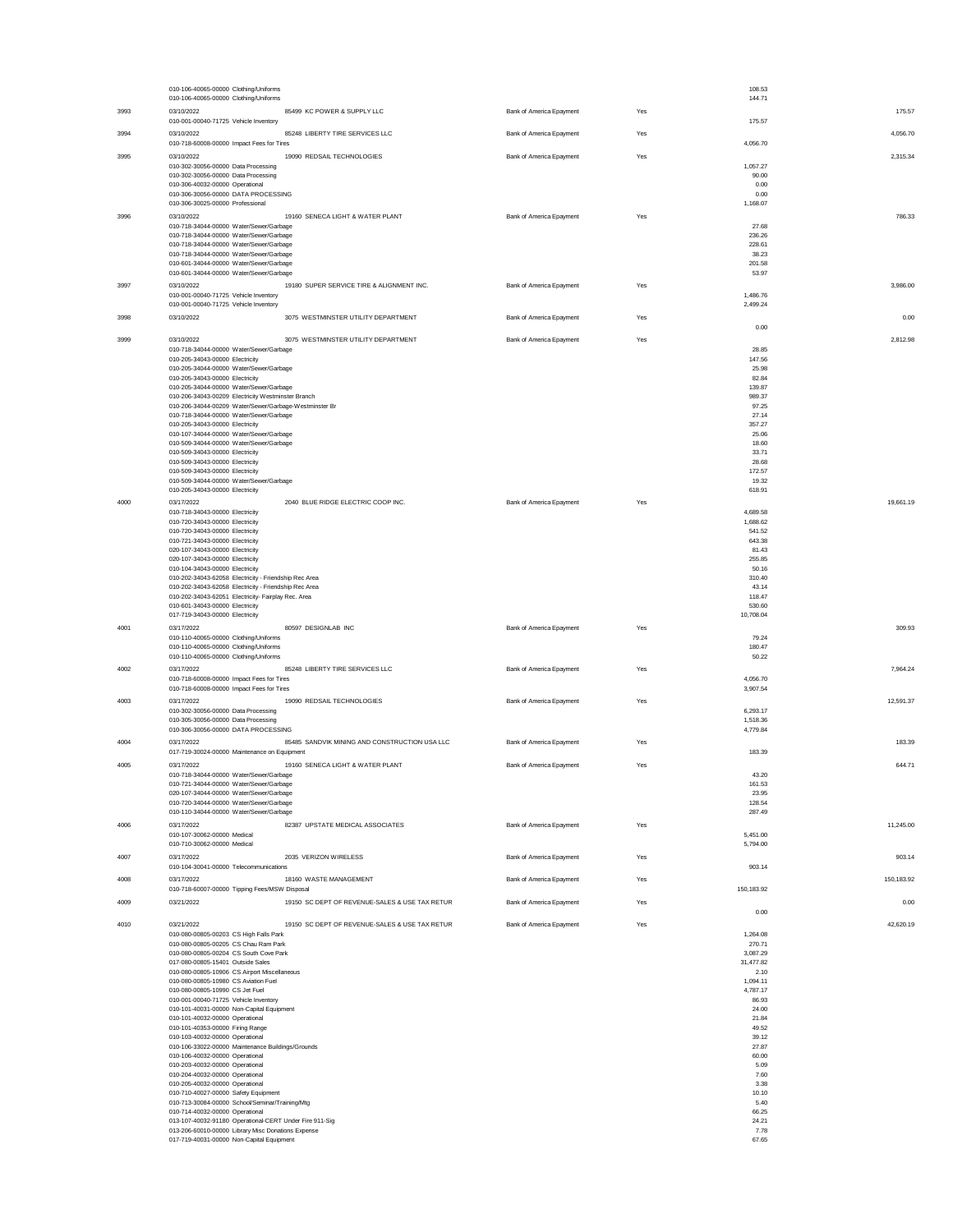| | | | | | | |
|---|---|---|---|---|---|---|
| | 010-106-40065-00000 Clothing/Uniforms | | | | 108.53 | |
| | 010-106-40065-00000 Clothing/Uniforms | | | | 144.71 | |
| 3993 | 03/10/2022 | 85499 KC POWER & SUPPLY LLC | Bank of America Epayment | Yes | | 175.57 |
| | 010-001-00040-71725 Vehicle Inventory | | | | 175.57 | |
| 3994 | 03/10/2022 | 85248 LIBERTY TIRE SERVICES LLC | Bank of America Epayment | Yes | | 4,056.70 |
| | 010-718-60008-00000 Impact Fees for Tires | | | | 4,056.70 | |
| 3995 | 03/10/2022 | 19090 REDSAIL TECHNOLOGIES | Bank of America Epayment | Yes | | 2,315.34 |
| | 010-302-30056-00000 Data Processing | | | | 1,057.27 | |
| | 010-302-30056-00000 Data Processing | | | | 90.00 | |
| | 010-306-40032-00000 Operational | | | | 0.00 | |
| | 010-306-30056-00000 DATA PROCESSING | | | | 0.00 | |
| | 010-306-30025-00000 Professional | | | | 1,168.07 | |
| 3996 | 03/10/2022 | 19160 SENECA LIGHT & WATER PLANT | Bank of America Epayment | Yes | | 786.33 |
| | 010-718-34044-00000 Water/Sewer/Garbage | | | | 27.68 | |
| | 010-718-34044-00000 Water/Sewer/Garbage | | | | 236.26 | |
| | 010-718-34044-00000 Water/Sewer/Garbage | | | | 228.61 | |
| | 010-718-34044-00000 Water/Sewer/Garbage | | | | 38.23 | |
| | 010-601-34044-00000 Water/Sewer/Garbage | | | | 201.58 | |
| | 010-601-34044-00000 Water/Sewer/Garbage | | | | 53.97 | |
| 3997 | 03/10/2022 | 19180 SUPER SERVICE TIRE & ALIGNMENT INC. | Bank of America Epayment | Yes | | 3,986.00 |
| | 010-001-00040-71725 Vehicle Inventory | | | | 1,486.76 | |
| | 010-001-00040-71725 Vehicle Inventory | | | | 2,499.24 | |
| 3998 | 03/10/2022 | 3075 WESTMINSTER UTILITY DEPARTMENT | Bank of America Epayment | Yes | | 0.00 |
| | | | | | 0.00 | |
| 3999 | 03/10/2022 | 3075 WESTMINSTER UTILITY DEPARTMENT | Bank of America Epayment | Yes | | 2,812.98 |
| | 010-718-34044-00000 Water/Sewer/Garbage | | | | 28.85 | |
| | 010-205-34043-00000 Electricity | | | | 147.56 | |
| | 010-205-34044-00000 Water/Sewer/Garbage | | | | 25.98 | |
| | 010-205-34043-00000 Electricity | | | | 82.84 | |
| | 010-205-34044-00000 Water/Sewer/Garbage | | | | 139.87 | |
| | 010-206-34043-00209 Electricity Westminster Branch | | | | 989.37 | |
| | 010-206-34044-00209 Water/Sewer/Garbage-Westminster Br | | | | 97.25 | |
| | 010-718-34044-00000 Water/Sewer/Garbage | | | | 27.14 | |
| | 010-205-34043-00000 Electricity | | | | 357.27 | |
| | 010-107-34044-00000 Water/Sewer/Garbage | | | | 25.06 | |
| | 010-509-34044-00000 Water/Sewer/Garbage | | | | 18.60 | |
| | 010-509-34043-00000 Electricity | | | | 33.71 | |
| | 010-509-34043-00000 Electricity | | | | 28.68 | |
| | 010-509-34043-00000 Electricity | | | | 172.57 | |
| | 010-509-34044-00000 Water/Sewer/Garbage | | | | 19.32 | |
| | 010-205-34043-00000 Electricity | | | | 618.91 | |
| 4000 | 03/17/2022 | 2040 BLUE RIDGE ELECTRIC COOP INC. | Bank of America Epayment | Yes | | 19,661.19 |
| | 010-718-34043-00000 Electricity | | | | 4,689.58 | |
| | 010-720-34043-00000 Electricity | | | | 1,688.62 | |
| | 010-720-34043-00000 Electricity | | | | 541.52 | |
| | 010-721-34043-00000 Electricity | | | | 643.38 | |
| | 020-107-34043-00000 Electricity | | | | 81.43 | |
| | 020-107-34043-00000 Electricity | | | | 255.85 | |
| | 010-104-34043-00000 Electricity | | | | 50.16 | |
| | 010-202-34043-62058 Electricity - Friendship Rec Area | | | | 310.40 | |
| | 010-202-34043-62058 Electricity - Friendship Rec Area | | | | 43.14 | |
| | 010-202-34043-62051 Electricity- Fairplay Rec. Area | | | | 118.47 | |
| | 010-601-34043-00000 Electricity | | | | 530.60 | |
| | 017-719-34043-00000 Electricity | | | | 10,708.04 | |
| 4001 | 03/17/2022 | 80597 DESIGNLAB INC | Bank of America Epayment | Yes | | 309.93 |
| | 010-110-40065-00000 Clothing/Uniforms | | | | 79.24 | |
| | 010-110-40065-00000 Clothing/Uniforms | | | | 180.47 | |
| | 010-110-40065-00000 Clothing/Uniforms | | | | 50.22 | |
| 4002 | 03/17/2022 | 85248 LIBERTY TIRE SERVICES LLC | Bank of America Epayment | Yes | | 7,964.24 |
| | 010-718-60008-00000 Impact Fees for Tires | | | | 4,056.70 | |
| | 010-718-60008-00000 Impact Fees for Tires | | | | 3,907.54 | |
| 4003 | 03/17/2022 | 19090 REDSAIL TECHNOLOGIES | Bank of America Epayment | Yes | | 12,591.37 |
| | 010-302-30056-00000 Data Processing | | | | 6,293.17 | |
| | 010-305-30056-00000 Data Processing | | | | 1,518.36 | |
| | 010-306-30056-00000 DATA PROCESSING | | | | 4,779.84 | |
| 4004 | 03/17/2022 | 85485 SANDVIK MINING AND CONSTRUCTION USA LLC | Bank of America Epayment | Yes | | 183.39 |
| | 017-719-30024-00000 Maintenance on Equipment | | | | 183.39 | |
| 4005 | 03/17/2022 | 19160 SENECA LIGHT & WATER PLANT | Bank of America Epayment | Yes | | 644.71 |
| | 010-718-34044-00000 Water/Sewer/Garbage | | | | 43.20 | |
| | 010-721-34044-00000 Water/Sewer/Garbage | | | | 161.53 | |
| | 020-107-34044-00000 Water/Sewer/Garbage | | | | 23.95 | |
| | 010-720-34044-00000 Water/Sewer/Garbage | | | | 128.54 | |
| | 010-110-34044-00000 Water/Sewer/Garbage | | | | 287.49 | |
| 4006 | 03/17/2022 | 82387 UPSTATE MEDICAL ASSOCIATES | Bank of America Epayment | Yes | | 11,245.00 |
| | 010-107-30062-00000 Medical | | | | 5,451.00 | |
| | 010-710-30062-00000 Medical | | | | 5,794.00 | |
| 4007 | 03/17/2022 | 2035 VERIZON WIRELESS | Bank of America Epayment | Yes | | 903.14 |
| | 010-104-30041-00000 Telecommunications | | | | 903.14 | |
| 4008 | 03/17/2022 | 18160 WASTE MANAGEMENT | Bank of America Epayment | Yes | | 150,183.92 |
| | 010-718-60007-00000 Tipping Fees/MSW Disposal | | | | 150,183.92 | |
| 4009 | 03/21/2022 | 19150 SC DEPT OF REVENUE-SALES & USE TAX RETUR | Bank of America Epayment | Yes | | 0.00 |
| | | | | | 0.00 | |
| 4010 | 03/21/2022 | 19150 SC DEPT OF REVENUE-SALES & USE TAX RETUR | Bank of America Epayment | Yes | | 42,620.19 |
| | 010-080-00805-00203 CS High Falls Park | | | | 1,264.08 | |
| | 010-080-00805-00205 CS Chau Ram Park | | | | 270.71 | |
| | 010-080-00805-00204 CS South Cove Park | | | | 3,087.29 | |
| | 017-080-00805-15401 Outside Sales | | | | 31,477.82 | |
| | 010-080-00805-10906 CS Airport Miscellaneous | | | | 2.10 | |
| | 010-080-00805-10980 CS Aviation Fuel | | | | 1,094.11 | |
| | 010-080-00805-10990 CS Jet Fuel | | | | 4,787.17 | |
| | 010-001-00040-71725 Vehicle Inventory | | | | 86.93 | |
| | 010-101-40031-00000 Non-Capital Equipment | | | | 24.00 | |
| | 010-101-40032-00000 Operational | | | | 21.84 | |
| | 010-101-40353-00000 Firing Range | | | | 49.52 | |
| | 010-103-40032-00000 Operational | | | | 39.12 | |
| | 010-106-33022-00000 Maintenance Buildings/Grounds | | | | 27.87 | |
| | 010-106-40032-00000 Operational | | | | 60.00 | |
| | 010-203-40032-00000 Operational | | | | 5.09 | |
| | 010-204-40032-00000 Operational | | | | 7.60 | |
| | 010-205-40032-00000 Operational | | | | 3.38 | |
| | 010-710-40027-00000 Safety Equipment | | | | 10.10 | |
| | 010-713-30084-00000 School/Seminar/Training/Mtg | | | | 5.40 | |
| | 010-714-40032-00000 Operational | | | | 66.25 | |
| | 013-107-40032-91180 Operational-CERT Under Fire 911-Sig | | | | 24.21 | |
| | 013-206-60010-00000 Library Misc Donations Expense | | | | 7.78 | |
| | 017-719-40031-00000 Non-Capital Equipment | | | | 67.65 | |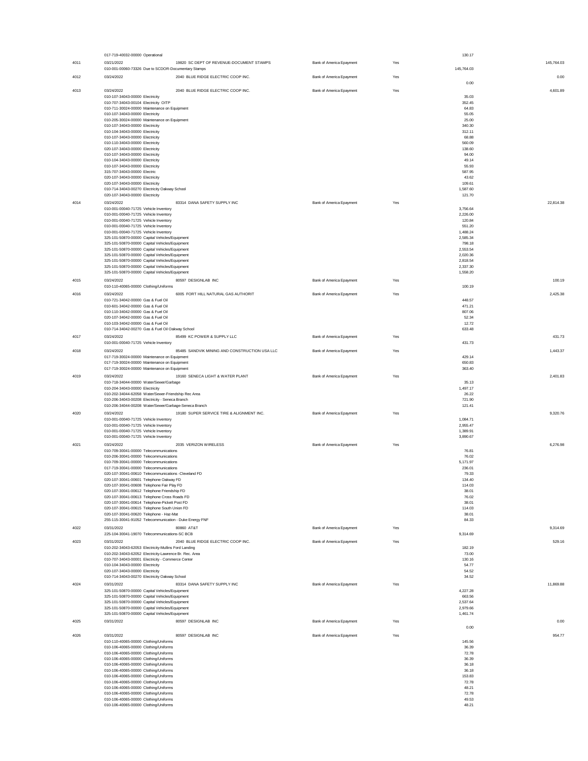| | | | | | | |
|---|---|---|---|---|---|---|
| | 017-719-40032-00000 Operational | | | | 130.17 | |
| 4011 | 03/21/2022 | 19820 SC DEPT OF REVENUE-DOCUMENT STAMPS | Bank of America Epayment | Yes | | 145,764.03 |
| | 010-001-00060-73326 Due to SCDOR-Documentary Stamps | | | | 145,764.03 | |
| 4012 | 03/24/2022 | 2040 BLUE RIDGE ELECTRIC COOP INC. | Bank of America Epayment | Yes | | 0.00 |
| | | | | | 0.00 | |
| 4013 | 03/24/2022 | 2040 BLUE RIDGE ELECTRIC COOP INC. | Bank of America Epayment | Yes | | 4,601.89 |
| | 010-107-34043-00000 Electricity | | | | 35.03 | |
| | 010-707-34043-00104 Electricity OITP | | | | 352.45 | |
| | 010-711-30024-00000 Maintenance on Equipment | | | | 64.83 | |
| | 010-107-34043-00000 Electricity | | | | 55.05 | |
| | 010-205-30024-00000 Maintenance on Equipment | | | | 25.00 | |
| | 010-107-34043-00000 Electricity | | | | 340.30 | |
| | 010-104-34043-00000 Electricity | | | | 312.11 | |
| | 010-107-34043-00000 Electricity | | | | 68.88 | |
| | 010-110-34043-00000 Electricity | | | | 560.09 | |
| | 020-107-34043-00000 Electricity | | | | 138.60 | |
| | 010-107-34043-00000 Electricity | | | | 94.00 | |
| | 010-104-34043-00000 Electricity | | | | 49.14 | |
| | 010-107-34043-00000 Electricity | | | | 55.93 | |
| | 315-707-34043-00000 Electric | | | | 587.95 | |
| | 020-107-34043-00000 Electricity | | | | 43.62 | |
| | 020-107-34043-00000 Electricity | | | | 109.61 | |
| | 010-714-34043-00270 Electricity Oakway School | | | | 1,587.60 | |
| | 020-107-34043-00000 Electricity | | | | 121.70 | |
| 4014 | 03/24/2022 | 83314 DANA SAFETY SUPPLY INC | Bank of America Epayment | Yes | | 22,814.38 |
| | 010-001-00040-71725 Vehicle Inventory | | | | 3,756.64 | |
| | 010-001-00040-71725 Vehicle Inventory | | | | 2,226.00 | |
| | 010-001-00040-71725 Vehicle Inventory | | | | 120.84 | |
| | 010-001-00040-71725 Vehicle Inventory | | | | 551.20 | |
| | 010-001-00040-71725 Vehicle Inventory | | | | 1,488.24 | |
| | 325-101-50870-00000 Capital Vehicles/Equipment | | | | 2,585.34 | |
| | 325-101-50870-00000 Capital Vehicles/Equipment | | | | 798.18 | |
| | 325-101-50870-00000 Capital Vehicles/Equipment | | | | 2,553.54 | |
| | 325-101-50870-00000 Capital Vehicles/Equipment | | | | 2,020.36 | |
| | 325-101-50870-00000 Capital Vehicles/Equipment | | | | 2,818.54 | |
| | 325-101-50870-00000 Capital Vehicles/Equipment | | | | 2,337.30 | |
| | 325-101-50870-00000 Capital Vehicles/Equipment | | | | 1,558.20 | |
| 4015 | 03/24/2022 | 80597 DESIGNLAB INC | Bank of America Epayment | Yes | | 100.19 |
| | 010-110-40065-00000 Clothing/Uniforms | | | | 100.19 | |
| 4016 | 03/24/2022 | 6005 FORT HILL NATURAL GAS AUTHORIT | Bank of America Epayment | Yes | | 2,425.38 |
| | 010-721-34042-00000 Gas & Fuel Oil | | | | 448.57 | |
| | 010-601-34042-00000 Gas & Fuel Oil | | | | 471.21 | |
| | 010-110-34042-00000 Gas & Fuel Oil | | | | 807.06 | |
| | 020-107-34042-00000 Gas & Fuel Oil | | | | 52.34 | |
| | 010-103-34042-00000 Gas & Fuel Oil | | | | 12.72 | |
| | 010-714-34042-00270 Gas & Fuel Oil Oakway School | | | | 633.48 | |
| 4017 | 03/24/2022 | 85499 KC POWER & SUPPLY LLC | Bank of America Epayment | Yes | | 431.73 |
| | 010-001-00040-71725 Vehicle Inventory | | | | 431.73 | |
| 4018 | 03/24/2022 | 85485 SANDVIK MINING AND CONSTRUCTION USA LLC | Bank of America Epayment | Yes | | 1,443.37 |
| | 017-719-30024-00000 Maintenance on Equipment | | | | 429.14 | |
| | 017-719-30024-00000 Maintenance on Equipment | | | | 650.83 | |
| | 017-719-30024-00000 Maintenance on Equipment | | | | 363.40 | |
| 4019 | 03/24/2022 | 19160 SENECA LIGHT & WATER PLANT | Bank of America Epayment | Yes | | 2,401.83 |
| | 010-718-34044-00000 Water/Sewer/Garbage | | | | 35.13 | |
| | 010-204-34043-00000 Electricity | | | | 1,497.17 | |
| | 010-202-34044-62058 Water/Sewer-Friendship Rec Area | | | | 26.22 | |
| | 010-206-34043-00208 Electricity - Seneca Branch | | | | 721.90 | |
| | 010-206-34044-00208 Water/Sewer/Garbage-Seneca Branch | | | | 121.41 | |
| 4020 | 03/24/2022 | 19180 SUPER SERVICE TIRE & ALIGNMENT INC. | Bank of America Epayment | Yes | | 9,320.76 |
| | 010-001-00040-71725 Vehicle Inventory | | | | 1,084.71 | |
| | 010-001-00040-71725 Vehicle Inventory | | | | 2,955.47 | |
| | 010-001-00040-71725 Vehicle Inventory | | | | 1,389.91 | |
| | 010-001-00040-71725 Vehicle Inventory | | | | 3,890.67 | |
| 4021 | 03/24/2022 | 2035 VERIZON WIRELESS | Bank of America Epayment | Yes | | 6,276.98 |
| | 010-709-30041-00000 Telecommunications | | | | 76.81 | |
| | 010-206-30041-00000 Telecommunications | | | | 76.02 | |
| | 010-709-30041-00000 Telecommunications | | | | 5,171.97 | |
| | 017-719-30041-00000 Telecommunications | | | | 236.01 | |
| | 020-107-30041-00610 Telecommunications -Cleveland FD | | | | 79.33 | |
| | 020-107-30041-00601 Telephone Oakway FD | | | | 134.40 | |
| | 020-107-30041-00608 Telephone Fair Play FD | | | | 114.03 | |
| | 020-107-30041-00612 Telephone Friendship FD | | | | 38.01 | |
| | 020-107-30041-00613 Telephone Cross Roads FD | | | | 76.02 | |
| | 020-107-30041-00614 Telephone-Pickett Post FD | | | | 38.01 | |
| | 020-107-30041-00615 Telephone South Union FD | | | | 114.03 | |
| | 020-107-30041-00620 Telephone - Haz-Mat | | | | 38.01 | |
| | 255-115-30041-91052 Telecommunication - Duke Energy FNF | | | | 84.33 | |
| 4022 | 03/31/2022 | 80860 AT&T | Bank of America Epayment | Yes | | 9,314.69 |
| | 225-104-30041-19070 Telecommunications-SC BCB | | | | 9,314.69 | |
| 4023 | 03/31/2022 | 2040 BLUE RIDGE ELECTRIC COOP INC. | Bank of America Epayment | Yes | | 529.16 |
| | 010-202-34043-62053 Electricity-Mullins Ford Landing | | | | 182.19 | |
| | 010-202-34043-62052 Electricity-Lawrence Br. Rec. Area | | | | 73.00 | |
| | 010-707-34043-00001 Electricity - Commerce Center | | | | 130.16 | |
| | 010-104-34043-00000 Electricity | | | | 54.77 | |
| | 020-107-34043-00000 Electricity | | | | 54.52 | |
| | 010-714-34043-00270 Electricity Oakway School | | | | 34.52 | |
| 4024 | 03/31/2022 | 83314 DANA SAFETY SUPPLY INC | Bank of America Epayment | Yes | | 11,869.88 |
| | 325-101-50870-00000 Capital Vehicles/Equipment | | | | 4,227.28 | |
| | 325-101-50870-00000 Capital Vehicles/Equipment | | | | 663.56 | |
| | 325-101-50870-00000 Capital Vehicles/Equipment | | | | 2,537.64 | |
| | 325-101-50870-00000 Capital Vehicles/Equipment | | | | 2,979.66 | |
| | 325-101-50870-00000 Capital Vehicles/Equipment | | | | 1,461.74 | |
| 4025 | 03/31/2022 | 80597 DESIGNLAB INC | Bank of America Epayment | Yes | | 0.00 |
| | | | | | 0.00 | |
| 4026 | 03/31/2022 | 80597 DESIGNLAB INC | Bank of America Epayment | Yes | | 954.77 |
| | 010-110-40065-00000 Clothing/Uniforms | | | | 145.56 | |
| | 010-106-40065-00000 Clothing/Uniforms | | | | 36.39 | |
| | 010-106-40065-00000 Clothing/Uniforms | | | | 72.78 | |
| | 010-106-40065-00000 Clothing/Uniforms | | | | 36.39 | |
| | 010-106-40065-00000 Clothing/Uniforms | | | | 36.18 | |
| | 010-106-40065-00000 Clothing/Uniforms | | | | 36.18 | |
| | 010-106-40065-00000 Clothing/Uniforms | | | | 153.83 | |
| | 010-106-40065-00000 Clothing/Uniforms | | | | 72.78 | |
| | 010-106-40065-00000 Clothing/Uniforms | | | | 48.21 | |
| | 010-106-40065-00000 Clothing/Uniforms | | | | 72.78 | |
| | 010-106-40065-00000 Clothing/Uniforms | | | | 49.53 | |
| | 010-106-40065-00000 Clothing/Uniforms | | | | 48.21 | |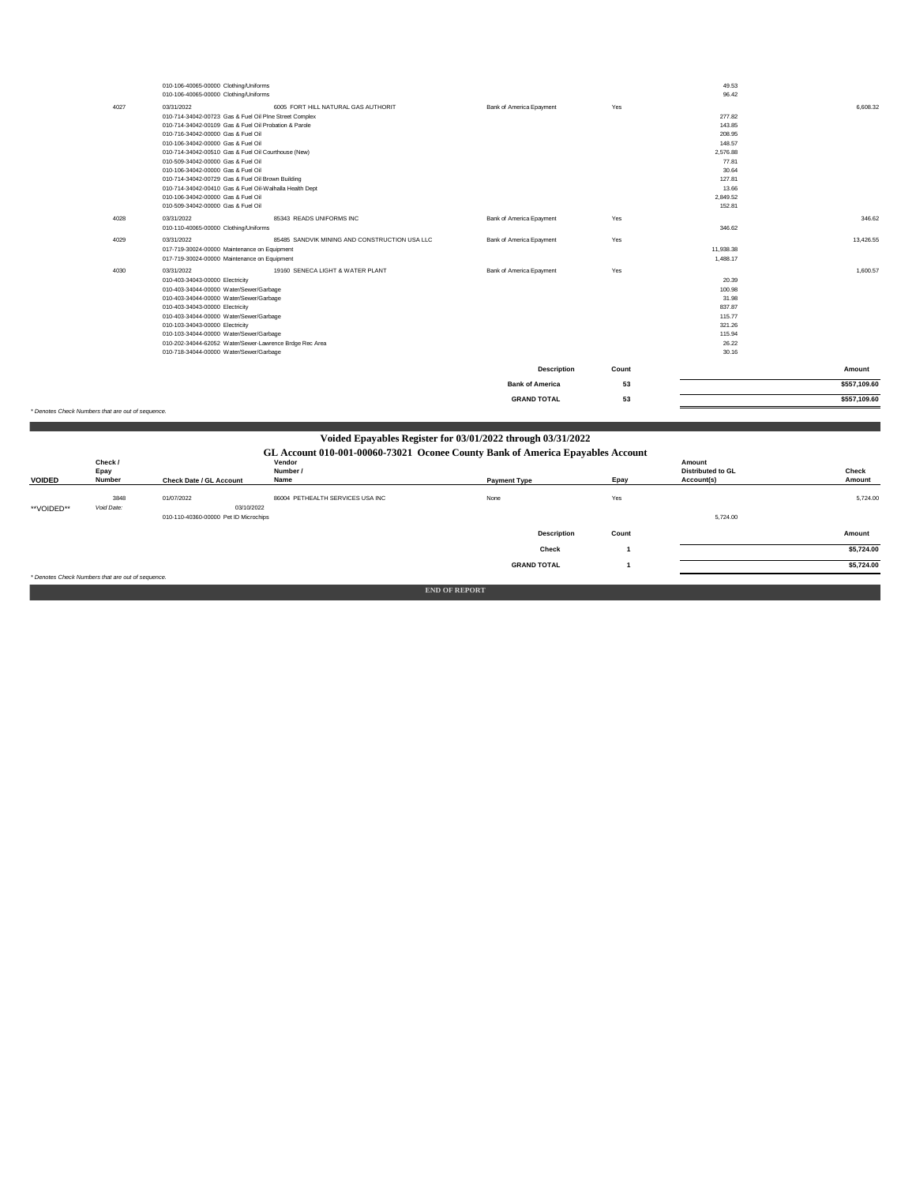| | | | | | | |
|---|---|---|---|---|---|---|
| | 010-106-40065-00000 Clothing/Uniforms | | | | 49.53 | |
| | 010-106-40065-00000 Clothing/Uniforms | | | | 96.42 | |
| 4027 | 03/31/2022 | 6005 FORT HILL NATURAL GAS AUTHORIT | Bank of America Epayment | Yes | | 6,608.32 |
| | 010-714-34042-00723 Gas & Fuel Oil Pine Street Complex | | | | 277.82 | |
| | 010-714-34042-00109 Gas & Fuel Oil Probation & Parole | | | | 143.85 | |
| | 010-716-34042-00000 Gas & Fuel Oil | | | | 208.95 | |
| | 010-106-34042-00000 Gas & Fuel Oil | | | | 148.57 | |
| | 010-714-34042-00510 Gas & Fuel Oil Courthouse (New) | | | | 2,576.88 | |
| | 010-509-34042-00000 Gas & Fuel Oil | | | | 77.81 | |
| | 010-106-34042-00000 Gas & Fuel Oil | | | | 30.64 | |
| | 010-714-34042-00729 Gas & Fuel Oil Brown Building | | | | 127.81 | |
| | 010-714-34042-00410 Gas & Fuel Oil-Walhalla Health Dept | | | | 13.66 | |
| | 010-106-34042-00000 Gas & Fuel Oil | | | | 2,849.52 | |
| | 010-509-34042-00000 Gas & Fuel Oil | | | | 152.81 | |
| 4028 | 03/31/2022 | 85343 READS UNIFORMS INC | Bank of America Epayment | Yes | | 346.62 |
| | 010-110-40065-00000 Clothing/Uniforms | | | | 346.62 | |
| 4029 | 03/31/2022 | 85485 SANDVIK MINING AND CONSTRUCTION USA LLC | Bank of America Epayment | Yes | | 13,426.55 |
| | 017-719-30024-00000 Maintenance on Equipment | | | | 11,938.38 | |
| | 017-719-30024-00000 Maintenance on Equipment | | | | 1,488.17 | |
| 4030 | 03/31/2022 | 19160 SENECA LIGHT & WATER PLANT | Bank of America Epayment | Yes | | 1,600.57 |
| | 010-403-34043-00000 Electricity | | | | 20.39 | |
| | 010-403-34044-00000 Water/Sewer/Garbage | | | | 100.98 | |
| | 010-403-34044-00000 Water/Sewer/Garbage | | | | 31.98 | |
| | 010-403-34043-00000 Electricity | | | | 837.87 | |
| | 010-403-34044-00000 Water/Sewer/Garbage | | | | 115.77 | |
| | 010-103-34043-00000 Electricity | | | | 321.26 | |
| | 010-103-34044-00000 Water/Sewer/Garbage | | | | 115.94 | |
| | 010-202-34044-62052 Water/Sewer-Lawrence Brdge Rec Area | | | | 26.22 | |
| | 010-718-34044-00000 Water/Sewer/Garbage | | | | 30.16 | |

| Description | Count | Amount |
|---|---|---|
| **Bank of America** | **53** | **$557,109.60** |
| **GRAND TOTAL** | **53** | **$557,109.60** |

*\* Denotes Check Numbers that are out of sequence.*

## Voided Epayables Register for 03/01/2022 through 03/31/2022

### GL Account 010-001-00060-73021 Oconee County Bank of America Epayables Account

| VOIDED | Check / Epay Number | Check Date / GL Account | Vendor Number / Name | Payment Type | Epay | Amount Distributed to GL Account(s) | Check Amount |
|---|---|---|---|---|---|---|---|
| | 3848 | 01/07/2022 | 86004 PETHEALTH SERVICES USA INC | None | Yes | | 5,724.00 |
| **VOIDED** | *Void Date:* | 03/10/2022 | | | | | |
| | | 010-110-40360-00000 Pet ID Microchips | | | | 5,724.00 | |

| Description | Count | Amount |
|---|---|---|
| **Check** | **1** | **$5,724.00** |
| **GRAND TOTAL** | **1** | **$5,724.00** |

*\* Denotes Check Numbers that are out of sequence.*

**END OF REPORT**